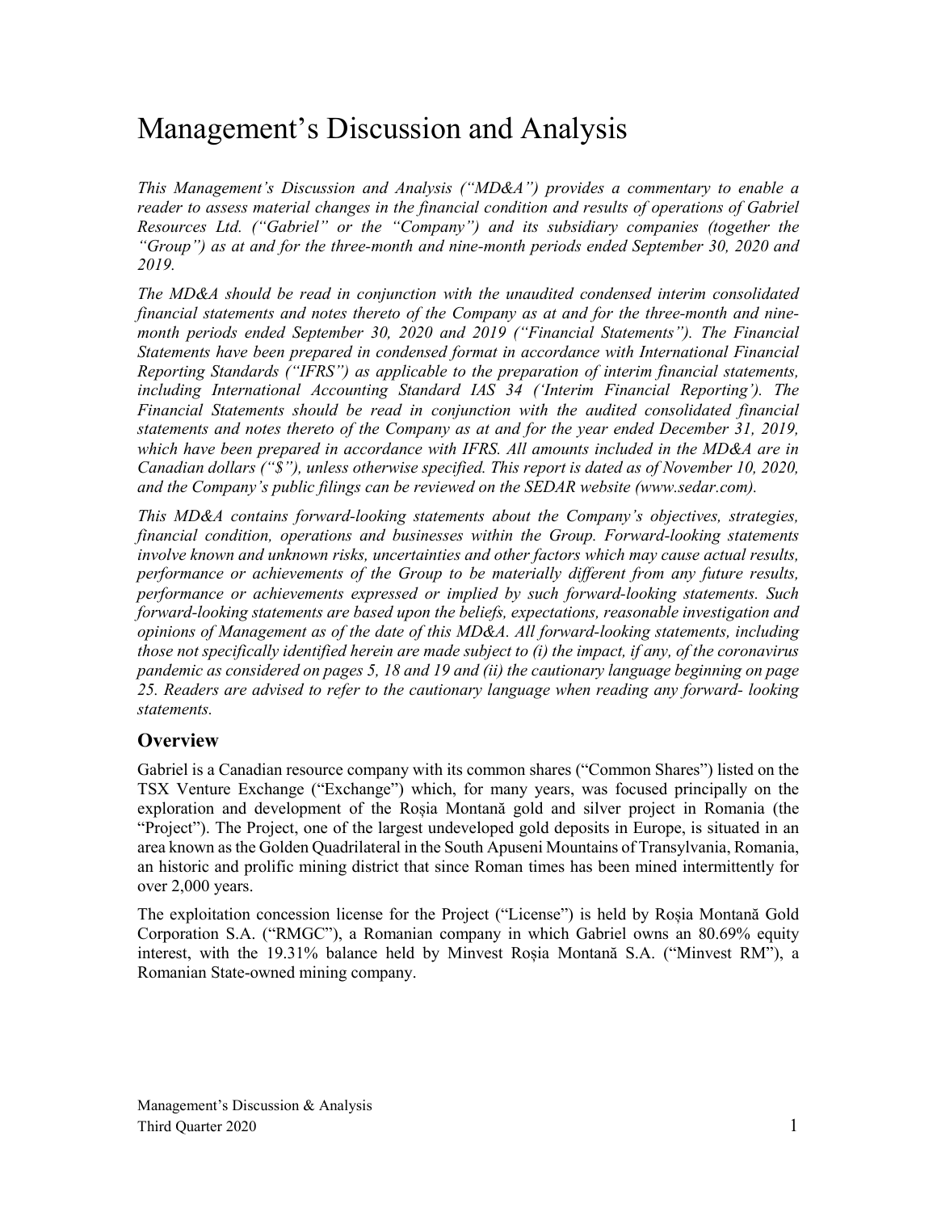# Management's Discussion and Analysis

*This Management's Discussion and Analysis ("MD&A") provides a commentary to enable a reader to assess material changes in the financial condition and results of operations of Gabriel Resources Ltd. ("Gabriel" or the "Company") and its subsidiary companies (together the "Group") as at and for the three-month and nine-month periods ended September 30, 2020 and 2019.*

*The MD&A should be read in conjunction with the unaudited condensed interim consolidated financial statements and notes thereto of the Company as at and for the three-month and nine-month periods ended September 30, 2020 and 2019 ("Financial Statements"). The Financial Statements have been prepared in condensed format in accordance with International Financial Reporting Standards ("IFRS") as applicable to the preparation of interim financial statements, including International Accounting Standard IAS 34 ('Interim Financial Reporting'). The Financial Statements should be read in conjunction with the audited consolidated financial statements and notes thereto of the Company as at and for the year ended December 31, 2019, which have been prepared in accordance with IFRS. All amounts included in the MD&A are in Canadian dollars ("$"), unless otherwise specified. This report is dated as of November 10, 2020, and the Company's public filings can be reviewed on the SEDAR website (www.sedar.com).*

*This MD&A contains forward-looking statements about the Company's objectives, strategies, financial condition, operations and businesses within the Group. Forward-looking statements involve known and unknown risks, uncertainties and other factors which may cause actual results, performance or achievements of the Group to be materially different from any future results, performance or achievements expressed or implied by such forward-looking statements. Such forward-looking statements are based upon the beliefs, expectations, reasonable investigation and opinions of Management as of the date of this MD&A. All forward-looking statements, including those not specifically identified herein are made subject to (i) the impact, if any, of the coronavirus pandemic as considered on pages 5, 18 and 19 and (ii) the cautionary language beginning on page 25. Readers are advised to refer to the cautionary language when reading any forward- looking statements.*

## Overview

Gabriel is a Canadian resource company with its common shares ("Common Shares") listed on the TSX Venture Exchange ("Exchange") which, for many years, was focused principally on the exploration and development of the Roșia Montană gold and silver project in Romania (the "Project"). The Project, one of the largest undeveloped gold deposits in Europe, is situated in an area known as the Golden Quadrilateral in the South Apuseni Mountains of Transylvania, Romania, an historic and prolific mining district that since Roman times has been mined intermittently for over 2,000 years.

The exploitation concession license for the Project ("License") is held by Roșia Montană Gold Corporation S.A. ("RMGC"), a Romanian company in which Gabriel owns an 80.69% equity interest, with the 19.31% balance held by Minvest Roșia Montană S.A. ("Minvest RM"), a Romanian State-owned mining company.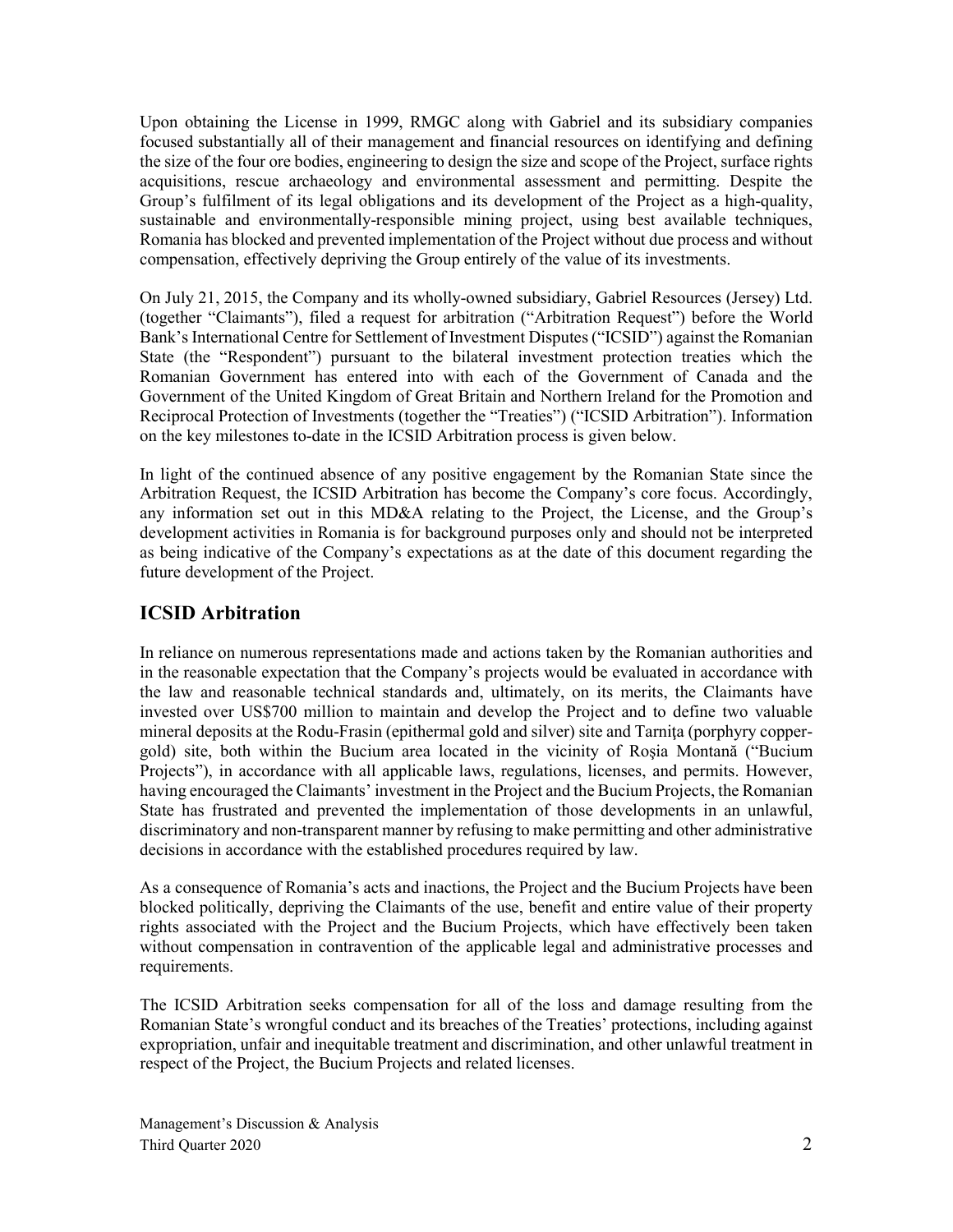Upon obtaining the License in 1999, RMGC along with Gabriel and its subsidiary companies focused substantially all of their management and financial resources on identifying and defining the size of the four ore bodies, engineering to design the size and scope of the Project, surface rights acquisitions, rescue archaeology and environmental assessment and permitting. Despite the Group's fulfilment of its legal obligations and its development of the Project as a high-quality, sustainable and environmentally-responsible mining project, using best available techniques, Romania has blocked and prevented implementation of the Project without due process and without compensation, effectively depriving the Group entirely of the value of its investments.

On July 21, 2015, the Company and its wholly-owned subsidiary, Gabriel Resources (Jersey) Ltd. (together "Claimants"), filed a request for arbitration ("Arbitration Request") before the World Bank's International Centre for Settlement of Investment Disputes ("ICSID") against the Romanian State (the "Respondent") pursuant to the bilateral investment protection treaties which the Romanian Government has entered into with each of the Government of Canada and the Government of the United Kingdom of Great Britain and Northern Ireland for the Promotion and Reciprocal Protection of Investments (together the "Treaties") ("ICSID Arbitration"). Information on the key milestones to-date in the ICSID Arbitration process is given below.

In light of the continued absence of any positive engagement by the Romanian State since the Arbitration Request, the ICSID Arbitration has become the Company's core focus. Accordingly, any information set out in this MD&A relating to the Project, the License, and the Group's development activities in Romania is for background purposes only and should not be interpreted as being indicative of the Company's expectations as at the date of this document regarding the future development of the Project.

## ICSID Arbitration

In reliance on numerous representations made and actions taken by the Romanian authorities and in the reasonable expectation that the Company's projects would be evaluated in accordance with the law and reasonable technical standards and, ultimately, on its merits, the Claimants have invested over US$700 million to maintain and develop the Project and to define two valuable mineral deposits at the Rodu-Frasin (epithermal gold and silver) site and Tarniţa (porphyry copper-gold) site, both within the Bucium area located in the vicinity of Roşia Montană ("Bucium Projects"), in accordance with all applicable laws, regulations, licenses, and permits. However, having encouraged the Claimants' investment in the Project and the Bucium Projects, the Romanian State has frustrated and prevented the implementation of those developments in an unlawful, discriminatory and non-transparent manner by refusing to make permitting and other administrative decisions in accordance with the established procedures required by law.

As a consequence of Romania's acts and inactions, the Project and the Bucium Projects have been blocked politically, depriving the Claimants of the use, benefit and entire value of their property rights associated with the Project and the Bucium Projects, which have effectively been taken without compensation in contravention of the applicable legal and administrative processes and requirements.

The ICSID Arbitration seeks compensation for all of the loss and damage resulting from the Romanian State's wrongful conduct and its breaches of the Treaties' protections, including against expropriation, unfair and inequitable treatment and discrimination, and other unlawful treatment in respect of the Project, the Bucium Projects and related licenses.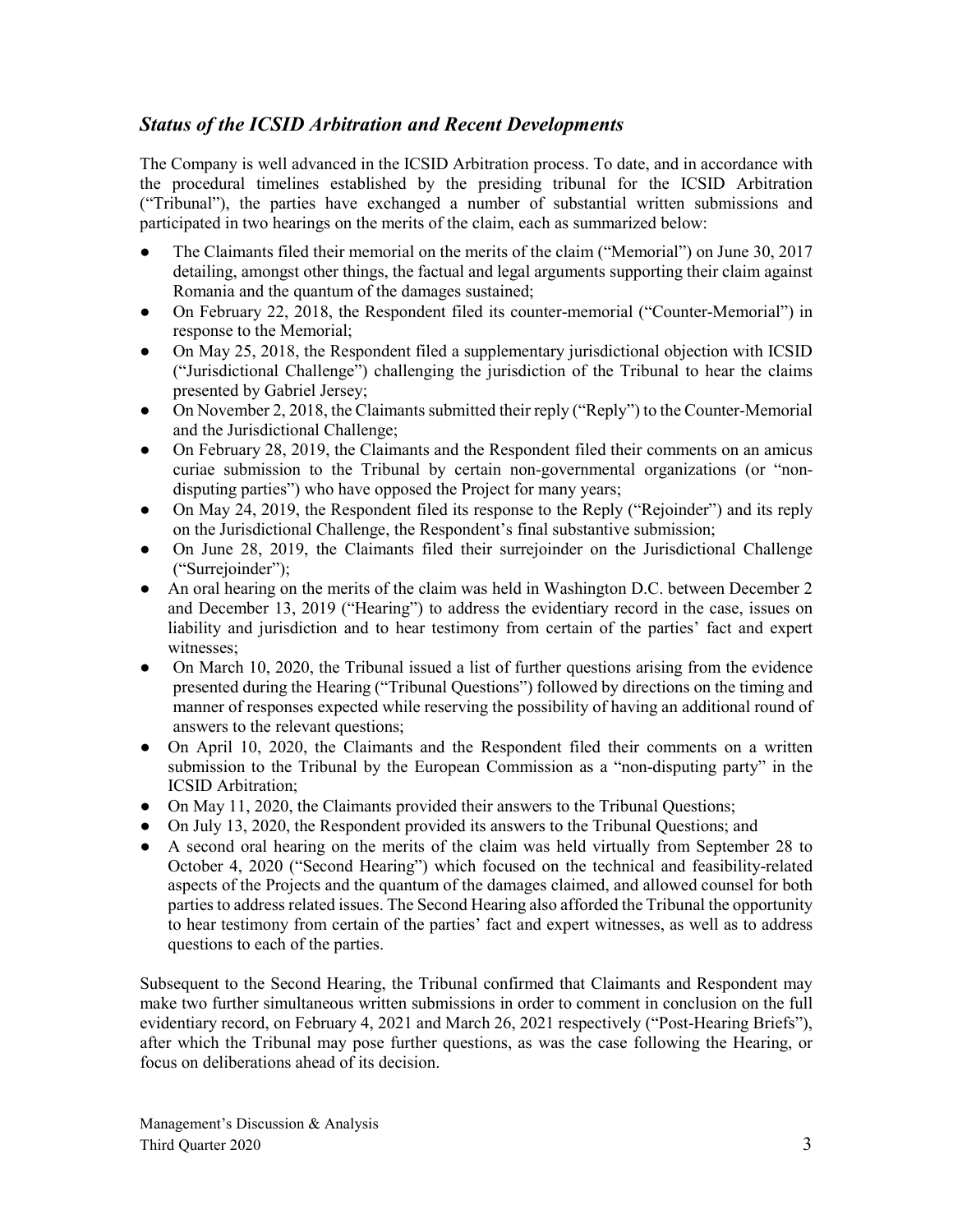### *Status of the ICSID Arbitration and Recent Developments*

The Company is well advanced in the ICSID Arbitration process. To date, and in accordance with the procedural timelines established by the presiding tribunal for the ICSID Arbitration ("Tribunal"), the parties have exchanged a number of substantial written submissions and participated in two hearings on the merits of the claim, each as summarized below:

- The Claimants filed their memorial on the merits of the claim ("Memorial") on June 30, 2017 detailing, amongst other things, the factual and legal arguments supporting their claim against Romania and the quantum of the damages sustained;
- On February 22, 2018, the Respondent filed its counter-memorial ("Counter-Memorial") in response to the Memorial;
- On May 25, 2018, the Respondent filed a supplementary jurisdictional objection with ICSID ("Jurisdictional Challenge") challenging the jurisdiction of the Tribunal to hear the claims presented by Gabriel Jersey;
- On November 2, 2018, the Claimants submitted their reply ("Reply") to the Counter-Memorial and the Jurisdictional Challenge;
- On February 28, 2019, the Claimants and the Respondent filed their comments on an amicus curiae submission to the Tribunal by certain non-governmental organizations (or "non-disputing parties") who have opposed the Project for many years;
- On May 24, 2019, the Respondent filed its response to the Reply ("Rejoinder") and its reply on the Jurisdictional Challenge, the Respondent's final substantive submission;
- On June 28, 2019, the Claimants filed their surrejoinder on the Jurisdictional Challenge ("Surrejoinder");
- An oral hearing on the merits of the claim was held in Washington D.C. between December 2 and December 13, 2019 ("Hearing") to address the evidentiary record in the case, issues on liability and jurisdiction and to hear testimony from certain of the parties' fact and expert witnesses;
- On March 10, 2020, the Tribunal issued a list of further questions arising from the evidence presented during the Hearing ("Tribunal Questions") followed by directions on the timing and manner of responses expected while reserving the possibility of having an additional round of answers to the relevant questions;
- On April 10, 2020, the Claimants and the Respondent filed their comments on a written submission to the Tribunal by the European Commission as a "non-disputing party" in the ICSID Arbitration;
- On May 11, 2020, the Claimants provided their answers to the Tribunal Questions;
- On July 13, 2020, the Respondent provided its answers to the Tribunal Questions; and
- A second oral hearing on the merits of the claim was held virtually from September 28 to October 4, 2020 ("Second Hearing") which focused on the technical and feasibility-related aspects of the Projects and the quantum of the damages claimed, and allowed counsel for both parties to address related issues. The Second Hearing also afforded the Tribunal the opportunity to hear testimony from certain of the parties' fact and expert witnesses, as well as to address questions to each of the parties.

Subsequent to the Second Hearing, the Tribunal confirmed that Claimants and Respondent may make two further simultaneous written submissions in order to comment in conclusion on the full evidentiary record, on February 4, 2021 and March 26, 2021 respectively ("Post-Hearing Briefs"), after which the Tribunal may pose further questions, as was the case following the Hearing, or focus on deliberations ahead of its decision.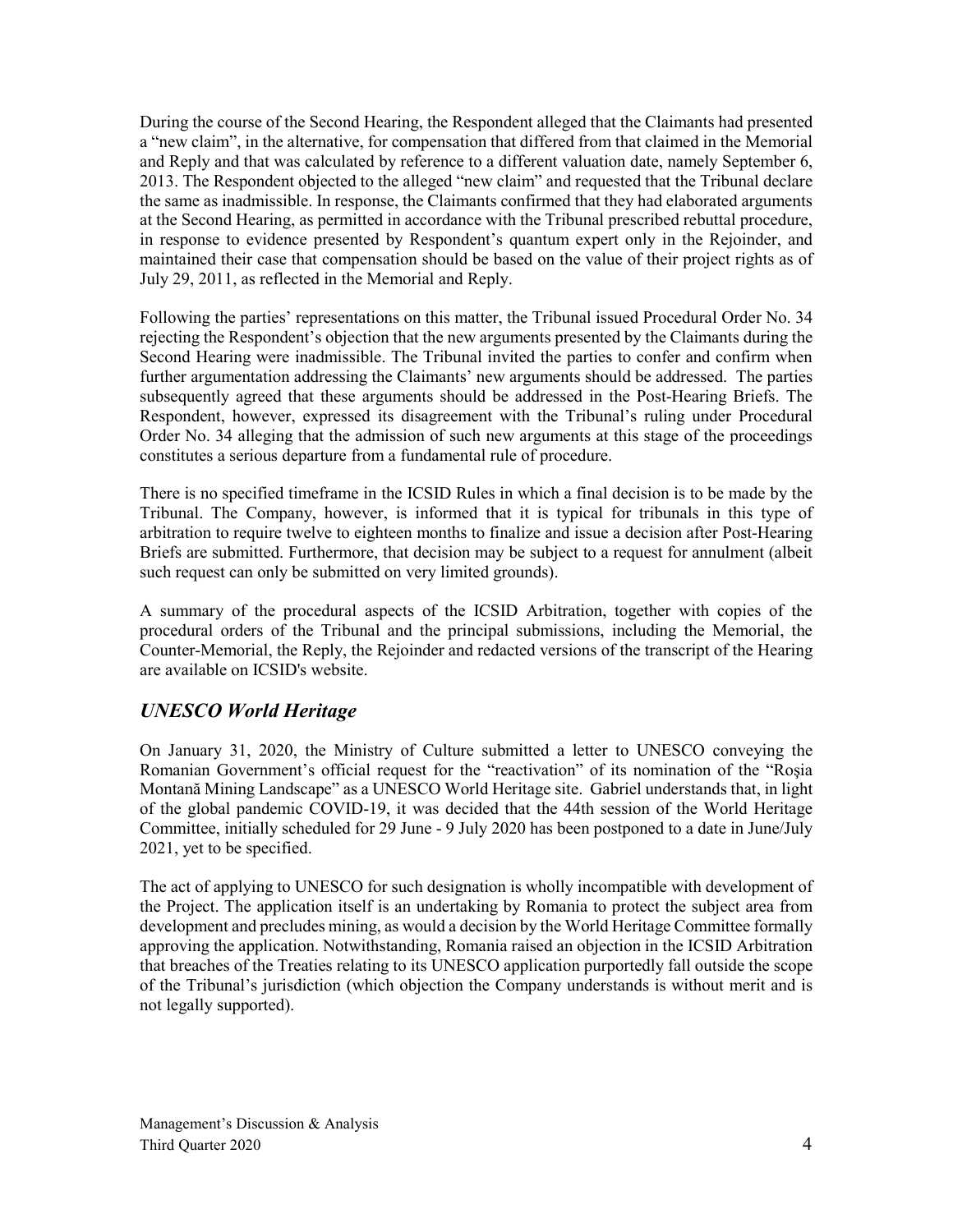During the course of the Second Hearing, the Respondent alleged that the Claimants had presented a "new claim", in the alternative, for compensation that differed from that claimed in the Memorial and Reply and that was calculated by reference to a different valuation date, namely September 6, 2013. The Respondent objected to the alleged "new claim" and requested that the Tribunal declare the same as inadmissible. In response, the Claimants confirmed that they had elaborated arguments at the Second Hearing, as permitted in accordance with the Tribunal prescribed rebuttal procedure, in response to evidence presented by Respondent's quantum expert only in the Rejoinder, and maintained their case that compensation should be based on the value of their project rights as of July 29, 2011, as reflected in the Memorial and Reply.

Following the parties' representations on this matter, the Tribunal issued Procedural Order No. 34 rejecting the Respondent's objection that the new arguments presented by the Claimants during the Second Hearing were inadmissible. The Tribunal invited the parties to confer and confirm when further argumentation addressing the Claimants' new arguments should be addressed. The parties subsequently agreed that these arguments should be addressed in the Post-Hearing Briefs. The Respondent, however, expressed its disagreement with the Tribunal's ruling under Procedural Order No. 34 alleging that the admission of such new arguments at this stage of the proceedings constitutes a serious departure from a fundamental rule of procedure.

There is no specified timeframe in the ICSID Rules in which a final decision is to be made by the Tribunal. The Company, however, is informed that it is typical for tribunals in this type of arbitration to require twelve to eighteen months to finalize and issue a decision after Post-Hearing Briefs are submitted. Furthermore, that decision may be subject to a request for annulment (albeit such request can only be submitted on very limited grounds).

A summary of the procedural aspects of the ICSID Arbitration, together with copies of the procedural orders of the Tribunal and the principal submissions, including the Memorial, the Counter-Memorial, the Reply, the Rejoinder and redacted versions of the transcript of the Hearing are available on ICSID's website.

## *UNESCO World Heritage*

On January 31, 2020, the Ministry of Culture submitted a letter to UNESCO conveying the Romanian Government's official request for the "reactivation" of its nomination of the "Roşia Montană Mining Landscape" as a UNESCO World Heritage site. Gabriel understands that, in light of the global pandemic COVID-19, it was decided that the 44th session of the World Heritage Committee, initially scheduled for 29 June - 9 July 2020 has been postponed to a date in June/July 2021, yet to be specified.

The act of applying to UNESCO for such designation is wholly incompatible with development of the Project. The application itself is an undertaking by Romania to protect the subject area from development and precludes mining, as would a decision by the World Heritage Committee formally approving the application. Notwithstanding, Romania raised an objection in the ICSID Arbitration that breaches of the Treaties relating to its UNESCO application purportedly fall outside the scope of the Tribunal's jurisdiction (which objection the Company understands is without merit and is not legally supported).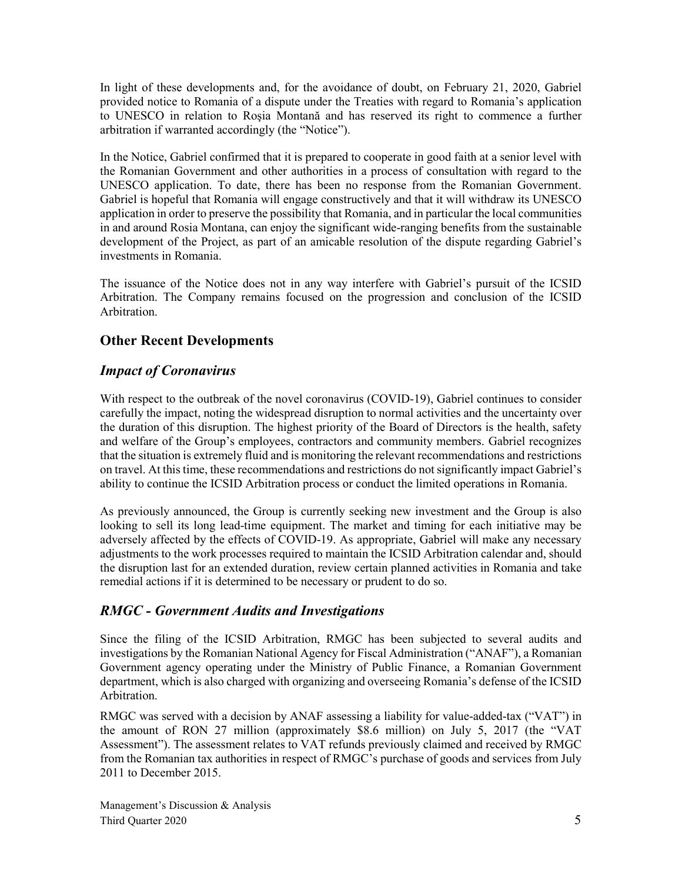In light of these developments and, for the avoidance of doubt, on February 21, 2020, Gabriel provided notice to Romania of a dispute under the Treaties with regard to Romania's application to UNESCO in relation to Roşia Montană and has reserved its right to commence a further arbitration if warranted accordingly (the "Notice").

In the Notice, Gabriel confirmed that it is prepared to cooperate in good faith at a senior level with the Romanian Government and other authorities in a process of consultation with regard to the UNESCO application. To date, there has been no response from the Romanian Government. Gabriel is hopeful that Romania will engage constructively and that it will withdraw its UNESCO application in order to preserve the possibility that Romania, and in particular the local communities in and around Rosia Montana, can enjoy the significant wide-ranging benefits from the sustainable development of the Project, as part of an amicable resolution of the dispute regarding Gabriel's investments in Romania.

The issuance of the Notice does not in any way interfere with Gabriel's pursuit of the ICSID Arbitration. The Company remains focused on the progression and conclusion of the ICSID Arbitration.

## Other Recent Developments

### *Impact of Coronavirus*

With respect to the outbreak of the novel coronavirus (COVID-19), Gabriel continues to consider carefully the impact, noting the widespread disruption to normal activities and the uncertainty over the duration of this disruption. The highest priority of the Board of Directors is the health, safety and welfare of the Group's employees, contractors and community members. Gabriel recognizes that the situation is extremely fluid and is monitoring the relevant recommendations and restrictions on travel. At this time, these recommendations and restrictions do not significantly impact Gabriel's ability to continue the ICSID Arbitration process or conduct the limited operations in Romania.

As previously announced, the Group is currently seeking new investment and the Group is also looking to sell its long lead-time equipment. The market and timing for each initiative may be adversely affected by the effects of COVID-19. As appropriate, Gabriel will make any necessary adjustments to the work processes required to maintain the ICSID Arbitration calendar and, should the disruption last for an extended duration, review certain planned activities in Romania and take remedial actions if it is determined to be necessary or prudent to do so.

### *RMGC - Government Audits and Investigations*

Since the filing of the ICSID Arbitration, RMGC has been subjected to several audits and investigations by the Romanian National Agency for Fiscal Administration ("ANAF"), a Romanian Government agency operating under the Ministry of Public Finance, a Romanian Government department, which is also charged with organizing and overseeing Romania's defense of the ICSID Arbitration.

RMGC was served with a decision by ANAF assessing a liability for value-added-tax ("VAT") in the amount of RON 27 million (approximately $8.6 million) on July 5, 2017 (the "VAT Assessment"). The assessment relates to VAT refunds previously claimed and received by RMGC from the Romanian tax authorities in respect of RMGC's purchase of goods and services from July 2011 to December 2015.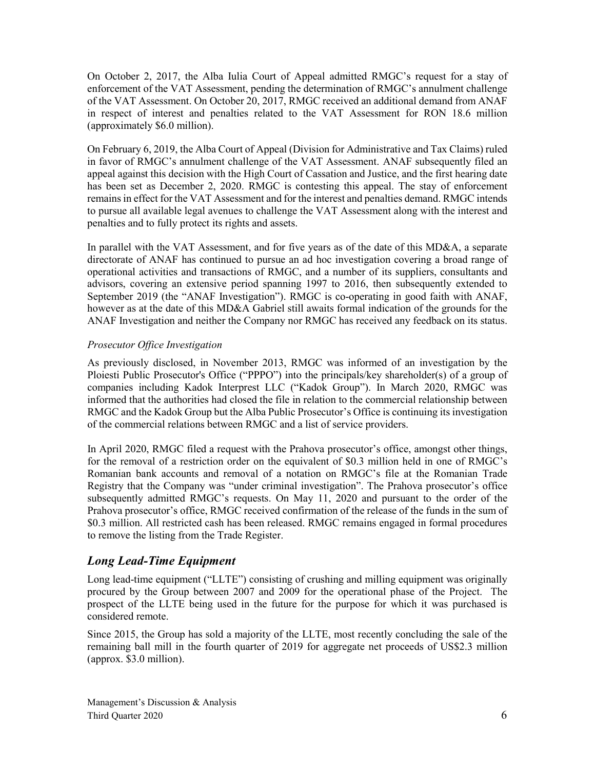On October 2, 2017, the Alba Iulia Court of Appeal admitted RMGC's request for a stay of enforcement of the VAT Assessment, pending the determination of RMGC's annulment challenge of the VAT Assessment. On October 20, 2017, RMGC received an additional demand from ANAF in respect of interest and penalties related to the VAT Assessment for RON 18.6 million (approximately $6.0 million).

On February 6, 2019, the Alba Court of Appeal (Division for Administrative and Tax Claims) ruled in favor of RMGC's annulment challenge of the VAT Assessment. ANAF subsequently filed an appeal against this decision with the High Court of Cassation and Justice, and the first hearing date has been set as December 2, 2020. RMGC is contesting this appeal. The stay of enforcement remains in effect for the VAT Assessment and for the interest and penalties demand. RMGC intends to pursue all available legal avenues to challenge the VAT Assessment along with the interest and penalties and to fully protect its rights and assets.

In parallel with the VAT Assessment, and for five years as of the date of this MD&A, a separate directorate of ANAF has continued to pursue an ad hoc investigation covering a broad range of operational activities and transactions of RMGC, and a number of its suppliers, consultants and advisors, covering an extensive period spanning 1997 to 2016, then subsequently extended to September 2019 (the "ANAF Investigation"). RMGC is co-operating in good faith with ANAF, however as at the date of this MD&A Gabriel still awaits formal indication of the grounds for the ANAF Investigation and neither the Company nor RMGC has received any feedback on its status.

*Prosecutor Office Investigation*

As previously disclosed, in November 2013, RMGC was informed of an investigation by the Ploiesti Public Prosecutor's Office ("PPPO") into the principals/key shareholder(s) of a group of companies including Kadok Interpress LLC ("Kadok Group"). In March 2020, RMGC was informed that the authorities had closed the file in relation to the commercial relationship between RMGC and the Kadok Group but the Alba Public Prosecutor's Office is continuing its investigation of the commercial relations between RMGC and a list of service providers.

In April 2020, RMGC filed a request with the Prahova prosecutor's office, amongst other things, for the removal of a restriction order on the equivalent of $0.3 million held in one of RMGC's Romanian bank accounts and removal of a notation on RMGC's file at the Romanian Trade Registry that the Company was "under criminal investigation". The Prahova prosecutor's office subsequently admitted RMGC's requests. On May 11, 2020 and pursuant to the order of the Prahova prosecutor's office, RMGC received confirmation of the release of the funds in the sum of $0.3 million. All restricted cash has been released. RMGC remains engaged in formal procedures to remove the listing from the Trade Register.

## *Long Lead-Time Equipment*

Long lead-time equipment ("LLTE") consisting of crushing and milling equipment was originally procured by the Group between 2007 and 2009 for the operational phase of the Project. The prospect of the LLTE being used in the future for the purpose for which it was purchased is considered remote.

Since 2015, the Group has sold a majority of the LLTE, most recently concluding the sale of the remaining ball mill in the fourth quarter of 2019 for aggregate net proceeds of US$2.3 million (approx. $3.0 million).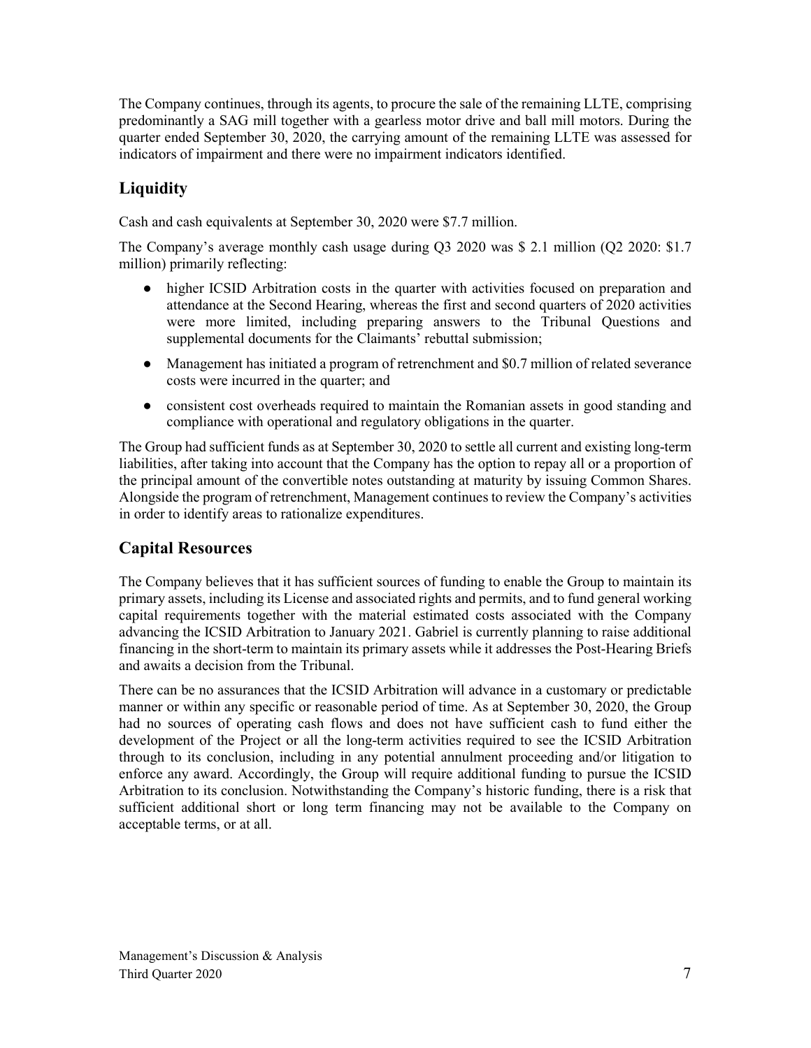The Company continues, through its agents, to procure the sale of the remaining LLTE, comprising predominantly a SAG mill together with a gearless motor drive and ball mill motors. During the quarter ended September 30, 2020, the carrying amount of the remaining LLTE was assessed for indicators of impairment and there were no impairment indicators identified.

## Liquidity

Cash and cash equivalents at September 30, 2020 were $7.7 million.

The Company's average monthly cash usage during Q3 2020 was $ 2.1 million (Q2 2020: $1.7 million) primarily reflecting:

- higher ICSID Arbitration costs in the quarter with activities focused on preparation and attendance at the Second Hearing, whereas the first and second quarters of 2020 activities were more limited, including preparing answers to the Tribunal Questions and supplemental documents for the Claimants' rebuttal submission;
- Management has initiated a program of retrenchment and $0.7 million of related severance costs were incurred in the quarter; and
- consistent cost overheads required to maintain the Romanian assets in good standing and compliance with operational and regulatory obligations in the quarter.

The Group had sufficient funds as at September 30, 2020 to settle all current and existing long-term liabilities, after taking into account that the Company has the option to repay all or a proportion of the principal amount of the convertible notes outstanding at maturity by issuing Common Shares. Alongside the program of retrenchment, Management continues to review the Company's activities in order to identify areas to rationalize expenditures.

## Capital Resources

The Company believes that it has sufficient sources of funding to enable the Group to maintain its primary assets, including its License and associated rights and permits, and to fund general working capital requirements together with the material estimated costs associated with the Company advancing the ICSID Arbitration to January 2021. Gabriel is currently planning to raise additional financing in the short-term to maintain its primary assets while it addresses the Post-Hearing Briefs and awaits a decision from the Tribunal.

There can be no assurances that the ICSID Arbitration will advance in a customary or predictable manner or within any specific or reasonable period of time. As at September 30, 2020, the Group had no sources of operating cash flows and does not have sufficient cash to fund either the development of the Project or all the long-term activities required to see the ICSID Arbitration through to its conclusion, including in any potential annulment proceeding and/or litigation to enforce any award. Accordingly, the Group will require additional funding to pursue the ICSID Arbitration to its conclusion. Notwithstanding the Company's historic funding, there is a risk that sufficient additional short or long term financing may not be available to the Company on acceptable terms, or at all.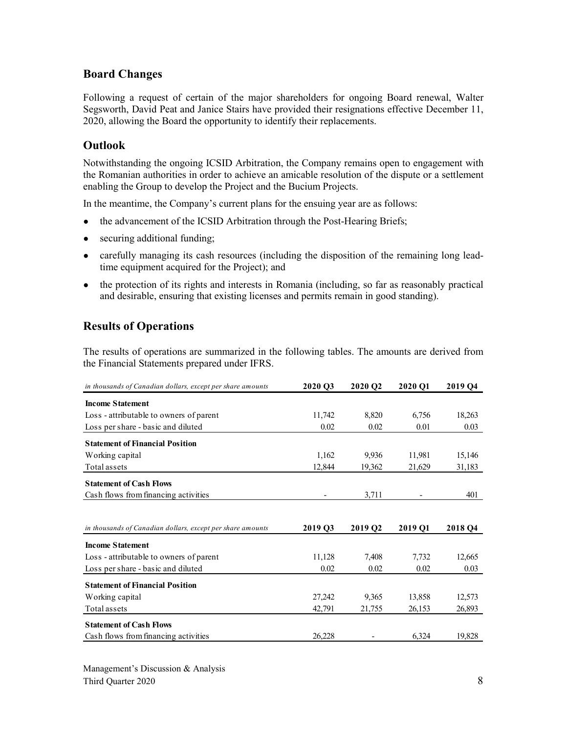## Board Changes

Following a request of certain of the major shareholders for ongoing Board renewal, Walter Segsworth, David Peat and Janice Stairs have provided their resignations effective December 11, 2020, allowing the Board the opportunity to identify their replacements.

## Outlook

Notwithstanding the ongoing ICSID Arbitration, the Company remains open to engagement with the Romanian authorities in order to achieve an amicable resolution of the dispute or a settlement enabling the Group to develop the Project and the Bucium Projects.

In the meantime, the Company's current plans for the ensuing year are as follows:

- the advancement of the ICSID Arbitration through the Post-Hearing Briefs;
- securing additional funding;
- carefully managing its cash resources (including the disposition of the remaining long lead-time equipment acquired for the Project); and
- the protection of its rights and interests in Romania (including, so far as reasonably practical and desirable, ensuring that existing licenses and permits remain in good standing).

## Results of Operations

The results of operations are summarized in the following tables. The amounts are derived from the Financial Statements prepared under IFRS.

| *in thousands of Canadian dollars, except per share amounts* | 2020 Q3 | 2020 Q2 | 2020 Q1 | 2019 Q4 |
|---|---|---|---|---|
| **Income Statement** | | | | |
| Loss - attributable to owners of parent | 11,742 | 8,820 | 6,756 | 18,263 |
| Loss per share - basic and diluted | 0.02 | 0.02 | 0.01 | 0.03 |
| **Statement of Financial Position** | | | | |
| Working capital | 1,162 | 9,936 | 11,981 | 15,146 |
| Total assets | 12,844 | 19,362 | 21,629 | 31,183 |
| **Statement of Cash Flows** | | | | |
| Cash flows from financing activities | - | 3,711 | - | 401 |

| *in thousands of Canadian dollars, except per share amounts* | 2019 Q3 | 2019 Q2 | 2019 Q1 | 2018 Q4 |
|---|---|---|---|---|
| **Income Statement** | | | | |
| Loss - attributable to owners of parent | 11,128 | 7,408 | 7,732 | 12,665 |
| Loss per share - basic and diluted | 0.02 | 0.02 | 0.02 | 0.03 |
| **Statement of Financial Position** | | | | |
| Working capital | 27,242 | 9,365 | 13,858 | 12,573 |
| Total assets | 42,791 | 21,755 | 26,153 | 26,893 |
| **Statement of Cash Flows** | | | | |
| Cash flows from financing activities | 26,228 | - | 6,324 | 19,828 |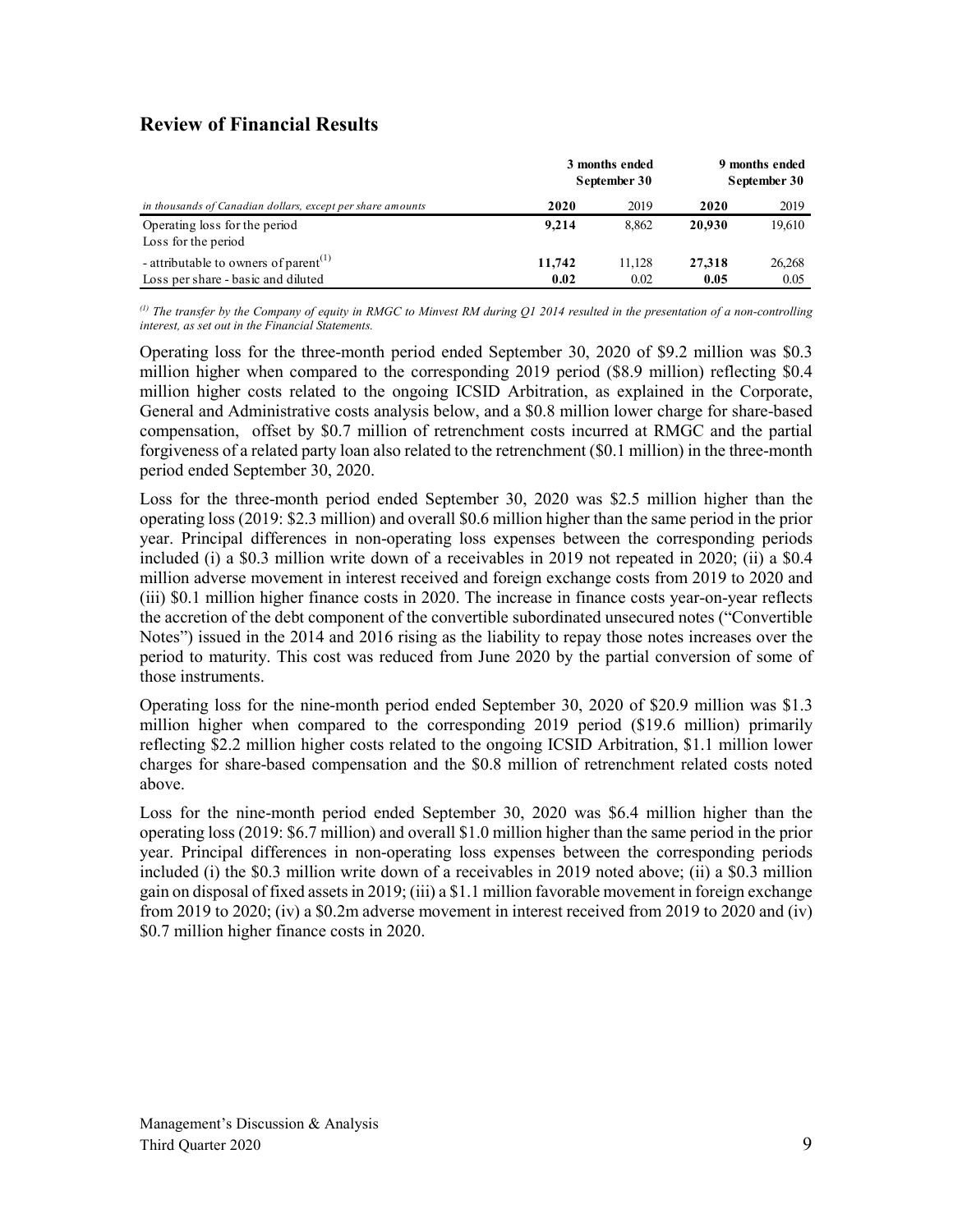## Review of Financial Results

| *in thousands of Canadian dollars, except per share amounts* | 3 months ended September 30 | | 9 months ended September 30 | |
|---|---|---|---|---|
| | **2020** | 2019 | **2020** | 2019 |
| Operating loss for the period | **9,214** | 8,862 | **20,930** | 19,610 |
| Loss for the period | | | | |
| - attributable to owners of parent[(1)] | **11,742** | 11,128 | **27,318** | 26,268 |
| Loss per share - basic and diluted | **0.02** | 0.02 | **0.05** | 0.05 |

*[(1)] The transfer by the Company of equity in RMGC to Minvest RM during Q1 2014 resulted in the presentation of a non-controlling interest, as set out in the Financial Statements.*

Operating loss for the three-month period ended September 30, 2020 of $9.2 million was $0.3 million higher when compared to the corresponding 2019 period ($8.9 million) reflecting $0.4 million higher costs related to the ongoing ICSID Arbitration, as explained in the Corporate, General and Administrative costs analysis below, and a $0.8 million lower charge for share-based compensation, offset by $0.7 million of retrenchment costs incurred at RMGC and the partial forgiveness of a related party loan also related to the retrenchment ($0.1 million) in the three-month period ended September 30, 2020.

Loss for the three-month period ended September 30, 2020 was $2.5 million higher than the operating loss (2019: $2.3 million) and overall $0.6 million higher than the same period in the prior year. Principal differences in non-operating loss expenses between the corresponding periods included (i) a $0.3 million write down of a receivables in 2019 not repeated in 2020; (ii) a $0.4 million adverse movement in interest received and foreign exchange costs from 2019 to 2020 and (iii) $0.1 million higher finance costs in 2020. The increase in finance costs year-on-year reflects the accretion of the debt component of the convertible subordinated unsecured notes ("Convertible Notes") issued in the 2014 and 2016 rising as the liability to repay those notes increases over the period to maturity. This cost was reduced from June 2020 by the partial conversion of some of those instruments.

Operating loss for the nine-month period ended September 30, 2020 of $20.9 million was $1.3 million higher when compared to the corresponding 2019 period ($19.6 million) primarily reflecting $2.2 million higher costs related to the ongoing ICSID Arbitration, $1.1 million lower charges for share-based compensation and the $0.8 million of retrenchment related costs noted above.

Loss for the nine-month period ended September 30, 2020 was $6.4 million higher than the operating loss (2019: $6.7 million) and overall $1.0 million higher than the same period in the prior year. Principal differences in non-operating loss expenses between the corresponding periods included (i) the $0.3 million write down of a receivables in 2019 noted above; (ii) a $0.3 million gain on disposal of fixed assets in 2019; (iii) a $1.1 million favorable movement in foreign exchange from 2019 to 2020; (iv) a $0.2m adverse movement in interest received from 2019 to 2020 and (iv) $0.7 million higher finance costs in 2020.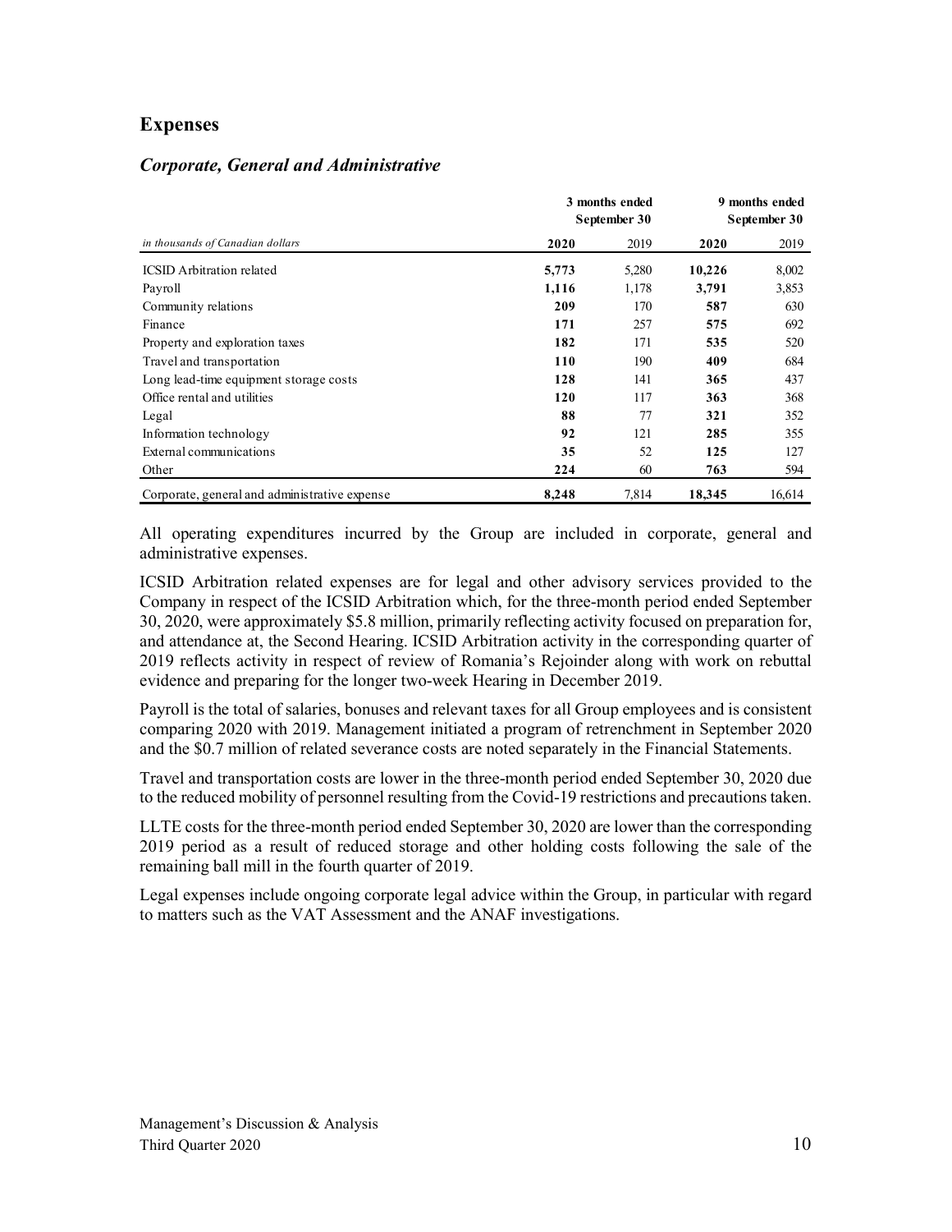## Expenses

### *Corporate, General and Administrative*

| *in thousands of Canadian dollars* | 3 months ended September 30 | | 9 months ended September 30 | |
|---|---|---|---|---|
| | **2020** | 2019 | **2020** | 2019 |
| ICSID Arbitration related | **5,773** | 5,280 | **10,226** | 8,002 |
| Payroll | **1,116** | 1,178 | **3,791** | 3,853 |
| Community relations | **209** | 170 | **587** | 630 |
| Finance | **171** | 257 | **575** | 692 |
| Property and exploration taxes | **182** | 171 | **535** | 520 |
| Travel and transportation | **110** | 190 | **409** | 684 |
| Long lead-time equipment storage costs | **128** | 141 | **365** | 437 |
| Office rental and utilities | **120** | 117 | **363** | 368 |
| Legal | **88** | 77 | **321** | 352 |
| Information technology | **92** | 121 | **285** | 355 |
| External communications | **35** | 52 | **125** | 127 |
| Other | **224** | 60 | **763** | 594 |
| Corporate, general and administrative expense | **8,248** | 7,814 | **18,345** | 16,614 |

All operating expenditures incurred by the Group are included in corporate, general and administrative expenses.

ICSID Arbitration related expenses are for legal and other advisory services provided to the Company in respect of the ICSID Arbitration which, for the three-month period ended September 30, 2020, were approximately $5.8 million, primarily reflecting activity focused on preparation for, and attendance at, the Second Hearing. ICSID Arbitration activity in the corresponding quarter of 2019 reflects activity in respect of review of Romania's Rejoinder along with work on rebuttal evidence and preparing for the longer two-week Hearing in December 2019.

Payroll is the total of salaries, bonuses and relevant taxes for all Group employees and is consistent comparing 2020 with 2019. Management initiated a program of retrenchment in September 2020 and the $0.7 million of related severance costs are noted separately in the Financial Statements.

Travel and transportation costs are lower in the three-month period ended September 30, 2020 due to the reduced mobility of personnel resulting from the Covid-19 restrictions and precautions taken.

LLTE costs for the three-month period ended September 30, 2020 are lower than the corresponding 2019 period as a result of reduced storage and other holding costs following the sale of the remaining ball mill in the fourth quarter of 2019.

Legal expenses include ongoing corporate legal advice within the Group, in particular with regard to matters such as the VAT Assessment and the ANAF investigations.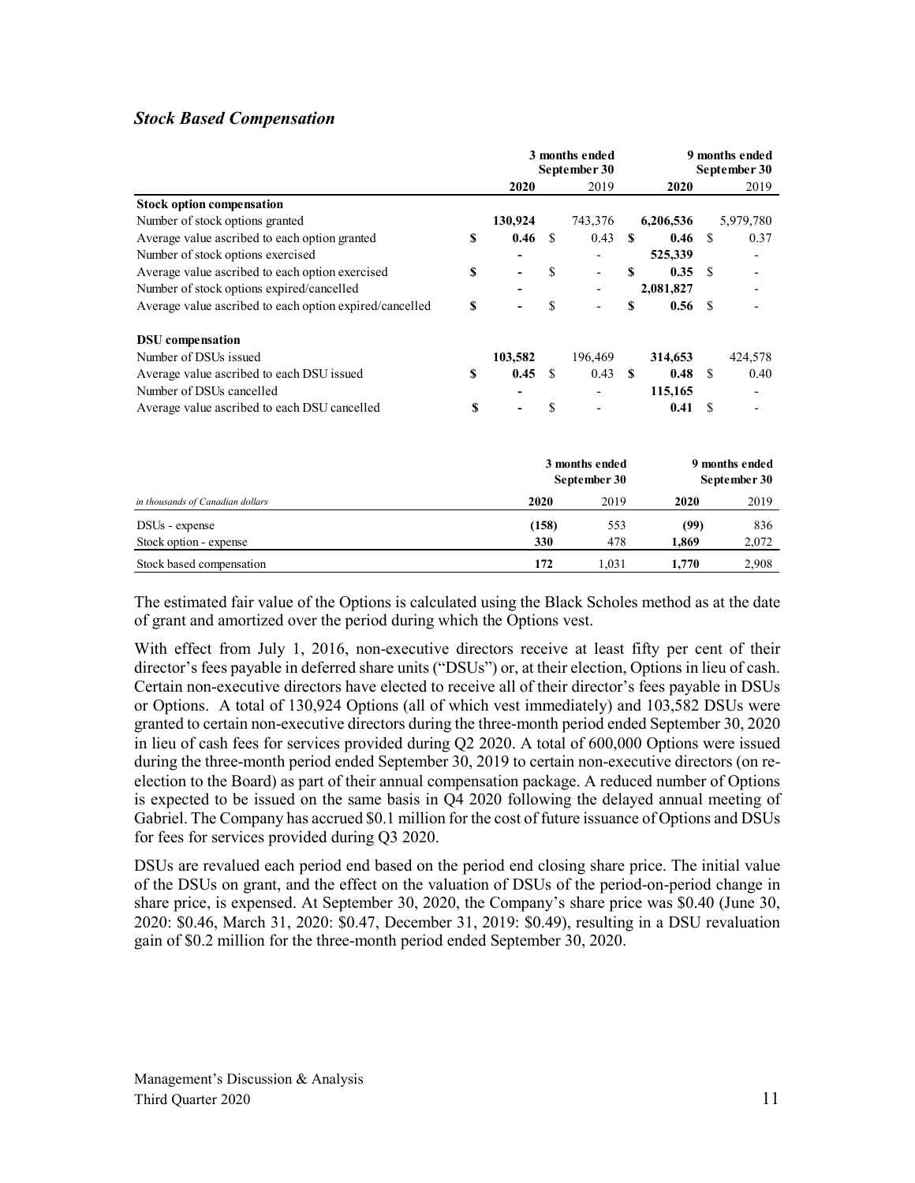### *Stock Based Compensation*

| | 3 months ended September 30 | | 9 months ended September 30 | |
|---|---|---|---|---|
| | **2020** | 2019 | **2020** | 2019 |
| **Stock option compensation** | | | | |
| Number of stock options granted | **130,924** | 743,376 | **6,206,536** | 5,979,780 |
| Average value ascribed to each option granted | **$ 0.46** | $ 0.43 | **$ 0.46** | $ 0.37 |
| Number of stock options exercised | **-** | - | **525,339** | - |
| Average value ascribed to each option exercised | **$ -** | $ - | **$ 0.35** | $ - |
| Number of stock options expired/cancelled | **-** | - | **2,081,827** | - |
| Average value ascribed to each option expired/cancelled | **$ -** | $ - | **$ 0.56** | $ - |
| **DSU compensation** | | | | |
| Number of DSUs issued | **103,582** | 196,469 | **314,653** | 424,578 |
| Average value ascribed to each DSU issued | **$ 0.45** | $ 0.43 | **$ 0.48** | $ 0.40 |
| Number of DSUs cancelled | **-** | - | **115,165** | - |
| Average value ascribed to each DSU cancelled | **$ -** | $ - | **0.41** | $ - |

| | 3 months ended September 30 | | 9 months ended September 30 | |
|---|---|---|---|---|
| *in thousands of Canadian dollars* | **2020** | 2019 | **2020** | 2019 |
| DSUs - expense | **(158)** | 553 | **(99)** | 836 |
| Stock option - expense | **330** | 478 | **1,869** | 2,072 |
| Stock based compensation | **172** | 1,031 | **1,770** | 2,908 |

The estimated fair value of the Options is calculated using the Black Scholes method as at the date of grant and amortized over the period during which the Options vest.

With effect from July 1, 2016, non-executive directors receive at least fifty per cent of their director's fees payable in deferred share units ("DSUs") or, at their election, Options in lieu of cash. Certain non-executive directors have elected to receive all of their director's fees payable in DSUs or Options. A total of 130,924 Options (all of which vest immediately) and 103,582 DSUs were granted to certain non-executive directors during the three-month period ended September 30, 2020 in lieu of cash fees for services provided during Q2 2020. A total of 600,000 Options were issued during the three-month period ended September 30, 2019 to certain non-executive directors (on re-election to the Board) as part of their annual compensation package. A reduced number of Options is expected to be issued on the same basis in Q4 2020 following the delayed annual meeting of Gabriel. The Company has accrued $0.1 million for the cost of future issuance of Options and DSUs for fees for services provided during Q3 2020.

DSUs are revalued each period end based on the period end closing share price. The initial value of the DSUs on grant, and the effect on the valuation of DSUs of the period-on-period change in share price, is expensed. At September 30, 2020, the Company's share price was $0.40 (June 30, 2020: $0.46, March 31, 2020: $0.47, December 31, 2019: $0.49), resulting in a DSU revaluation gain of $0.2 million for the three-month period ended September 30, 2020.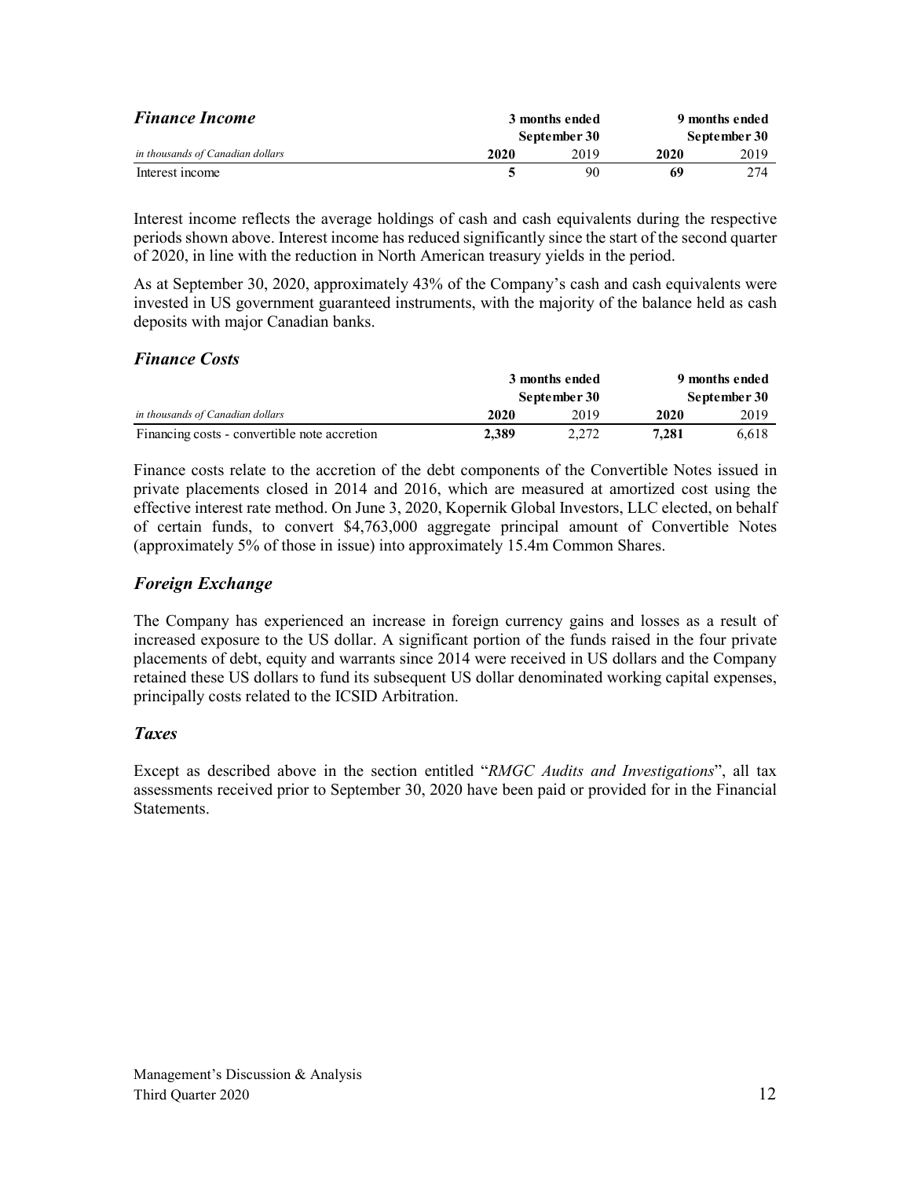### *Finance Income*

| *in thousands of Canadian dollars* | 3 months ended September 30 | | 9 months ended September 30 | |
|---|---|---|---|---|
| | **2020** | 2019 | **2020** | 2019 |
| Interest income | **5** | 90 | **69** | 274 |

Interest income reflects the average holdings of cash and cash equivalents during the respective periods shown above. Interest income has reduced significantly since the start of the second quarter of 2020, in line with the reduction in North American treasury yields in the period.

As at September 30, 2020, approximately 43% of the Company's cash and cash equivalents were invested in US government guaranteed instruments, with the majority of the balance held as cash deposits with major Canadian banks.

### *Finance Costs*

| *in thousands of Canadian dollars* | 3 months ended September 30 | | 9 months ended September 30 | |
|---|---|---|---|---|
| | **2020** | 2019 | **2020** | 2019 |
| Financing costs - convertible note accretion | **2,389** | 2,272 | **7,281** | 6,618 |

Finance costs relate to the accretion of the debt components of the Convertible Notes issued in private placements closed in 2014 and 2016, which are measured at amortized cost using the effective interest rate method. On June 3, 2020, Kopernik Global Investors, LLC elected, on behalf of certain funds, to convert $4,763,000 aggregate principal amount of Convertible Notes (approximately 5% of those in issue) into approximately 15.4m Common Shares.

### *Foreign Exchange*

The Company has experienced an increase in foreign currency gains and losses as a result of increased exposure to the US dollar. A significant portion of the funds raised in the four private placements of debt, equity and warrants since 2014 were received in US dollars and the Company retained these US dollars to fund its subsequent US dollar denominated working capital expenses, principally costs related to the ICSID Arbitration.

### *Taxes*

Except as described above in the section entitled "*RMGC Audits and Investigations*", all tax assessments received prior to September 30, 2020 have been paid or provided for in the Financial Statements.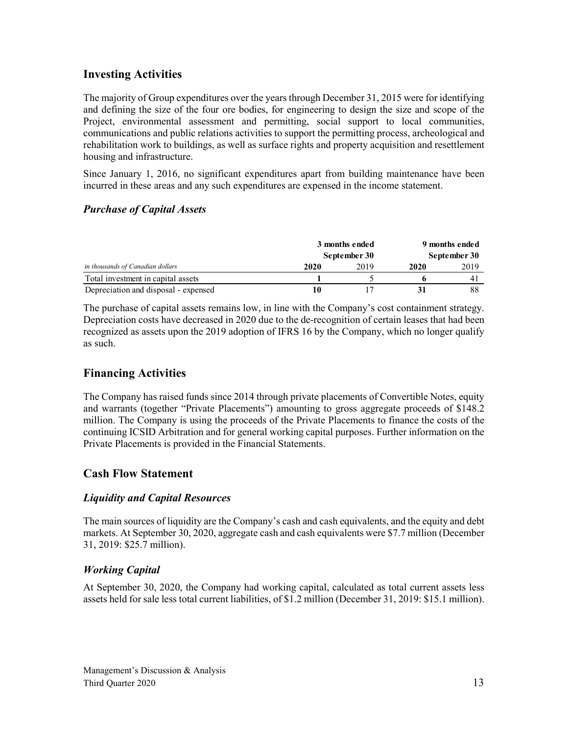## Investing Activities

The majority of Group expenditures over the years through December 31, 2015 were for identifying and defining the size of the four ore bodies, for engineering to design the size and scope of the Project, environmental assessment and permitting, social support to local communities, communications and public relations activities to support the permitting process, archeological and rehabilitation work to buildings, as well as surface rights and property acquisition and resettlement housing and infrastructure.

Since January 1, 2016, no significant expenditures apart from building maintenance have been incurred in these areas and any such expenditures are expensed in the income statement.

### *Purchase of Capital Assets*

| | 3 months ended September 30 | | 9 months ended September 30 | |
|---|---|---|---|---|
| *in thousands of Canadian dollars* | **2020** | 2019 | **2020** | 2019 |
| Total investment in capital assets | **1** | 5 | **6** | 41 |
| Depreciation and disposal - expensed | **10** | 17 | **31** | 88 |

The purchase of capital assets remains low, in line with the Company's cost containment strategy. Depreciation costs have decreased in 2020 due to the de-recognition of certain leases that had been recognized as assets upon the 2019 adoption of IFRS 16 by the Company, which no longer qualify as such.

## Financing Activities

The Company has raised funds since 2014 through private placements of Convertible Notes, equity and warrants (together "Private Placements") amounting to gross aggregate proceeds of $148.2 million. The Company is using the proceeds of the Private Placements to finance the costs of the continuing ICSID Arbitration and for general working capital purposes. Further information on the Private Placements is provided in the Financial Statements.

## Cash Flow Statement

### *Liquidity and Capital Resources*

The main sources of liquidity are the Company's cash and cash equivalents, and the equity and debt markets. At September 30, 2020, aggregate cash and cash equivalents were $7.7 million (December 31, 2019: $25.7 million).

### *Working Capital*

At September 30, 2020, the Company had working capital, calculated as total current assets less assets held for sale less total current liabilities, of $1.2 million (December 31, 2019: $15.1 million).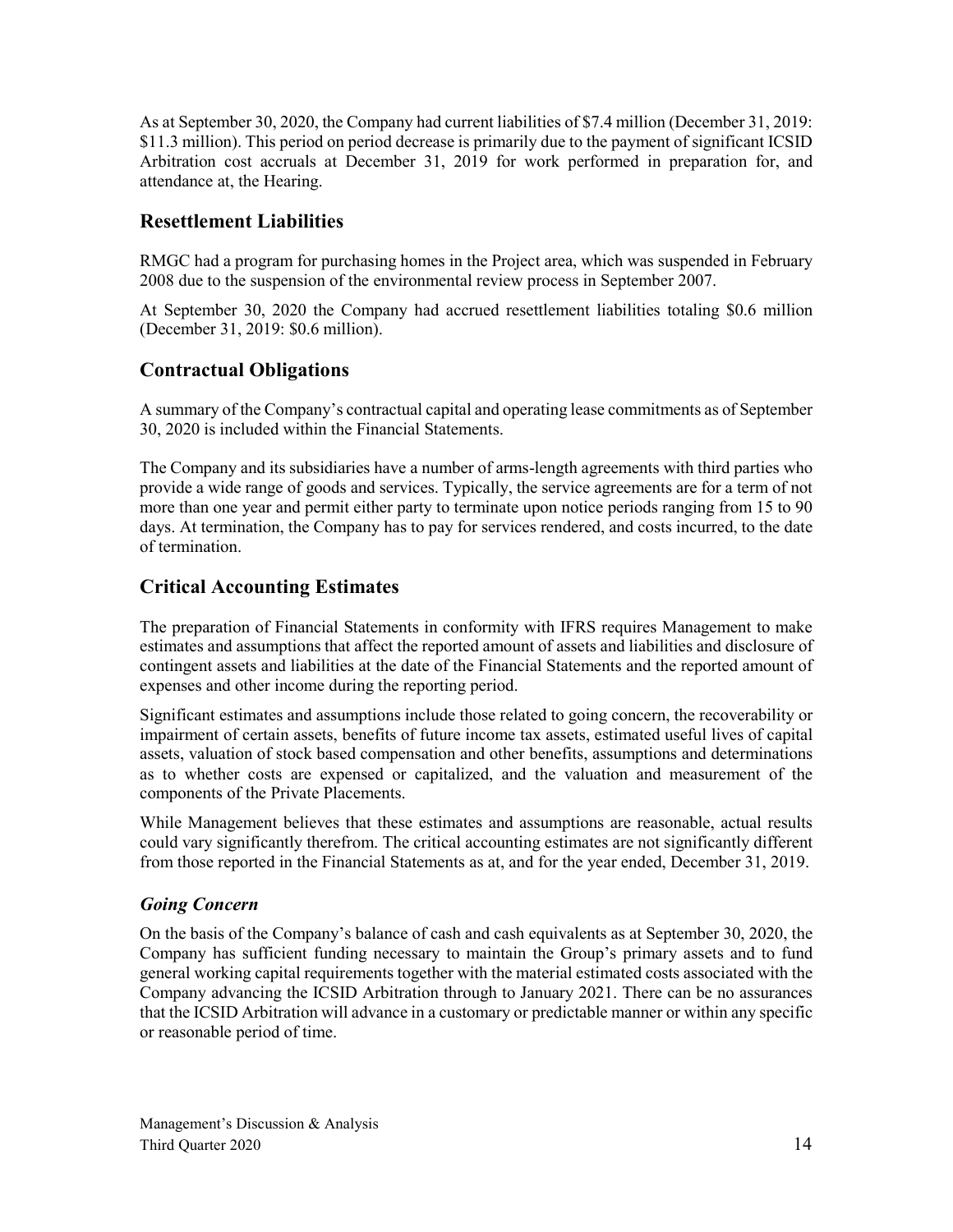As at September 30, 2020, the Company had current liabilities of $7.4 million (December 31, 2019: $11.3 million). This period on period decrease is primarily due to the payment of significant ICSID Arbitration cost accruals at December 31, 2019 for work performed in preparation for, and attendance at, the Hearing.

## Resettlement Liabilities

RMGC had a program for purchasing homes in the Project area, which was suspended in February 2008 due to the suspension of the environmental review process in September 2007.

At September 30, 2020 the Company had accrued resettlement liabilities totaling $0.6 million (December 31, 2019: $0.6 million).

## Contractual Obligations

A summary of the Company's contractual capital and operating lease commitments as of September 30, 2020 is included within the Financial Statements.

The Company and its subsidiaries have a number of arms-length agreements with third parties who provide a wide range of goods and services. Typically, the service agreements are for a term of not more than one year and permit either party to terminate upon notice periods ranging from 15 to 90 days. At termination, the Company has to pay for services rendered, and costs incurred, to the date of termination.

## Critical Accounting Estimates

The preparation of Financial Statements in conformity with IFRS requires Management to make estimates and assumptions that affect the reported amount of assets and liabilities and disclosure of contingent assets and liabilities at the date of the Financial Statements and the reported amount of expenses and other income during the reporting period.

Significant estimates and assumptions include those related to going concern, the recoverability or impairment of certain assets, benefits of future income tax assets, estimated useful lives of capital assets, valuation of stock based compensation and other benefits, assumptions and determinations as to whether costs are expensed or capitalized, and the valuation and measurement of the components of the Private Placements.

While Management believes that these estimates and assumptions are reasonable, actual results could vary significantly therefrom. The critical accounting estimates are not significantly different from those reported in the Financial Statements as at, and for the year ended, December 31, 2019.

### *Going Concern*

On the basis of the Company's balance of cash and cash equivalents as at September 30, 2020, the Company has sufficient funding necessary to maintain the Group's primary assets and to fund general working capital requirements together with the material estimated costs associated with the Company advancing the ICSID Arbitration through to January 2021. There can be no assurances that the ICSID Arbitration will advance in a customary or predictable manner or within any specific or reasonable period of time.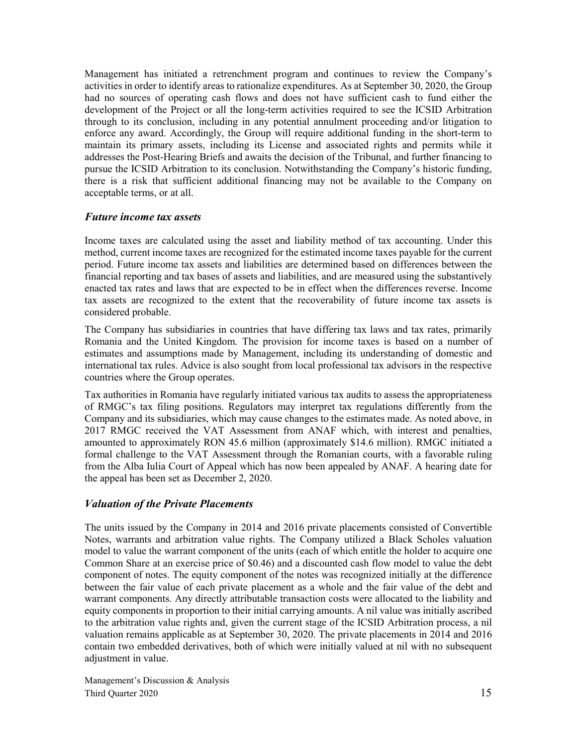Management has initiated a retrenchment program and continues to review the Company's activities in order to identify areas to rationalize expenditures. As at September 30, 2020, the Group had no sources of operating cash flows and does not have sufficient cash to fund either the development of the Project or all the long-term activities required to see the ICSID Arbitration through to its conclusion, including in any potential annulment proceeding and/or litigation to enforce any award. Accordingly, the Group will require additional funding in the short-term to maintain its primary assets, including its License and associated rights and permits while it addresses the Post-Hearing Briefs and awaits the decision of the Tribunal, and further financing to pursue the ICSID Arbitration to its conclusion. Notwithstanding the Company's historic funding, there is a risk that sufficient additional financing may not be available to the Company on acceptable terms, or at all.

### *Future income tax assets*

Income taxes are calculated using the asset and liability method of tax accounting. Under this method, current income taxes are recognized for the estimated income taxes payable for the current period. Future income tax assets and liabilities are determined based on differences between the financial reporting and tax bases of assets and liabilities, and are measured using the substantively enacted tax rates and laws that are expected to be in effect when the differences reverse. Income tax assets are recognized to the extent that the recoverability of future income tax assets is considered probable.

The Company has subsidiaries in countries that have differing tax laws and tax rates, primarily Romania and the United Kingdom. The provision for income taxes is based on a number of estimates and assumptions made by Management, including its understanding of domestic and international tax rules. Advice is also sought from local professional tax advisors in the respective countries where the Group operates.

Tax authorities in Romania have regularly initiated various tax audits to assess the appropriateness of RMGC's tax filing positions. Regulators may interpret tax regulations differently from the Company and its subsidiaries, which may cause changes to the estimates made. As noted above, in 2017 RMGC received the VAT Assessment from ANAF which, with interest and penalties, amounted to approximately RON 45.6 million (approximately $14.6 million). RMGC initiated a formal challenge to the VAT Assessment through the Romanian courts, with a favorable ruling from the Alba Iulia Court of Appeal which has now been appealed by ANAF. A hearing date for the appeal has been set as December 2, 2020.

### *Valuation of the Private Placements*

The units issued by the Company in 2014 and 2016 private placements consisted of Convertible Notes, warrants and arbitration value rights. The Company utilized a Black Scholes valuation model to value the warrant component of the units (each of which entitle the holder to acquire one Common Share at an exercise price of $0.46) and a discounted cash flow model to value the debt component of notes. The equity component of the notes was recognized initially at the difference between the fair value of each private placement as a whole and the fair value of the debt and warrant components. Any directly attributable transaction costs were allocated to the liability and equity components in proportion to their initial carrying amounts. A nil value was initially ascribed to the arbitration value rights and, given the current stage of the ICSID Arbitration process, a nil valuation remains applicable as at September 30, 2020. The private placements in 2014 and 2016 contain two embedded derivatives, both of which were initially valued at nil with no subsequent adjustment in value.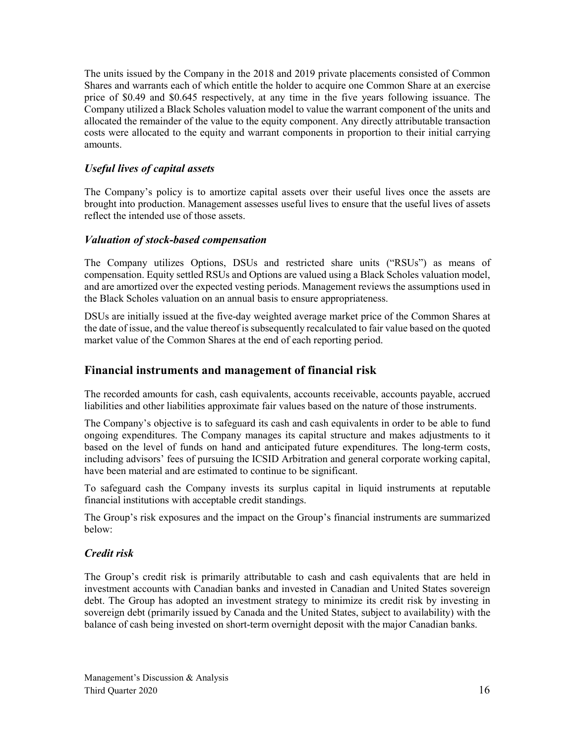The units issued by the Company in the 2018 and 2019 private placements consisted of Common Shares and warrants each of which entitle the holder to acquire one Common Share at an exercise price of $0.49 and $0.645 respectively, at any time in the five years following issuance. The Company utilized a Black Scholes valuation model to value the warrant component of the units and allocated the remainder of the value to the equity component. Any directly attributable transaction costs were allocated to the equity and warrant components in proportion to their initial carrying amounts.

### *Useful lives of capital assets*

The Company's policy is to amortize capital assets over their useful lives once the assets are brought into production. Management assesses useful lives to ensure that the useful lives of assets reflect the intended use of those assets.

### *Valuation of stock-based compensation*

The Company utilizes Options, DSUs and restricted share units ("RSUs") as means of compensation. Equity settled RSUs and Options are valued using a Black Scholes valuation model, and are amortized over the expected vesting periods. Management reviews the assumptions used in the Black Scholes valuation on an annual basis to ensure appropriateness.

DSUs are initially issued at the five-day weighted average market price of the Common Shares at the date of issue, and the value thereof is subsequently recalculated to fair value based on the quoted market value of the Common Shares at the end of each reporting period.

## Financial instruments and management of financial risk

The recorded amounts for cash, cash equivalents, accounts receivable, accounts payable, accrued liabilities and other liabilities approximate fair values based on the nature of those instruments.

The Company's objective is to safeguard its cash and cash equivalents in order to be able to fund ongoing expenditures. The Company manages its capital structure and makes adjustments to it based on the level of funds on hand and anticipated future expenditures. The long-term costs, including advisors' fees of pursuing the ICSID Arbitration and general corporate working capital, have been material and are estimated to continue to be significant.

To safeguard cash the Company invests its surplus capital in liquid instruments at reputable financial institutions with acceptable credit standings.

The Group's risk exposures and the impact on the Group's financial instruments are summarized below:

### *Credit risk*

The Group's credit risk is primarily attributable to cash and cash equivalents that are held in investment accounts with Canadian banks and invested in Canadian and United States sovereign debt. The Group has adopted an investment strategy to minimize its credit risk by investing in sovereign debt (primarily issued by Canada and the United States, subject to availability) with the balance of cash being invested on short-term overnight deposit with the major Canadian banks.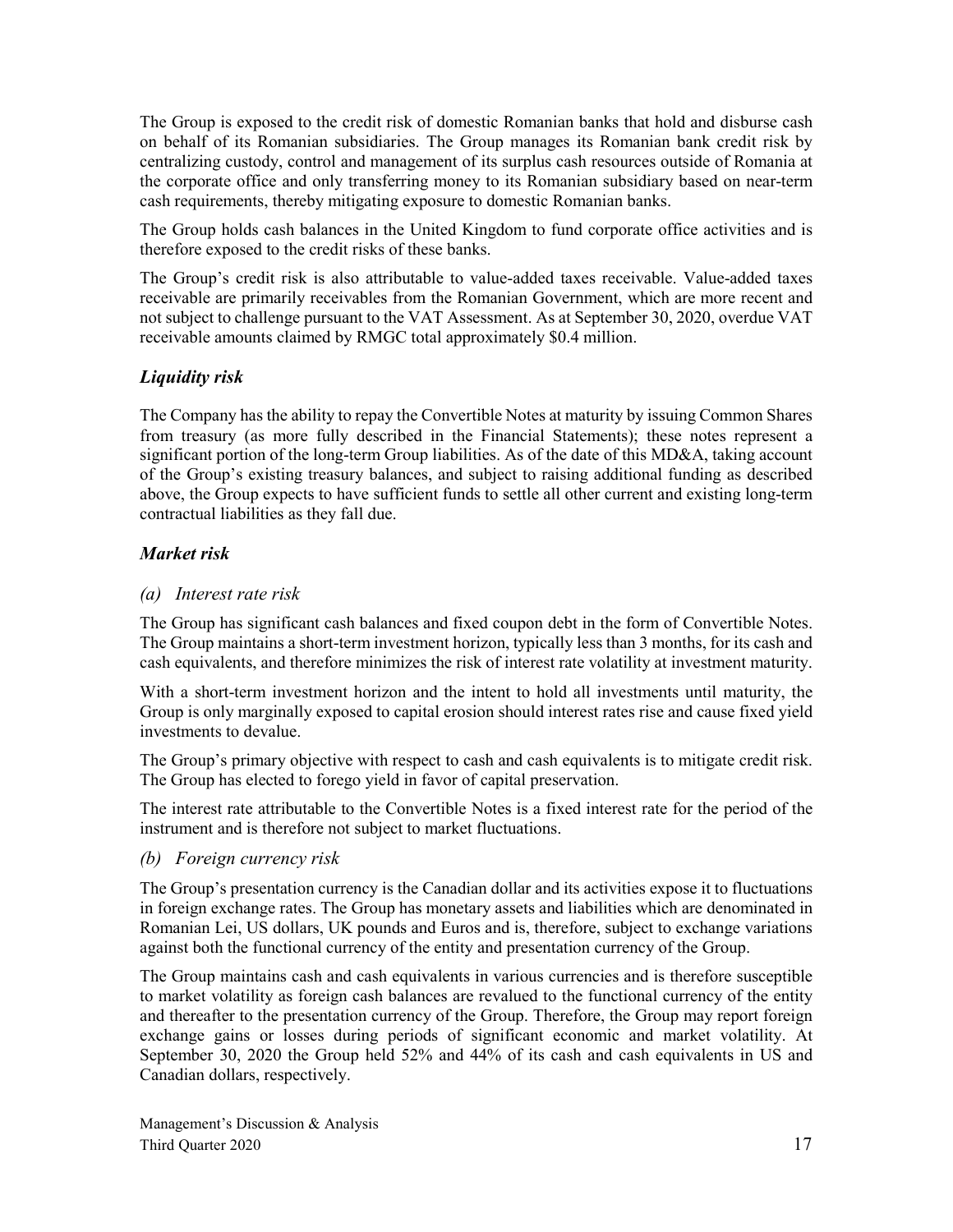The Group is exposed to the credit risk of domestic Romanian banks that hold and disburse cash on behalf of its Romanian subsidiaries. The Group manages its Romanian bank credit risk by centralizing custody, control and management of its surplus cash resources outside of Romania at the corporate office and only transferring money to its Romanian subsidiary based on near-term cash requirements, thereby mitigating exposure to domestic Romanian banks.

The Group holds cash balances in the United Kingdom to fund corporate office activities and is therefore exposed to the credit risks of these banks.

The Group's credit risk is also attributable to value-added taxes receivable. Value-added taxes receivable are primarily receivables from the Romanian Government, which are more recent and not subject to challenge pursuant to the VAT Assessment. As at September 30, 2020, overdue VAT receivable amounts claimed by RMGC total approximately $0.4 million.

### *Liquidity risk*

The Company has the ability to repay the Convertible Notes at maturity by issuing Common Shares from treasury (as more fully described in the Financial Statements); these notes represent a significant portion of the long-term Group liabilities. As of the date of this MD&A, taking account of the Group's existing treasury balances, and subject to raising additional funding as described above, the Group expects to have sufficient funds to settle all other current and existing long-term contractual liabilities as they fall due.

### *Market risk*

#### *(a) Interest rate risk*

The Group has significant cash balances and fixed coupon debt in the form of Convertible Notes. The Group maintains a short-term investment horizon, typically less than 3 months, for its cash and cash equivalents, and therefore minimizes the risk of interest rate volatility at investment maturity.

With a short-term investment horizon and the intent to hold all investments until maturity, the Group is only marginally exposed to capital erosion should interest rates rise and cause fixed yield investments to devalue.

The Group's primary objective with respect to cash and cash equivalents is to mitigate credit risk. The Group has elected to forego yield in favor of capital preservation.

The interest rate attributable to the Convertible Notes is a fixed interest rate for the period of the instrument and is therefore not subject to market fluctuations.

#### *(b) Foreign currency risk*

The Group's presentation currency is the Canadian dollar and its activities expose it to fluctuations in foreign exchange rates. The Group has monetary assets and liabilities which are denominated in Romanian Lei, US dollars, UK pounds and Euros and is, therefore, subject to exchange variations against both the functional currency of the entity and presentation currency of the Group.

The Group maintains cash and cash equivalents in various currencies and is therefore susceptible to market volatility as foreign cash balances are revalued to the functional currency of the entity and thereafter to the presentation currency of the Group. Therefore, the Group may report foreign exchange gains or losses during periods of significant economic and market volatility. At September 30, 2020 the Group held 52% and 44% of its cash and cash equivalents in US and Canadian dollars, respectively.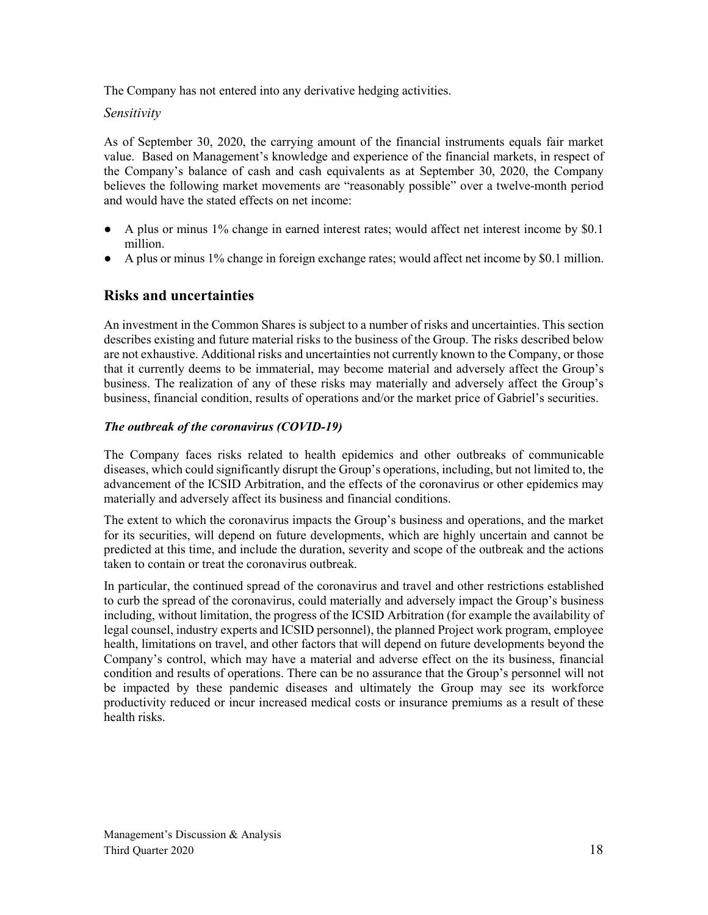The Company has not entered into any derivative hedging activities.

*Sensitivity*

As of September 30, 2020, the carrying amount of the financial instruments equals fair market value. Based on Management's knowledge and experience of the financial markets, in respect of the Company's balance of cash and cash equivalents as at September 30, 2020, the Company believes the following market movements are "reasonably possible" over a twelve-month period and would have the stated effects on net income:

- A plus or minus 1% change in earned interest rates; would affect net interest income by $0.1 million.
- A plus or minus 1% change in foreign exchange rates; would affect net income by $0.1 million.

## Risks and uncertainties

An investment in the Common Shares is subject to a number of risks and uncertainties. This section describes existing and future material risks to the business of the Group. The risks described below are not exhaustive. Additional risks and uncertainties not currently known to the Company, or those that it currently deems to be immaterial, may become material and adversely affect the Group's business. The realization of any of these risks may materially and adversely affect the Group's business, financial condition, results of operations and/or the market price of Gabriel's securities.

***The outbreak of the coronavirus (COVID-19)***

The Company faces risks related to health epidemics and other outbreaks of communicable diseases, which could significantly disrupt the Group's operations, including, but not limited to, the advancement of the ICSID Arbitration, and the effects of the coronavirus or other epidemics may materially and adversely affect its business and financial conditions.

The extent to which the coronavirus impacts the Group's business and operations, and the market for its securities, will depend on future developments, which are highly uncertain and cannot be predicted at this time, and include the duration, severity and scope of the outbreak and the actions taken to contain or treat the coronavirus outbreak.

In particular, the continued spread of the coronavirus and travel and other restrictions established to curb the spread of the coronavirus, could materially and adversely impact the Group's business including, without limitation, the progress of the ICSID Arbitration (for example the availability of legal counsel, industry experts and ICSID personnel), the planned Project work program, employee health, limitations on travel, and other factors that will depend on future developments beyond the Company's control, which may have a material and adverse effect on the its business, financial condition and results of operations. There can be no assurance that the Group's personnel will not be impacted by these pandemic diseases and ultimately the Group may see its workforce productivity reduced or incur increased medical costs or insurance premiums as a result of these health risks.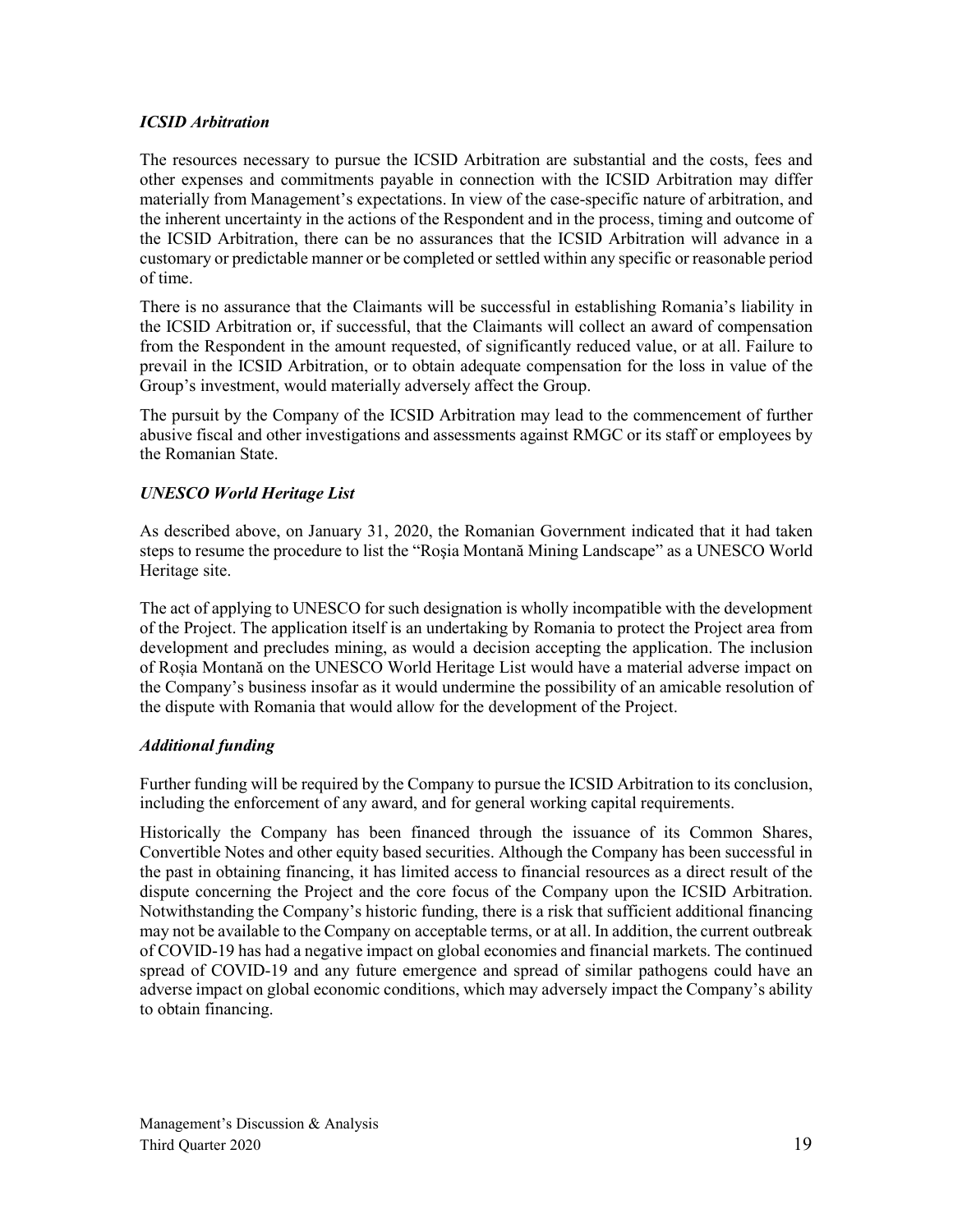### *ICSID Arbitration*

The resources necessary to pursue the ICSID Arbitration are substantial and the costs, fees and other expenses and commitments payable in connection with the ICSID Arbitration may differ materially from Management's expectations. In view of the case-specific nature of arbitration, and the inherent uncertainty in the actions of the Respondent and in the process, timing and outcome of the ICSID Arbitration, there can be no assurances that the ICSID Arbitration will advance in a customary or predictable manner or be completed or settled within any specific or reasonable period of time.

There is no assurance that the Claimants will be successful in establishing Romania's liability in the ICSID Arbitration or, if successful, that the Claimants will collect an award of compensation from the Respondent in the amount requested, of significantly reduced value, or at all. Failure to prevail in the ICSID Arbitration, or to obtain adequate compensation for the loss in value of the Group's investment, would materially adversely affect the Group.

The pursuit by the Company of the ICSID Arbitration may lead to the commencement of further abusive fiscal and other investigations and assessments against RMGC or its staff or employees by the Romanian State.

### *UNESCO World Heritage List*

As described above, on January 31, 2020, the Romanian Government indicated that it had taken steps to resume the procedure to list the "Roşia Montană Mining Landscape" as a UNESCO World Heritage site.

The act of applying to UNESCO for such designation is wholly incompatible with the development of the Project. The application itself is an undertaking by Romania to protect the Project area from development and precludes mining, as would a decision accepting the application. The inclusion of Roșia Montană on the UNESCO World Heritage List would have a material adverse impact on the Company's business insofar as it would undermine the possibility of an amicable resolution of the dispute with Romania that would allow for the development of the Project.

### *Additional funding*

Further funding will be required by the Company to pursue the ICSID Arbitration to its conclusion, including the enforcement of any award, and for general working capital requirements.

Historically the Company has been financed through the issuance of its Common Shares, Convertible Notes and other equity based securities. Although the Company has been successful in the past in obtaining financing, it has limited access to financial resources as a direct result of the dispute concerning the Project and the core focus of the Company upon the ICSID Arbitration. Notwithstanding the Company's historic funding, there is a risk that sufficient additional financing may not be available to the Company on acceptable terms, or at all. In addition, the current outbreak of COVID-19 has had a negative impact on global economies and financial markets. The continued spread of COVID-19 and any future emergence and spread of similar pathogens could have an adverse impact on global economic conditions, which may adversely impact the Company's ability to obtain financing.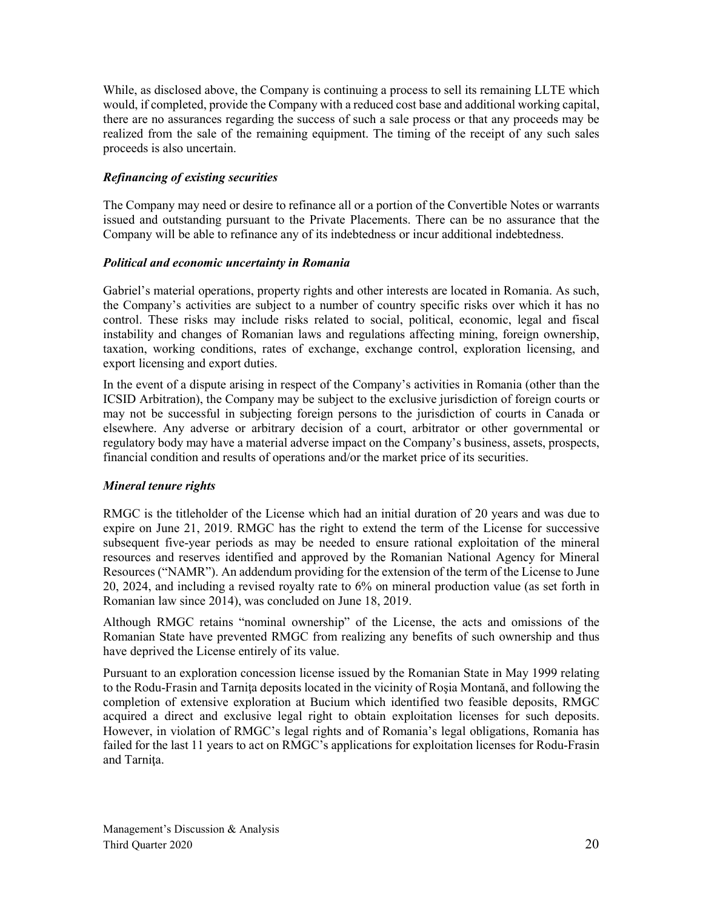While, as disclosed above, the Company is continuing a process to sell its remaining LLTE which would, if completed, provide the Company with a reduced cost base and additional working capital, there are no assurances regarding the success of such a sale process or that any proceeds may be realized from the sale of the remaining equipment. The timing of the receipt of any such sales proceeds is also uncertain.

### *Refinancing of existing securities*

The Company may need or desire to refinance all or a portion of the Convertible Notes or warrants issued and outstanding pursuant to the Private Placements. There can be no assurance that the Company will be able to refinance any of its indebtedness or incur additional indebtedness.

### *Political and economic uncertainty in Romania*

Gabriel's material operations, property rights and other interests are located in Romania. As such, the Company's activities are subject to a number of country specific risks over which it has no control. These risks may include risks related to social, political, economic, legal and fiscal instability and changes of Romanian laws and regulations affecting mining, foreign ownership, taxation, working conditions, rates of exchange, exchange control, exploration licensing, and export licensing and export duties.

In the event of a dispute arising in respect of the Company's activities in Romania (other than the ICSID Arbitration), the Company may be subject to the exclusive jurisdiction of foreign courts or may not be successful in subjecting foreign persons to the jurisdiction of courts in Canada or elsewhere. Any adverse or arbitrary decision of a court, arbitrator or other governmental or regulatory body may have a material adverse impact on the Company's business, assets, prospects, financial condition and results of operations and/or the market price of its securities.

### *Mineral tenure rights*

RMGC is the titleholder of the License which had an initial duration of 20 years and was due to expire on June 21, 2019. RMGC has the right to extend the term of the License for successive subsequent five-year periods as may be needed to ensure rational exploitation of the mineral resources and reserves identified and approved by the Romanian National Agency for Mineral Resources ("NAMR"). An addendum providing for the extension of the term of the License to June 20, 2024, and including a revised royalty rate to 6% on mineral production value (as set forth in Romanian law since 2014), was concluded on June 18, 2019.

Although RMGC retains "nominal ownership" of the License, the acts and omissions of the Romanian State have prevented RMGC from realizing any benefits of such ownership and thus have deprived the License entirely of its value.

Pursuant to an exploration concession license issued by the Romanian State in May 1999 relating to the Rodu-Frasin and Tarniţa deposits located in the vicinity of Roşia Montană, and following the completion of extensive exploration at Bucium which identified two feasible deposits, RMGC acquired a direct and exclusive legal right to obtain exploitation licenses for such deposits. However, in violation of RMGC's legal rights and of Romania's legal obligations, Romania has failed for the last 11 years to act on RMGC's applications for exploitation licenses for Rodu-Frasin and Tarniţa.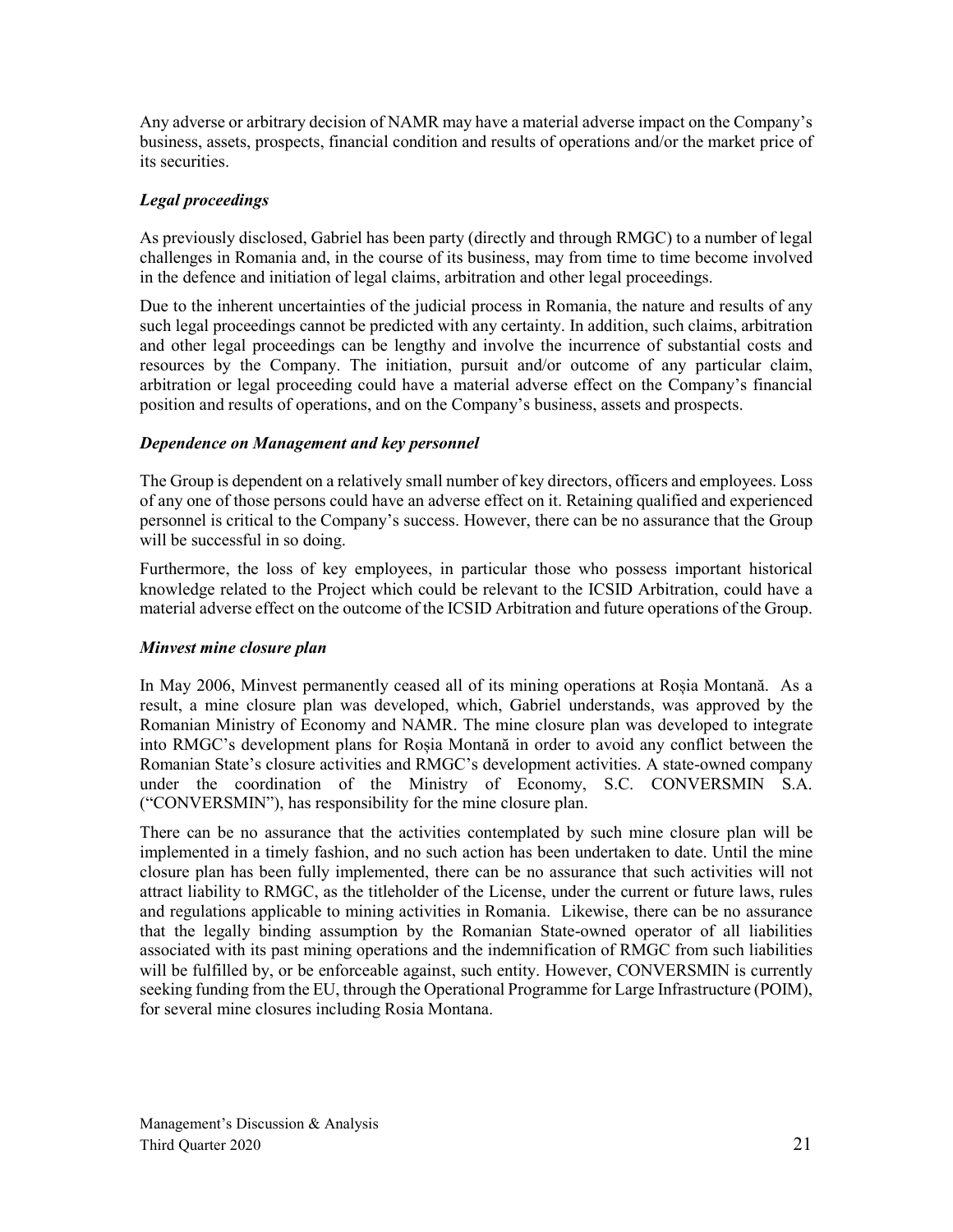Any adverse or arbitrary decision of NAMR may have a material adverse impact on the Company's business, assets, prospects, financial condition and results of operations and/or the market price of its securities.

### *Legal proceedings*

As previously disclosed, Gabriel has been party (directly and through RMGC) to a number of legal challenges in Romania and, in the course of its business, may from time to time become involved in the defence and initiation of legal claims, arbitration and other legal proceedings.

Due to the inherent uncertainties of the judicial process in Romania, the nature and results of any such legal proceedings cannot be predicted with any certainty. In addition, such claims, arbitration and other legal proceedings can be lengthy and involve the incurrence of substantial costs and resources by the Company. The initiation, pursuit and/or outcome of any particular claim, arbitration or legal proceeding could have a material adverse effect on the Company's financial position and results of operations, and on the Company's business, assets and prospects.

### *Dependence on Management and key personnel*

The Group is dependent on a relatively small number of key directors, officers and employees. Loss of any one of those persons could have an adverse effect on it. Retaining qualified and experienced personnel is critical to the Company's success. However, there can be no assurance that the Group will be successful in so doing.

Furthermore, the loss of key employees, in particular those who possess important historical knowledge related to the Project which could be relevant to the ICSID Arbitration, could have a material adverse effect on the outcome of the ICSID Arbitration and future operations of the Group.

### *Minvest mine closure plan*

In May 2006, Minvest permanently ceased all of its mining operations at Roșia Montană. As a result, a mine closure plan was developed, which, Gabriel understands, was approved by the Romanian Ministry of Economy and NAMR. The mine closure plan was developed to integrate into RMGC's development plans for Roșia Montană in order to avoid any conflict between the Romanian State's closure activities and RMGC's development activities. A state-owned company under the coordination of the Ministry of Economy, S.C. CONVERSMIN S.A. ("CONVERSMIN"), has responsibility for the mine closure plan.

There can be no assurance that the activities contemplated by such mine closure plan will be implemented in a timely fashion, and no such action has been undertaken to date. Until the mine closure plan has been fully implemented, there can be no assurance that such activities will not attract liability to RMGC, as the titleholder of the License, under the current or future laws, rules and regulations applicable to mining activities in Romania. Likewise, there can be no assurance that the legally binding assumption by the Romanian State-owned operator of all liabilities associated with its past mining operations and the indemnification of RMGC from such liabilities will be fulfilled by, or be enforceable against, such entity. However, CONVERSMIN is currently seeking funding from the EU, through the Operational Programme for Large Infrastructure (POIM), for several mine closures including Rosia Montana.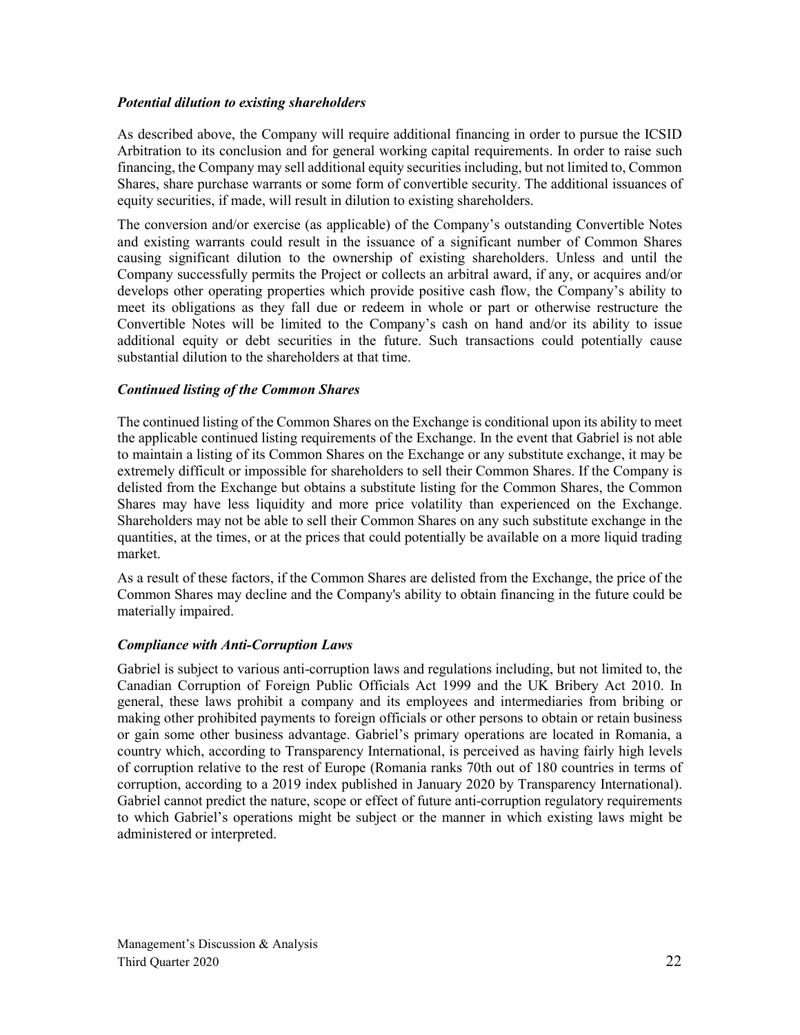### *Potential dilution to existing shareholders*

As described above, the Company will require additional financing in order to pursue the ICSID Arbitration to its conclusion and for general working capital requirements. In order to raise such financing, the Company may sell additional equity securities including, but not limited to, Common Shares, share purchase warrants or some form of convertible security. The additional issuances of equity securities, if made, will result in dilution to existing shareholders.

The conversion and/or exercise (as applicable) of the Company's outstanding Convertible Notes and existing warrants could result in the issuance of a significant number of Common Shares causing significant dilution to the ownership of existing shareholders. Unless and until the Company successfully permits the Project or collects an arbitral award, if any, or acquires and/or develops other operating properties which provide positive cash flow, the Company's ability to meet its obligations as they fall due or redeem in whole or part or otherwise restructure the Convertible Notes will be limited to the Company's cash on hand and/or its ability to issue additional equity or debt securities in the future. Such transactions could potentially cause substantial dilution to the shareholders at that time.

### *Continued listing of the Common Shares*

The continued listing of the Common Shares on the Exchange is conditional upon its ability to meet the applicable continued listing requirements of the Exchange. In the event that Gabriel is not able to maintain a listing of its Common Shares on the Exchange or any substitute exchange, it may be extremely difficult or impossible for shareholders to sell their Common Shares. If the Company is delisted from the Exchange but obtains a substitute listing for the Common Shares, the Common Shares may have less liquidity and more price volatility than experienced on the Exchange. Shareholders may not be able to sell their Common Shares on any such substitute exchange in the quantities, at the times, or at the prices that could potentially be available on a more liquid trading market.

As a result of these factors, if the Common Shares are delisted from the Exchange, the price of the Common Shares may decline and the Company's ability to obtain financing in the future could be materially impaired.

### *Compliance with Anti-Corruption Laws*

Gabriel is subject to various anti-corruption laws and regulations including, but not limited to, the Canadian Corruption of Foreign Public Officials Act 1999 and the UK Bribery Act 2010. In general, these laws prohibit a company and its employees and intermediaries from bribing or making other prohibited payments to foreign officials or other persons to obtain or retain business or gain some other business advantage. Gabriel's primary operations are located in Romania, a country which, according to Transparency International, is perceived as having fairly high levels of corruption relative to the rest of Europe (Romania ranks 70th out of 180 countries in terms of corruption, according to a 2019 index published in January 2020 by Transparency International). Gabriel cannot predict the nature, scope or effect of future anti-corruption regulatory requirements to which Gabriel's operations might be subject or the manner in which existing laws might be administered or interpreted.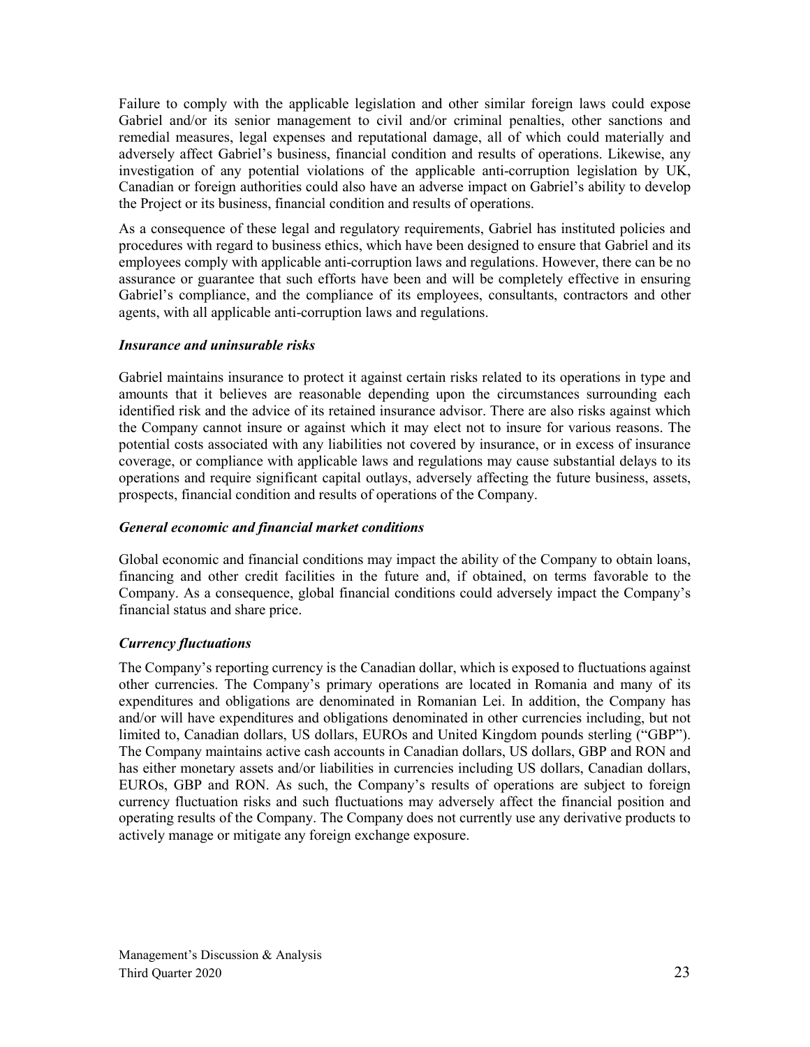Failure to comply with the applicable legislation and other similar foreign laws could expose Gabriel and/or its senior management to civil and/or criminal penalties, other sanctions and remedial measures, legal expenses and reputational damage, all of which could materially and adversely affect Gabriel's business, financial condition and results of operations. Likewise, any investigation of any potential violations of the applicable anti-corruption legislation by UK, Canadian or foreign authorities could also have an adverse impact on Gabriel's ability to develop the Project or its business, financial condition and results of operations.

As a consequence of these legal and regulatory requirements, Gabriel has instituted policies and procedures with regard to business ethics, which have been designed to ensure that Gabriel and its employees comply with applicable anti-corruption laws and regulations. However, there can be no assurance or guarantee that such efforts have been and will be completely effective in ensuring Gabriel's compliance, and the compliance of its employees, consultants, contractors and other agents, with all applicable anti-corruption laws and regulations.

***Insurance and uninsurable risks***

Gabriel maintains insurance to protect it against certain risks related to its operations in type and amounts that it believes are reasonable depending upon the circumstances surrounding each identified risk and the advice of its retained insurance advisor. There are also risks against which the Company cannot insure or against which it may elect not to insure for various reasons. The potential costs associated with any liabilities not covered by insurance, or in excess of insurance coverage, or compliance with applicable laws and regulations may cause substantial delays to its operations and require significant capital outlays, adversely affecting the future business, assets, prospects, financial condition and results of operations of the Company.

***General economic and financial market conditions***

Global economic and financial conditions may impact the ability of the Company to obtain loans, financing and other credit facilities in the future and, if obtained, on terms favorable to the Company. As a consequence, global financial conditions could adversely impact the Company's financial status and share price.

***Currency fluctuations***

The Company's reporting currency is the Canadian dollar, which is exposed to fluctuations against other currencies. The Company's primary operations are located in Romania and many of its expenditures and obligations are denominated in Romanian Lei. In addition, the Company has and/or will have expenditures and obligations denominated in other currencies including, but not limited to, Canadian dollars, US dollars, EUROs and United Kingdom pounds sterling ("GBP"). The Company maintains active cash accounts in Canadian dollars, US dollars, GBP and RON and has either monetary assets and/or liabilities in currencies including US dollars, Canadian dollars, EUROs, GBP and RON. As such, the Company's results of operations are subject to foreign currency fluctuation risks and such fluctuations may adversely affect the financial position and operating results of the Company. The Company does not currently use any derivative products to actively manage or mitigate any foreign exchange exposure.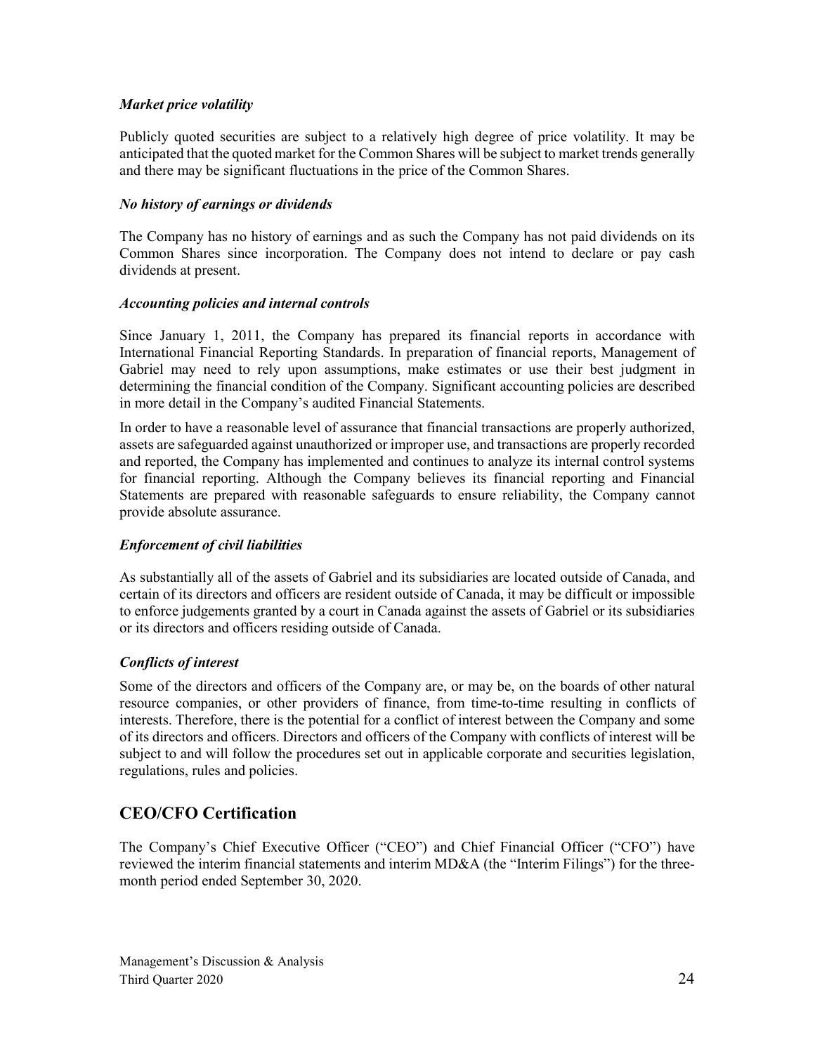### *Market price volatility*

Publicly quoted securities are subject to a relatively high degree of price volatility. It may be anticipated that the quoted market for the Common Shares will be subject to market trends generally and there may be significant fluctuations in the price of the Common Shares.

### *No history of earnings or dividends*

The Company has no history of earnings and as such the Company has not paid dividends on its Common Shares since incorporation. The Company does not intend to declare or pay cash dividends at present.

### *Accounting policies and internal controls*

Since January 1, 2011, the Company has prepared its financial reports in accordance with International Financial Reporting Standards. In preparation of financial reports, Management of Gabriel may need to rely upon assumptions, make estimates or use their best judgment in determining the financial condition of the Company. Significant accounting policies are described in more detail in the Company's audited Financial Statements.

In order to have a reasonable level of assurance that financial transactions are properly authorized, assets are safeguarded against unauthorized or improper use, and transactions are properly recorded and reported, the Company has implemented and continues to analyze its internal control systems for financial reporting. Although the Company believes its financial reporting and Financial Statements are prepared with reasonable safeguards to ensure reliability, the Company cannot provide absolute assurance.

### *Enforcement of civil liabilities*

As substantially all of the assets of Gabriel and its subsidiaries are located outside of Canada, and certain of its directors and officers are resident outside of Canada, it may be difficult or impossible to enforce judgements granted by a court in Canada against the assets of Gabriel or its subsidiaries or its directors and officers residing outside of Canada.

### *Conflicts of interest*

Some of the directors and officers of the Company are, or may be, on the boards of other natural resource companies, or other providers of finance, from time-to-time resulting in conflicts of interests. Therefore, there is the potential for a conflict of interest between the Company and some of its directors and officers. Directors and officers of the Company with conflicts of interest will be subject to and will follow the procedures set out in applicable corporate and securities legislation, regulations, rules and policies.

## CEO/CFO Certification

The Company's Chief Executive Officer ("CEO") and Chief Financial Officer ("CFO") have reviewed the interim financial statements and interim MD&A (the "Interim Filings") for the three-month period ended September 30, 2020.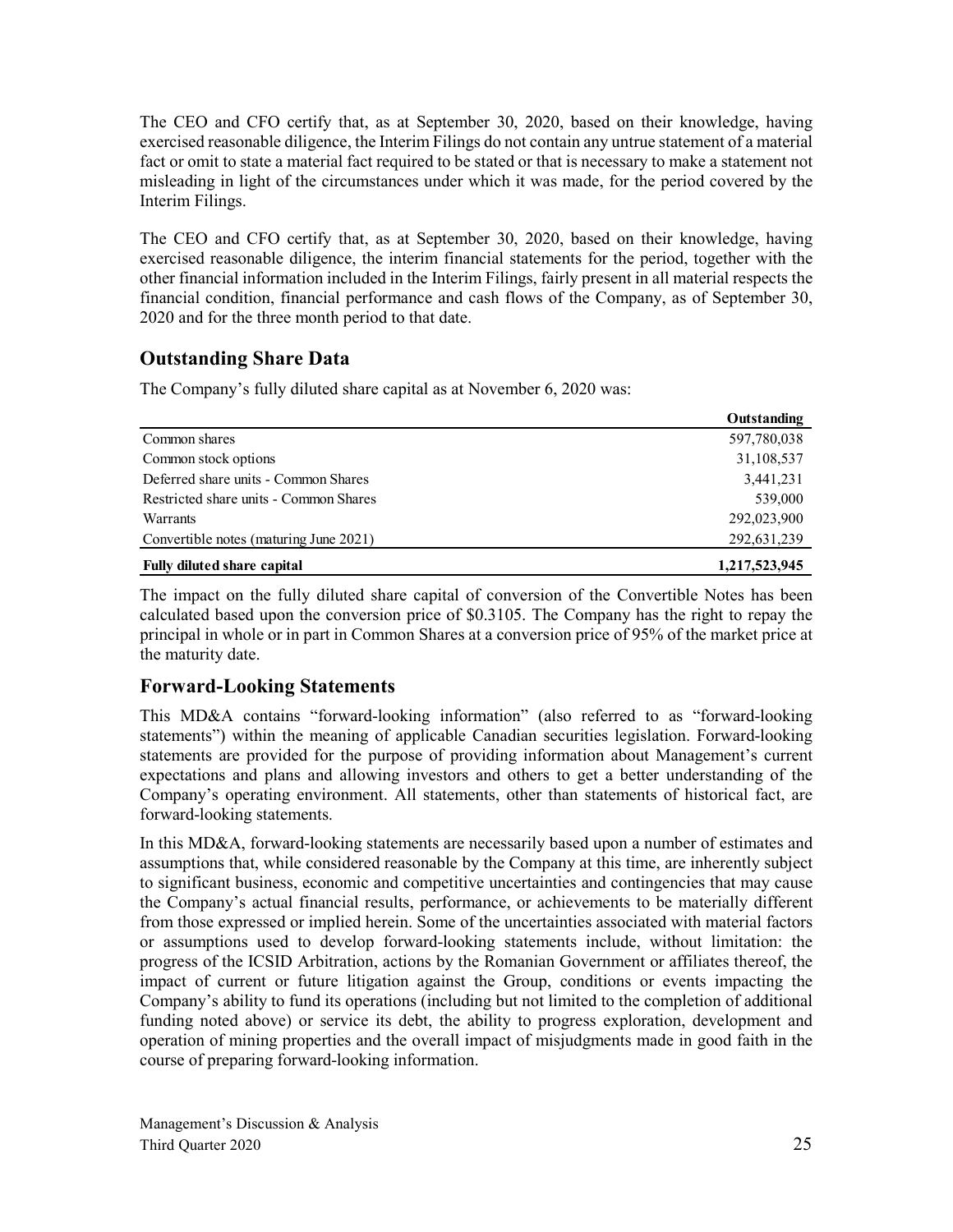The CEO and CFO certify that, as at September 30, 2020, based on their knowledge, having exercised reasonable diligence, the Interim Filings do not contain any untrue statement of a material fact or omit to state a material fact required to be stated or that is necessary to make a statement not misleading in light of the circumstances under which it was made, for the period covered by the Interim Filings.

The CEO and CFO certify that, as at September 30, 2020, based on their knowledge, having exercised reasonable diligence, the interim financial statements for the period, together with the other financial information included in the Interim Filings, fairly present in all material respects the financial condition, financial performance and cash flows of the Company, as of September 30, 2020 and for the three month period to that date.

## Outstanding Share Data

The Company's fully diluted share capital as at November 6, 2020 was:

| | Outstanding |
|---|---|
| Common shares | 597,780,038 |
| Common stock options | 31,108,537 |
| Deferred share units - Common Shares | 3,441,231 |
| Restricted share units - Common Shares | 539,000 |
| Warrants | 292,023,900 |
| Convertible notes (maturing June 2021) | 292,631,239 |
| **Fully diluted share capital** | **1,217,523,945** |

The impact on the fully diluted share capital of conversion of the Convertible Notes has been calculated based upon the conversion price of $0.3105. The Company has the right to repay the principal in whole or in part in Common Shares at a conversion price of 95% of the market price at the maturity date.

## Forward-Looking Statements

This MD&A contains "forward-looking information" (also referred to as "forward-looking statements") within the meaning of applicable Canadian securities legislation. Forward-looking statements are provided for the purpose of providing information about Management's current expectations and plans and allowing investors and others to get a better understanding of the Company's operating environment. All statements, other than statements of historical fact, are forward-looking statements.

In this MD&A, forward-looking statements are necessarily based upon a number of estimates and assumptions that, while considered reasonable by the Company at this time, are inherently subject to significant business, economic and competitive uncertainties and contingencies that may cause the Company's actual financial results, performance, or achievements to be materially different from those expressed or implied herein. Some of the uncertainties associated with material factors or assumptions used to develop forward-looking statements include, without limitation: the progress of the ICSID Arbitration, actions by the Romanian Government or affiliates thereof, the impact of current or future litigation against the Group, conditions or events impacting the Company's ability to fund its operations (including but not limited to the completion of additional funding noted above) or service its debt, the ability to progress exploration, development and operation of mining properties and the overall impact of misjudgments made in good faith in the course of preparing forward-looking information.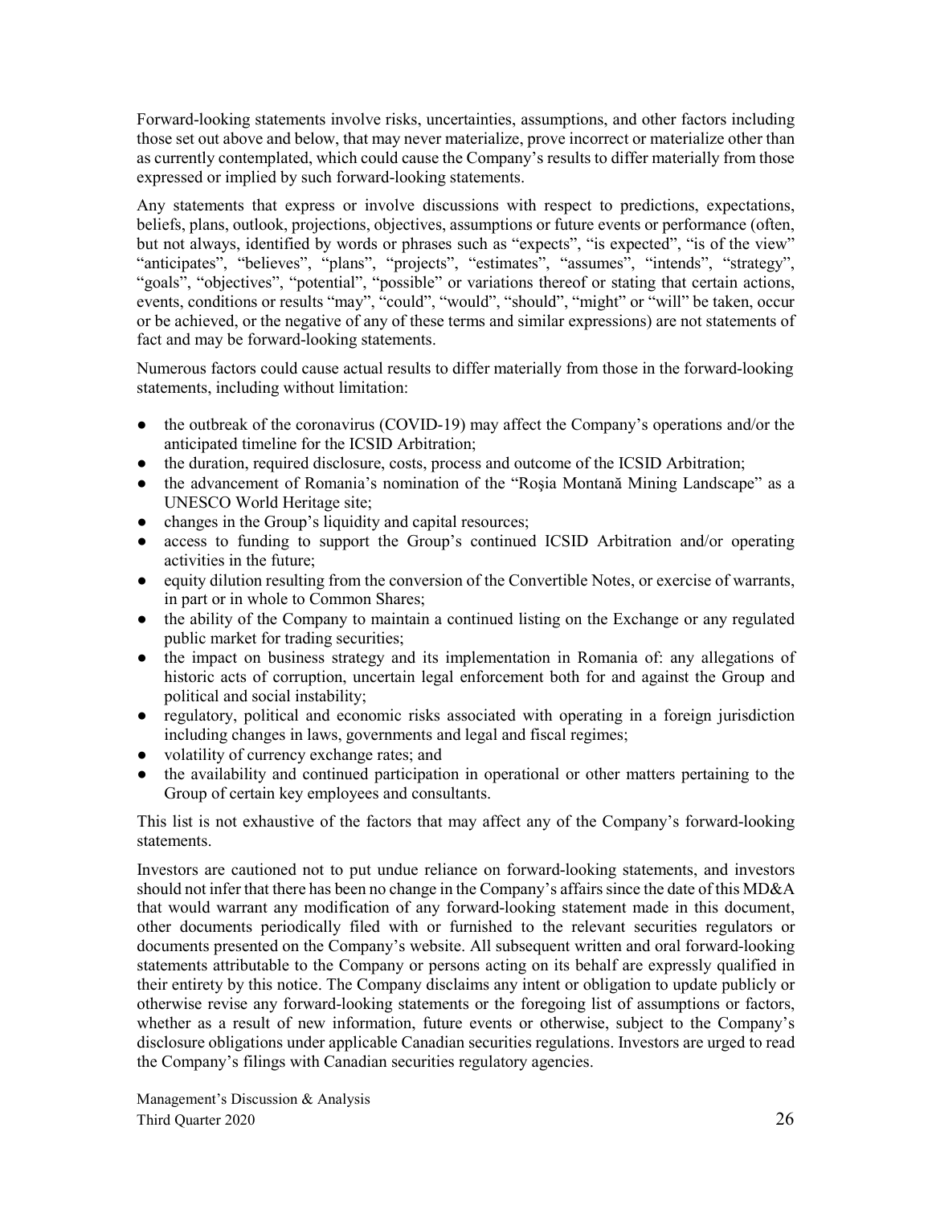Forward-looking statements involve risks, uncertainties, assumptions, and other factors including those set out above and below, that may never materialize, prove incorrect or materialize other than as currently contemplated, which could cause the Company's results to differ materially from those expressed or implied by such forward-looking statements.

Any statements that express or involve discussions with respect to predictions, expectations, beliefs, plans, outlook, projections, objectives, assumptions or future events or performance (often, but not always, identified by words or phrases such as "expects", "is expected", "is of the view" "anticipates", "believes", "plans", "projects", "estimates", "assumes", "intends", "strategy", "goals", "objectives", "potential", "possible" or variations thereof or stating that certain actions, events, conditions or results "may", "could", "would", "should", "might" or "will" be taken, occur or be achieved, or the negative of any of these terms and similar expressions) are not statements of fact and may be forward-looking statements.

Numerous factors could cause actual results to differ materially from those in the forward-looking statements, including without limitation:

- the outbreak of the coronavirus (COVID-19) may affect the Company's operations and/or the anticipated timeline for the ICSID Arbitration;
- the duration, required disclosure, costs, process and outcome of the ICSID Arbitration;
- the advancement of Romania's nomination of the "Roşia Montană Mining Landscape" as a UNESCO World Heritage site;
- changes in the Group's liquidity and capital resources;
- access to funding to support the Group's continued ICSID Arbitration and/or operating activities in the future;
- equity dilution resulting from the conversion of the Convertible Notes, or exercise of warrants, in part or in whole to Common Shares;
- the ability of the Company to maintain a continued listing on the Exchange or any regulated public market for trading securities;
- the impact on business strategy and its implementation in Romania of: any allegations of historic acts of corruption, uncertain legal enforcement both for and against the Group and political and social instability;
- regulatory, political and economic risks associated with operating in a foreign jurisdiction including changes in laws, governments and legal and fiscal regimes;
- volatility of currency exchange rates; and
- the availability and continued participation in operational or other matters pertaining to the Group of certain key employees and consultants.

This list is not exhaustive of the factors that may affect any of the Company's forward-looking statements.

Investors are cautioned not to put undue reliance on forward-looking statements, and investors should not infer that there has been no change in the Company's affairs since the date of this MD&A that would warrant any modification of any forward-looking statement made in this document, other documents periodically filed with or furnished to the relevant securities regulators or documents presented on the Company's website. All subsequent written and oral forward-looking statements attributable to the Company or persons acting on its behalf are expressly qualified in their entirety by this notice. The Company disclaims any intent or obligation to update publicly or otherwise revise any forward-looking statements or the foregoing list of assumptions or factors, whether as a result of new information, future events or otherwise, subject to the Company's disclosure obligations under applicable Canadian securities regulations. Investors are urged to read the Company's filings with Canadian securities regulatory agencies.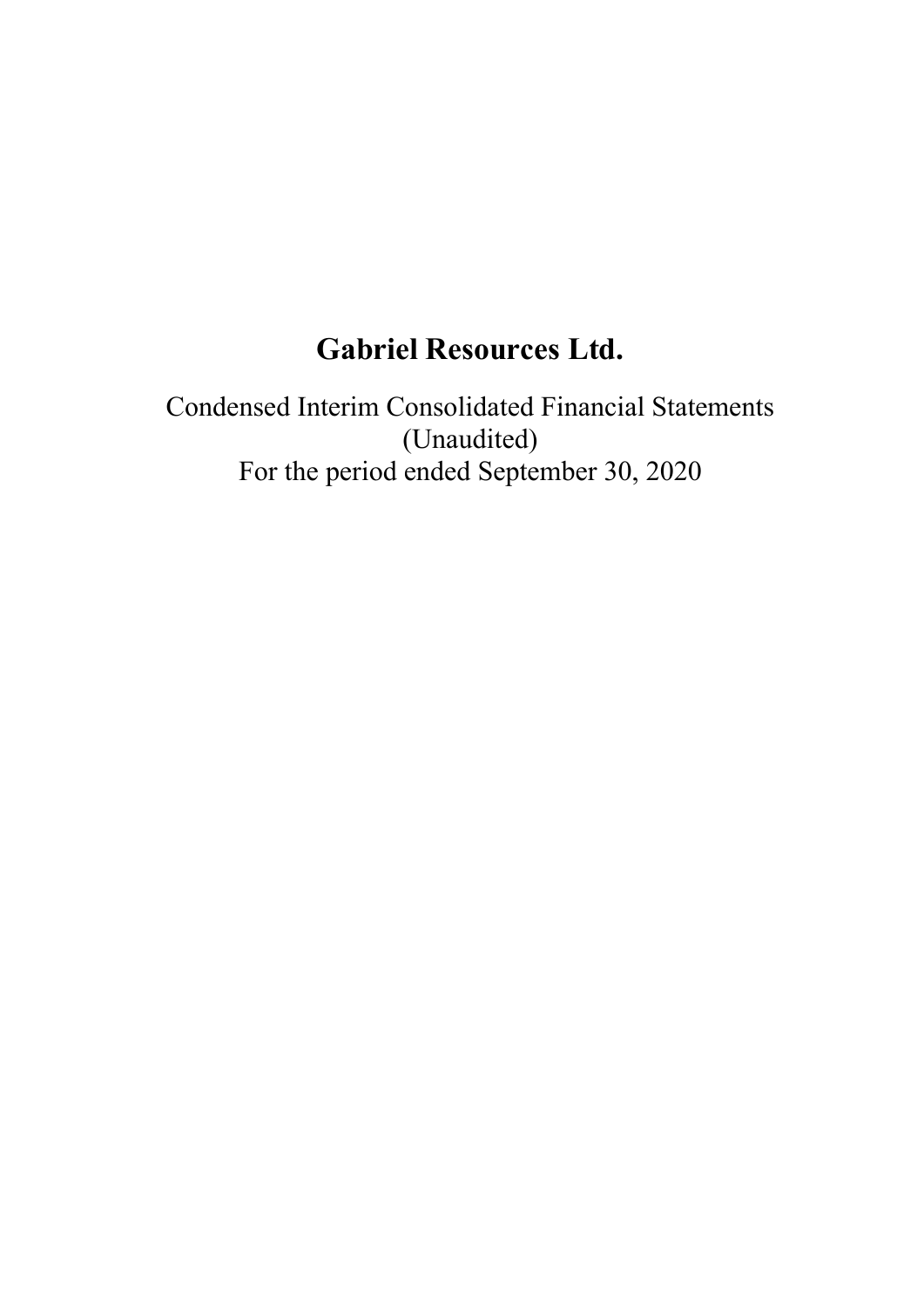# Gabriel Resources Ltd.

Condensed Interim Consolidated Financial Statements
(Unaudited)
For the period ended September 30, 2020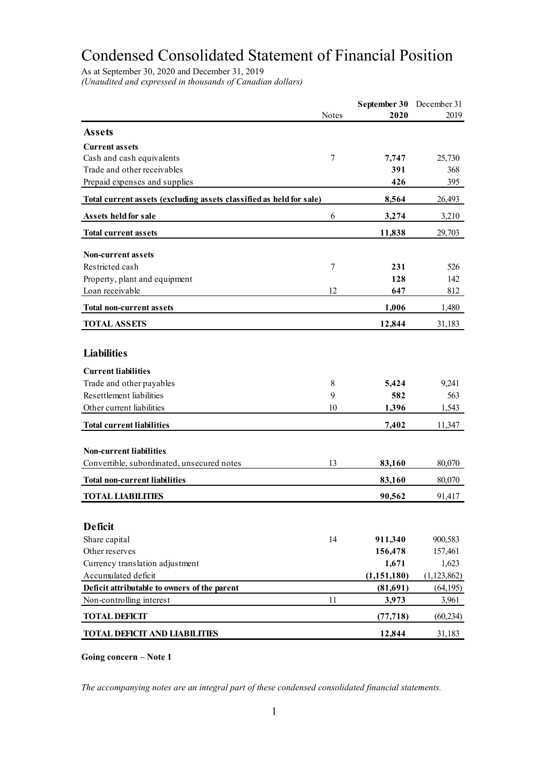# Condensed Consolidated Statement of Financial Position

As at September 30, 2020 and December 31, 2019

*(Unaudited and expressed in thousands of Canadian dollars)*

| | Notes | **September 30 2020** | December 31 2019 |
|---|---|---|---|
| **Assets** | | | |
| **Current assets** | | | |
| Cash and cash equivalents | 7 | **7,747** | 25,730 |
| Trade and other receivables | | **391** | 368 |
| Prepaid expenses and supplies | | **426** | 395 |
| **Total current assets (excluding assets classified as held for sale)** | | **8,564** | 26,493 |
| **Assets held for sale** | 6 | **3,274** | 3,210 |
| **Total current assets** | | **11,838** | 29,703 |
| **Non-current assets** | | | |
| Restricted cash | 7 | **231** | 526 |
| Property, plant and equipment | | **128** | 142 |
| Loan receivable | 12 | **647** | 812 |
| **Total non-current assets** | | **1,006** | 1,480 |
| **TOTAL ASSETS** | | **12,844** | 31,183 |
| **Liabilities** | | | |
| **Current liabilities** | | | |
| Trade and other payables | 8 | **5,424** | 9,241 |
| Resettlement liabilities | 9 | **582** | 563 |
| Other current liabilities | 10 | **1,396** | 1,543 |
| **Total current liabilities** | | **7,402** | 11,347 |
| **Non-current liabilities** | | | |
| Convertible, subordinated, unsecured notes | 13 | **83,160** | 80,070 |
| **Total non-current liabilities** | | **83,160** | 80,070 |
| **TOTAL LIABILITIES** | | **90,562** | 91,417 |
| **Deficit** | | | |
| Share capital | 14 | **911,340** | 900,583 |
| Other reserves | | **156,478** | 157,461 |
| Currency translation adjustment | | **1,671** | 1,623 |
| Accumulated deficit | | **(1,151,180)** | (1,123,862) |
| **Deficit attributable to owners of the parent** | | **(81,691)** | (64,195) |
| Non-controlling interest | 11 | **3,973** | 3,961 |
| **TOTAL DEFICIT** | | **(77,718)** | (60,234) |
| **TOTAL DEFICIT AND LIABILITIES** | | **12,844** | 31,183 |

**Going concern – Note 1**

*The accompanying notes are an integral part of these condensed consolidated financial statements.*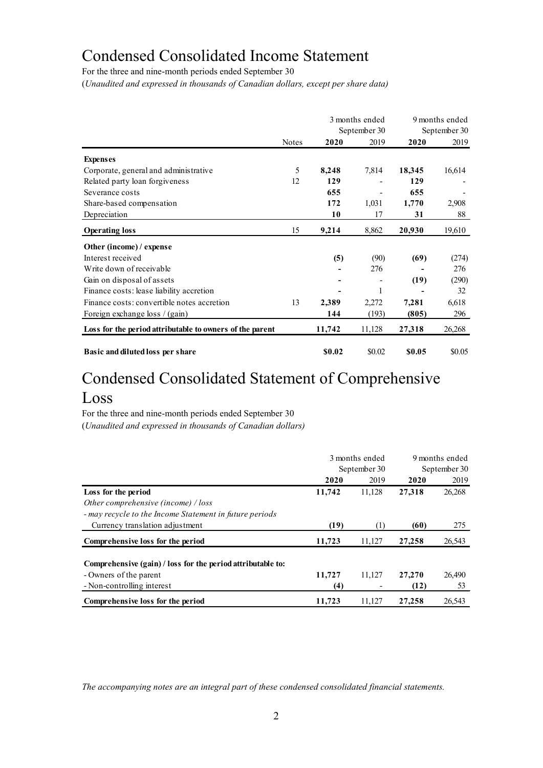# Condensed Consolidated Income Statement

For the three and nine-month periods ended September 30

(*Unaudited and expressed in thousands of Canadian dollars, except per share data)*

| | Notes | 3 months ended September 30 | | 9 months ended September 30 | |
|---|---|---|---|---|---|
| | | **2020** | 2019 | **2020** | 2019 |
| **Expenses** | | | | | |
| Corporate, general and administrative | 5 | **8,248** | 7,814 | **18,345** | 16,614 |
| Related party loan forgiveness | 12 | **129** | - | **129** | - |
| Severance costs | | **655** | - | **655** | - |
| Share-based compensation | | **172** | 1,031 | **1,770** | 2,908 |
| Depreciation | | **10** | 17 | **31** | 88 |
| **Operating loss** | 15 | **9,214** | 8,862 | **20,930** | 19,610 |
| **Other (income) / expense** | | | | | |
| Interest received | | **(5)** | (90) | **(69)** | (274) |
| Write down of receivable | | **-** | 276 | **-** | 276 |
| Gain on disposal of assets | | **-** | - | **(19)** | (290) |
| Finance costs: lease liability accretion | | **-** | 1 | **-** | 32 |
| Finance costs: convertible notes accretion | 13 | **2,389** | 2,272 | **7,281** | 6,618 |
| Foreign exchange loss / (gain) | | **144** | (193) | **(805)** | 296 |
| **Loss for the period attributable to owners of the parent** | | **11,742** | 11,128 | **27,318** | 26,268 |
| **Basic and diluted loss per share** | | **$0.02** | $0.02 | **$0.05** | $0.05 |

# Condensed Consolidated Statement of Comprehensive Loss

For the three and nine-month periods ended September 30

(*Unaudited and expressed in thousands of Canadian dollars)*

| | 3 months ended September 30 | | 9 months ended September 30 | |
|---|---|---|---|---|
| | **2020** | 2019 | **2020** | 2019 |
| **Loss for the period** | **11,742** | 11,128 | **27,318** | 26,268 |
| *Other comprehensive (income) / loss* | | | | |
| *- may recycle to the Income Statement in future periods* | | | | |
| Currency translation adjustment | **(19)** | (1) | **(60)** | 275 |
| **Comprehensive loss for the period** | **11,723** | 11,127 | **27,258** | 26,543 |
| **Comprehensive (gain) / loss for the period attributable to:** | | | | |
| - Owners of the parent | **11,727** | 11,127 | **27,270** | 26,490 |
| - Non-controlling interest | **(4)** | - | **(12)** | 53 |
| **Comprehensive loss for the period** | **11,723** | 11,127 | **27,258** | 26,543 |

*The accompanying notes are an integral part of these condensed consolidated financial statements.*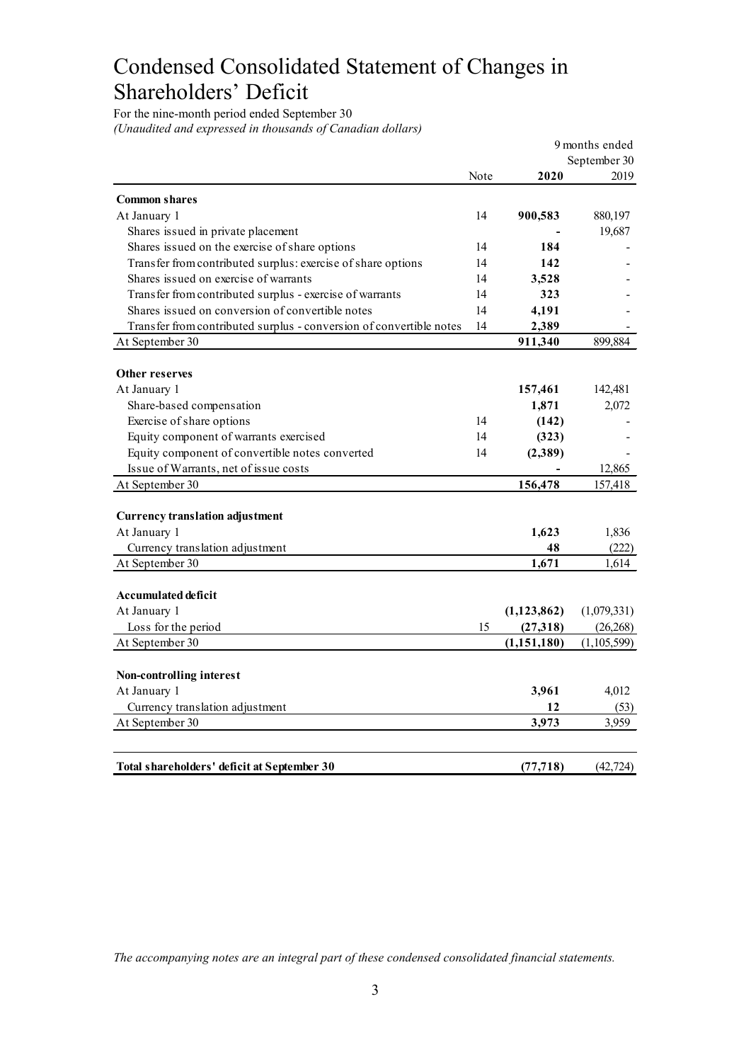# Condensed Consolidated Statement of Changes in Shareholders' Deficit

For the nine-month period ended September 30

*(Unaudited and expressed in thousands of Canadian dollars)*

| | Note | 9 months ended September 30 2020 | 2019 |
|---|---|---|---|
| **Common shares** | | | |
| At January 1 | 14 | **900,583** | 880,197 |
| Shares issued in private placement | | **-** | 19,687 |
| Shares issued on the exercise of share options | 14 | **184** | - |
| Transfer from contributed surplus: exercise of share options | 14 | **142** | - |
| Shares issued on exercise of warrants | 14 | **3,528** | - |
| Transfer from contributed surplus - exercise of warrants | 14 | **323** | - |
| Shares issued on conversion of convertible notes | 14 | **4,191** | - |
| Transfer from contributed surplus - conversion of convertible notes | 14 | **2,389** | - |
| At September 30 | | **911,340** | 899,884 |
| | | | |
| **Other reserves** | | | |
| At January 1 | | **157,461** | 142,481 |
| Share-based compensation | | **1,871** | 2,072 |
| Exercise of share options | 14 | **(142)** | - |
| Equity component of warrants exercised | 14 | **(323)** | - |
| Equity component of convertible notes converted | 14 | **(2,389)** | - |
| Issue of Warrants, net of issue costs | | **-** | 12,865 |
| At September 30 | | **156,478** | 157,418 |
| | | | |
| **Currency translation adjustment** | | | |
| At January 1 | | **1,623** | 1,836 |
| Currency translation adjustment | | **48** | (222) |
| At September 30 | | **1,671** | 1,614 |
| | | | |
| **Accumulated deficit** | | | |
| At January 1 | | **(1,123,862)** | (1,079,331) |
| Loss for the period | 15 | **(27,318)** | (26,268) |
| At September 30 | | **(1,151,180)** | (1,105,599) |
| | | | |
| **Non-controlling interest** | | | |
| At January 1 | | **3,961** | 4,012 |
| Currency translation adjustment | | **12** | (53) |
| At September 30 | | **3,973** | 3,959 |
| | | | |
| **Total shareholders' deficit at September 30** | | **(77,718)** | (42,724) |

*The accompanying notes are an integral part of these condensed consolidated financial statements.*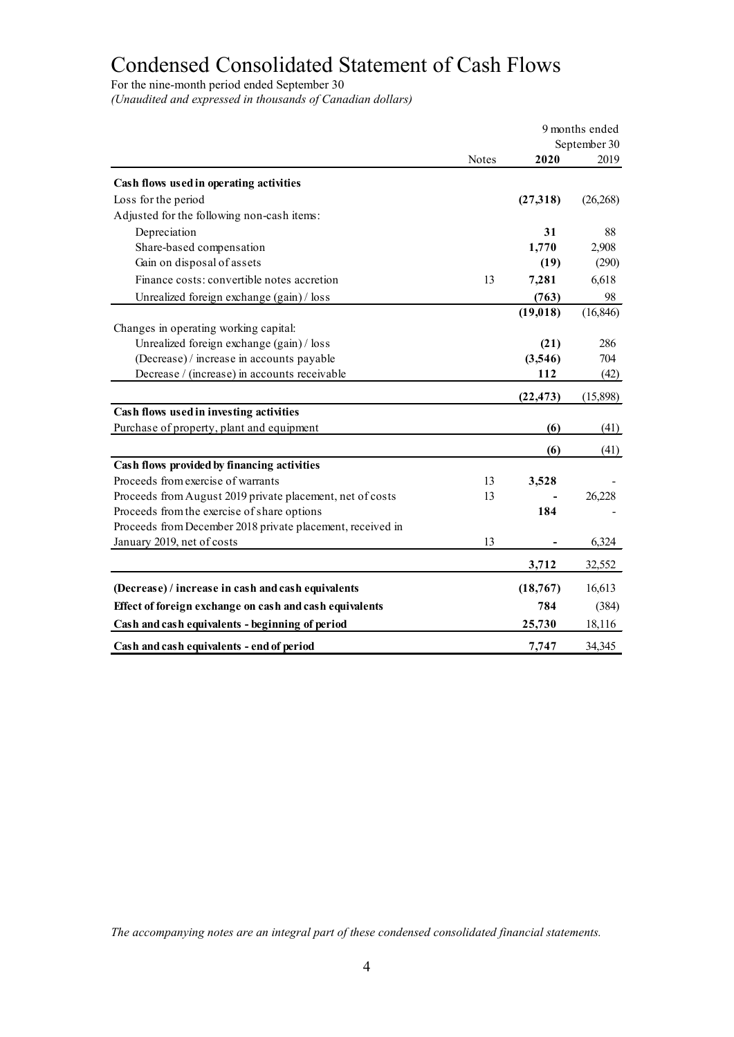# Condensed Consolidated Statement of Cash Flows

For the nine-month period ended September 30

*(Unaudited and expressed in thousands of Canadian dollars)*

| | Notes | 9 months ended September 30 2020 | 2019 |
|---|---|---|---|
| **Cash flows used in operating activities** | | | |
| Loss for the period | | **(27,318)** | (26,268) |
| Adjusted for the following non-cash items: | | | |
| Depreciation | | **31** | 88 |
| Share-based compensation | | **1,770** | 2,908 |
| Gain on disposal of assets | | **(19)** | (290) |
| Finance costs: convertible notes accretion | 13 | **7,281** | 6,618 |
| Unrealized foreign exchange (gain) / loss | | **(763)** | 98 |
| | | **(19,018)** | (16,846) |
| Changes in operating working capital: | | | |
| Unrealized foreign exchange (gain) / loss | | **(21)** | 286 |
| (Decrease) / increase in accounts payable | | **(3,546)** | 704 |
| Decrease / (increase) in accounts receivable | | **112** | (42) |
| | | **(22,473)** | (15,898) |
| **Cash flows used in investing activities** | | | |
| Purchase of property, plant and equipment | | **(6)** | (41) |
| | | **(6)** | (41) |
| **Cash flows provided by financing activities** | | | |
| Proceeds from exercise of warrants | 13 | **3,528** | - |
| Proceeds from August 2019 private placement, net of costs | 13 | **-** | 26,228 |
| Proceeds from the exercise of share options | | **184** | - |
| Proceeds from December 2018 private placement, received in January 2019, net of costs | 13 | **-** | 6,324 |
| | | **3,712** | 32,552 |
| **(Decrease) / increase in cash and cash equivalents** | | **(18,767)** | 16,613 |
| **Effect of foreign exchange on cash and cash equivalents** | | **784** | (384) |
| **Cash and cash equivalents - beginning of period** | | **25,730** | 18,116 |
| **Cash and cash equivalents - end of period** | | **7,747** | 34,345 |

*The accompanying notes are an integral part of these condensed consolidated financial statements.*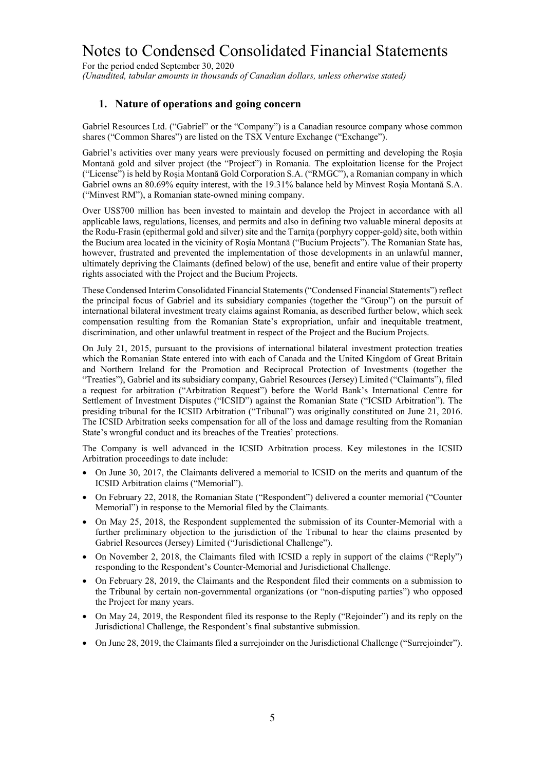# Notes to Condensed Consolidated Financial Statements

For the period ended September 30, 2020

*(Unaudited, tabular amounts in thousands of Canadian dollars, unless otherwise stated)*

## 1. Nature of operations and going concern

Gabriel Resources Ltd. ("Gabriel" or the "Company") is a Canadian resource company whose common shares ("Common Shares") are listed on the TSX Venture Exchange ("Exchange").

Gabriel's activities over many years were previously focused on permitting and developing the Roșia Montană gold and silver project (the "Project") in Romania. The exploitation license for the Project ("License") is held by Roșia Montană Gold Corporation S.A. ("RMGC"), a Romanian company in which Gabriel owns an 80.69% equity interest, with the 19.31% balance held by Minvest Roșia Montană S.A. ("Minvest RM"), a Romanian state-owned mining company.

Over US$700 million has been invested to maintain and develop the Project in accordance with all applicable laws, regulations, licenses, and permits and also in defining two valuable mineral deposits at the Rodu-Frasin (epithermal gold and silver) site and the Tarnița (porphyry copper-gold) site, both within the Bucium area located in the vicinity of Roşia Montană ("Bucium Projects"). The Romanian State has, however, frustrated and prevented the implementation of those developments in an unlawful manner, ultimately depriving the Claimants (defined below) of the use, benefit and entire value of their property rights associated with the Project and the Bucium Projects.

These Condensed Interim Consolidated Financial Statements ("Condensed Financial Statements") reflect the principal focus of Gabriel and its subsidiary companies (together the "Group") on the pursuit of international bilateral investment treaty claims against Romania, as described further below, which seek compensation resulting from the Romanian State's expropriation, unfair and inequitable treatment, discrimination, and other unlawful treatment in respect of the Project and the Bucium Projects.

On July 21, 2015, pursuant to the provisions of international bilateral investment protection treaties which the Romanian State entered into with each of Canada and the United Kingdom of Great Britain and Northern Ireland for the Promotion and Reciprocal Protection of Investments (together the "Treaties"), Gabriel and its subsidiary company, Gabriel Resources (Jersey) Limited ("Claimants"), filed a request for arbitration ("Arbitration Request") before the World Bank's International Centre for Settlement of Investment Disputes ("ICSID") against the Romanian State ("ICSID Arbitration"). The presiding tribunal for the ICSID Arbitration ("Tribunal") was originally constituted on June 21, 2016. The ICSID Arbitration seeks compensation for all of the loss and damage resulting from the Romanian State's wrongful conduct and its breaches of the Treaties' protections.

The Company is well advanced in the ICSID Arbitration process. Key milestones in the ICSID Arbitration proceedings to date include:

- On June 30, 2017, the Claimants delivered a memorial to ICSID on the merits and quantum of the ICSID Arbitration claims ("Memorial").
- On February 22, 2018, the Romanian State ("Respondent") delivered a counter memorial ("Counter Memorial") in response to the Memorial filed by the Claimants.
- On May 25, 2018, the Respondent supplemented the submission of its Counter-Memorial with a further preliminary objection to the jurisdiction of the Tribunal to hear the claims presented by Gabriel Resources (Jersey) Limited ("Jurisdictional Challenge").
- On November 2, 2018, the Claimants filed with ICSID a reply in support of the claims ("Reply") responding to the Respondent's Counter-Memorial and Jurisdictional Challenge.
- On February 28, 2019, the Claimants and the Respondent filed their comments on a submission to the Tribunal by certain non-governmental organizations (or "non-disputing parties") who opposed the Project for many years.
- On May 24, 2019, the Respondent filed its response to the Reply ("Rejoinder") and its reply on the Jurisdictional Challenge, the Respondent's final substantive submission.
- On June 28, 2019, the Claimants filed a surrejoinder on the Jurisdictional Challenge ("Surrejoinder").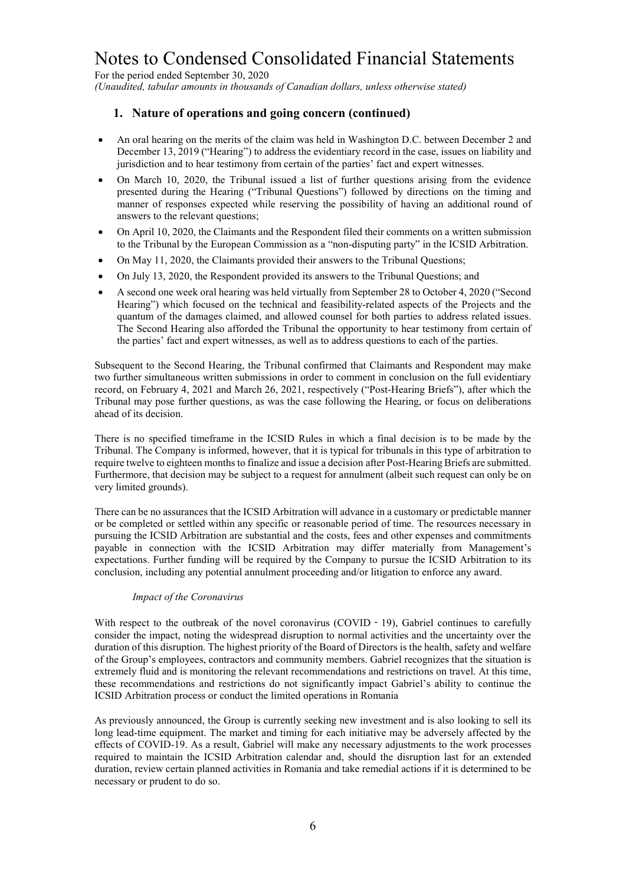## 1. Nature of operations and going concern (continued)

- An oral hearing on the merits of the claim was held in Washington D.C. between December 2 and December 13, 2019 ("Hearing") to address the evidentiary record in the case, issues on liability and jurisdiction and to hear testimony from certain of the parties' fact and expert witnesses.
- On March 10, 2020, the Tribunal issued a list of further questions arising from the evidence presented during the Hearing ("Tribunal Questions") followed by directions on the timing and manner of responses expected while reserving the possibility of having an additional round of answers to the relevant questions;
- On April 10, 2020, the Claimants and the Respondent filed their comments on a written submission to the Tribunal by the European Commission as a "non-disputing party" in the ICSID Arbitration.
- On May 11, 2020, the Claimants provided their answers to the Tribunal Questions;
- On July 13, 2020, the Respondent provided its answers to the Tribunal Questions; and
- A second one week oral hearing was held virtually from September 28 to October 4, 2020 ("Second Hearing") which focused on the technical and feasibility-related aspects of the Projects and the quantum of the damages claimed, and allowed counsel for both parties to address related issues. The Second Hearing also afforded the Tribunal the opportunity to hear testimony from certain of the parties' fact and expert witnesses, as well as to address questions to each of the parties.

Subsequent to the Second Hearing, the Tribunal confirmed that Claimants and Respondent may make two further simultaneous written submissions in order to comment in conclusion on the full evidentiary record, on February 4, 2021 and March 26, 2021, respectively ("Post-Hearing Briefs"), after which the Tribunal may pose further questions, as was the case following the Hearing, or focus on deliberations ahead of its decision.

There is no specified timeframe in the ICSID Rules in which a final decision is to be made by the Tribunal. The Company is informed, however, that it is typical for tribunals in this type of arbitration to require twelve to eighteen months to finalize and issue a decision after Post-Hearing Briefs are submitted. Furthermore, that decision may be subject to a request for annulment (albeit such request can only be on very limited grounds).

There can be no assurances that the ICSID Arbitration will advance in a customary or predictable manner or be completed or settled within any specific or reasonable period of time. The resources necessary in pursuing the ICSID Arbitration are substantial and the costs, fees and other expenses and commitments payable in connection with the ICSID Arbitration may differ materially from Management's expectations. Further funding will be required by the Company to pursue the ICSID Arbitration to its conclusion, including any potential annulment proceeding and/or litigation to enforce any award.

*Impact of the Coronavirus*

With respect to the outbreak of the novel coronavirus (COVID - 19), Gabriel continues to carefully consider the impact, noting the widespread disruption to normal activities and the uncertainty over the duration of this disruption. The highest priority of the Board of Directors is the health, safety and welfare of the Group's employees, contractors and community members. Gabriel recognizes that the situation is extremely fluid and is monitoring the relevant recommendations and restrictions on travel. At this time, these recommendations and restrictions do not significantly impact Gabriel's ability to continue the ICSID Arbitration process or conduct the limited operations in Romania

As previously announced, the Group is currently seeking new investment and is also looking to sell its long lead-time equipment. The market and timing for each initiative may be adversely affected by the effects of COVID-19. As a result, Gabriel will make any necessary adjustments to the work processes required to maintain the ICSID Arbitration calendar and, should the disruption last for an extended duration, review certain planned activities in Romania and take remedial actions if it is determined to be necessary or prudent to do so.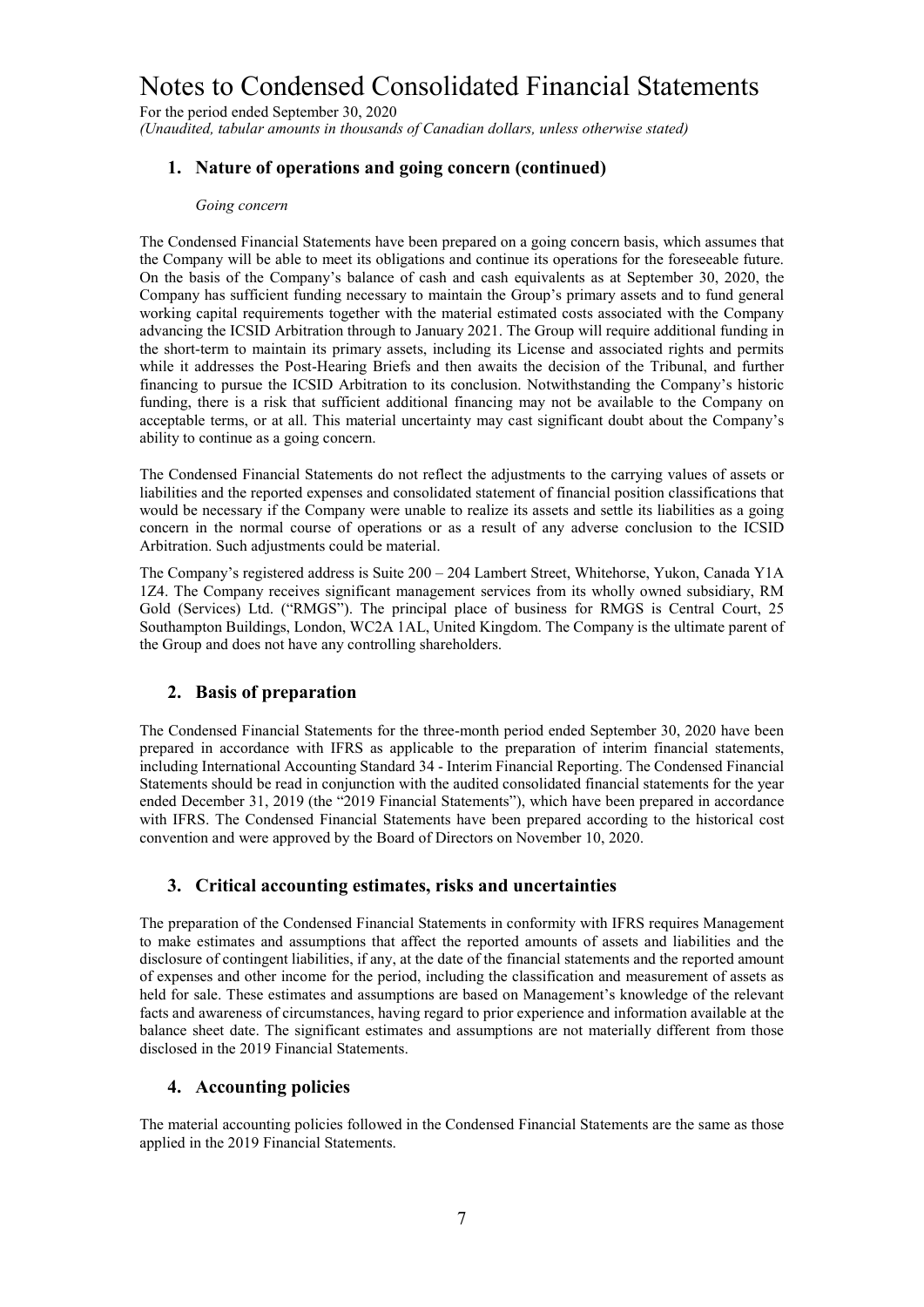# Notes to Condensed Consolidated Financial Statements

For the period ended September 30, 2020
*(Unaudited, tabular amounts in thousands of Canadian dollars, unless otherwise stated)*

## 1. Nature of operations and going concern (continued)

*Going concern*

The Condensed Financial Statements have been prepared on a going concern basis, which assumes that the Company will be able to meet its obligations and continue its operations for the foreseeable future. On the basis of the Company's balance of cash and cash equivalents as at September 30, 2020, the Company has sufficient funding necessary to maintain the Group's primary assets and to fund general working capital requirements together with the material estimated costs associated with the Company advancing the ICSID Arbitration through to January 2021. The Group will require additional funding in the short-term to maintain its primary assets, including its License and associated rights and permits while it addresses the Post-Hearing Briefs and then awaits the decision of the Tribunal, and further financing to pursue the ICSID Arbitration to its conclusion. Notwithstanding the Company's historic funding, there is a risk that sufficient additional financing may not be available to the Company on acceptable terms, or at all. This material uncertainty may cast significant doubt about the Company's ability to continue as a going concern.

The Condensed Financial Statements do not reflect the adjustments to the carrying values of assets or liabilities and the reported expenses and consolidated statement of financial position classifications that would be necessary if the Company were unable to realize its assets and settle its liabilities as a going concern in the normal course of operations or as a result of any adverse conclusion to the ICSID Arbitration. Such adjustments could be material.

The Company's registered address is Suite 200 – 204 Lambert Street, Whitehorse, Yukon, Canada Y1A 1Z4. The Company receives significant management services from its wholly owned subsidiary, RM Gold (Services) Ltd. ("RMGS"). The principal place of business for RMGS is Central Court, 25 Southampton Buildings, London, WC2A 1AL, United Kingdom. The Company is the ultimate parent of the Group and does not have any controlling shareholders.

## 2. Basis of preparation

The Condensed Financial Statements for the three-month period ended September 30, 2020 have been prepared in accordance with IFRS as applicable to the preparation of interim financial statements, including International Accounting Standard 34 - Interim Financial Reporting. The Condensed Financial Statements should be read in conjunction with the audited consolidated financial statements for the year ended December 31, 2019 (the "2019 Financial Statements"), which have been prepared in accordance with IFRS. The Condensed Financial Statements have been prepared according to the historical cost convention and were approved by the Board of Directors on November 10, 2020.

## 3. Critical accounting estimates, risks and uncertainties

The preparation of the Condensed Financial Statements in conformity with IFRS requires Management to make estimates and assumptions that affect the reported amounts of assets and liabilities and the disclosure of contingent liabilities, if any, at the date of the financial statements and the reported amount of expenses and other income for the period, including the classification and measurement of assets as held for sale. These estimates and assumptions are based on Management's knowledge of the relevant facts and awareness of circumstances, having regard to prior experience and information available at the balance sheet date. The significant estimates and assumptions are not materially different from those disclosed in the 2019 Financial Statements.

## 4. Accounting policies

The material accounting policies followed in the Condensed Financial Statements are the same as those applied in the 2019 Financial Statements.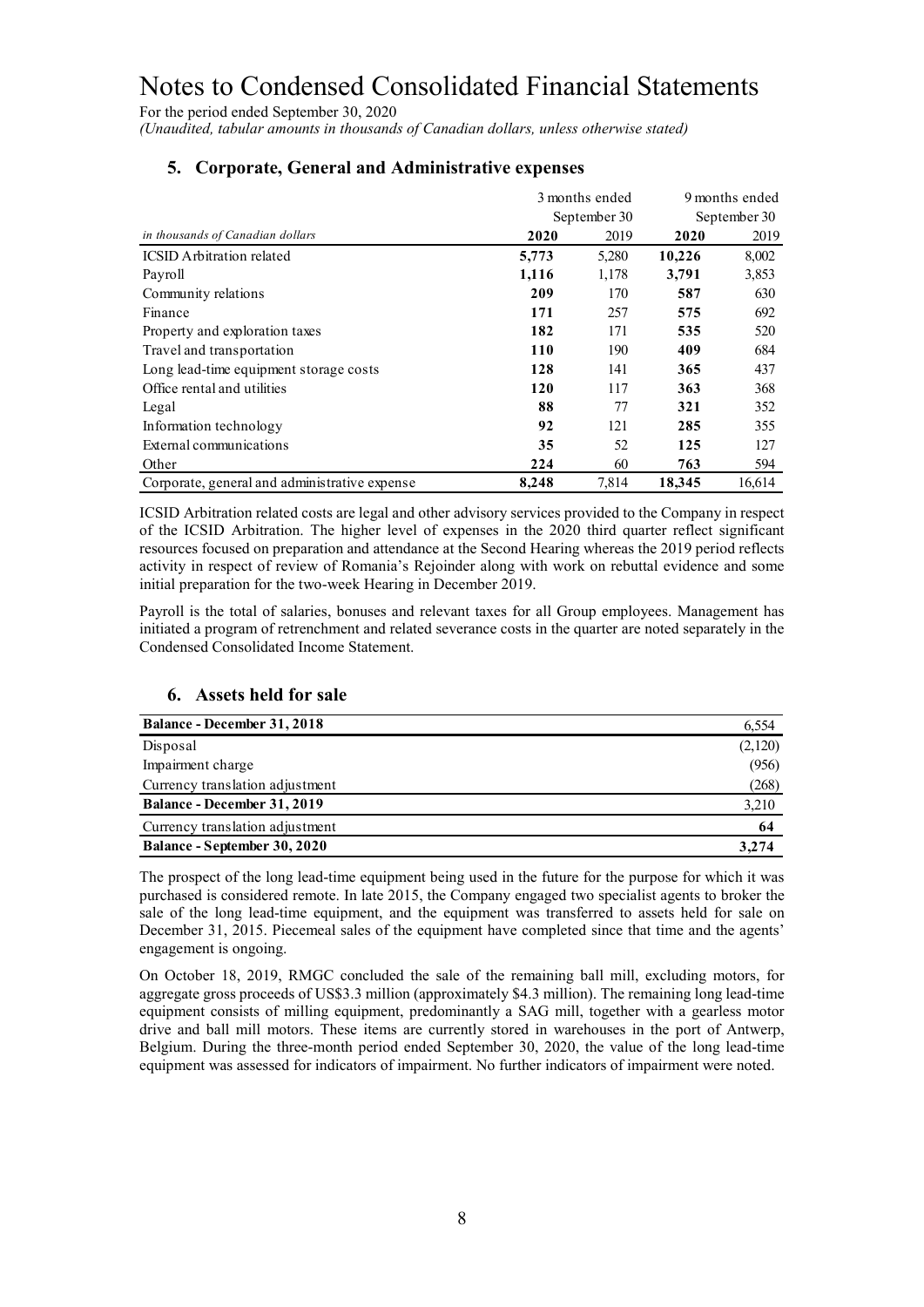# Notes to Condensed Consolidated Financial Statements

For the period ended September 30, 2020

*(Unaudited, tabular amounts in thousands of Canadian dollars, unless otherwise stated)*

## 5. Corporate, General and Administrative expenses

| *in thousands of Canadian dollars* | 3 months ended September 30 | | 9 months ended September 30 | |
|---|---|---|---|---|
| | **2020** | 2019 | **2020** | 2019 |
| ICSID Arbitration related | **5,773** | 5,280 | **10,226** | 8,002 |
| Payroll | **1,116** | 1,178 | **3,791** | 3,853 |
| Community relations | **209** | 170 | **587** | 630 |
| Finance | **171** | 257 | **575** | 692 |
| Property and exploration taxes | **182** | 171 | **535** | 520 |
| Travel and transportation | **110** | 190 | **409** | 684 |
| Long lead-time equipment storage costs | **128** | 141 | **365** | 437 |
| Office rental and utilities | **120** | 117 | **363** | 368 |
| Legal | **88** | 77 | **321** | 352 |
| Information technology | **92** | 121 | **285** | 355 |
| External communications | **35** | 52 | **125** | 127 |
| Other | **224** | 60 | **763** | 594 |
| Corporate, general and administrative expense | **8,248** | 7,814 | **18,345** | 16,614 |

ICSID Arbitration related costs are legal and other advisory services provided to the Company in respect of the ICSID Arbitration. The higher level of expenses in the 2020 third quarter reflect significant resources focused on preparation and attendance at the Second Hearing whereas the 2019 period reflects activity in respect of review of Romania's Rejoinder along with work on rebuttal evidence and some initial preparation for the two-week Hearing in December 2019.

Payroll is the total of salaries, bonuses and relevant taxes for all Group employees. Management has initiated a program of retrenchment and related severance costs in the quarter are noted separately in the Condensed Consolidated Income Statement.

## 6. Assets held for sale

| | |
|---|---|
| **Balance - December 31, 2018** | 6,554 |
| Disposal | (2,120) |
| Impairment charge | (956) |
| Currency translation adjustment | (268) |
| **Balance - December 31, 2019** | 3,210 |
| Currency translation adjustment | **64** |
| **Balance - September 30, 2020** | **3,274** |

The prospect of the long lead-time equipment being used in the future for the purpose for which it was purchased is considered remote. In late 2015, the Company engaged two specialist agents to broker the sale of the long lead-time equipment, and the equipment was transferred to assets held for sale on December 31, 2015. Piecemeal sales of the equipment have completed since that time and the agents' engagement is ongoing.

On October 18, 2019, RMGC concluded the sale of the remaining ball mill, excluding motors, for aggregate gross proceeds of US$3.3 million (approximately $4.3 million). The remaining long lead-time equipment consists of milling equipment, predominantly a SAG mill, together with a gearless motor drive and ball mill motors. These items are currently stored in warehouses in the port of Antwerp, Belgium. During the three-month period ended September 30, 2020, the value of the long lead-time equipment was assessed for indicators of impairment. No further indicators of impairment were noted.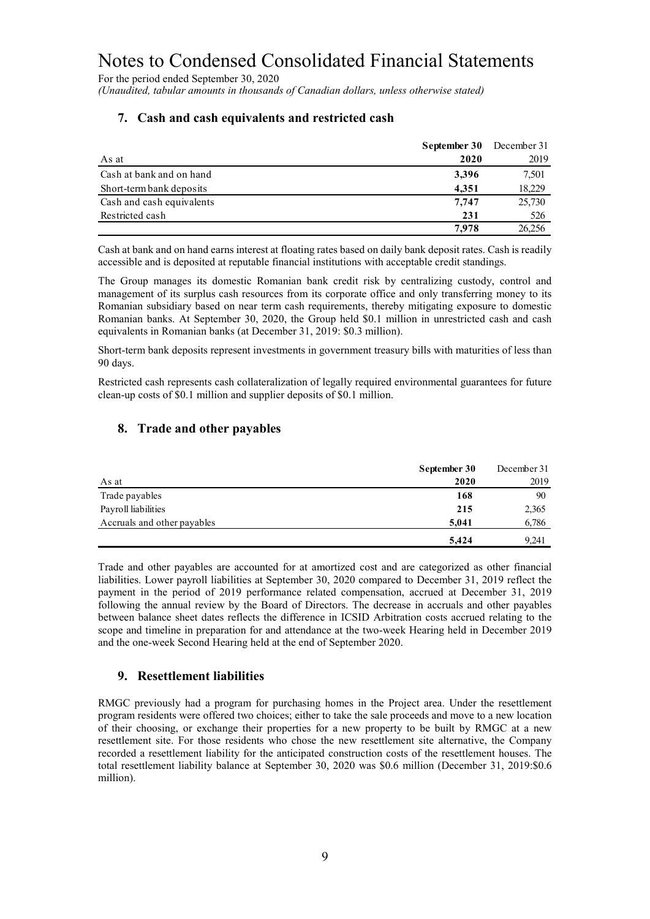# Notes to Condensed Consolidated Financial Statements

For the period ended September 30, 2020

*(Unaudited, tabular amounts in thousands of Canadian dollars, unless otherwise stated)*

## 7. Cash and cash equivalents and restricted cash

| As at | **September 30 2020** | December 31 2019 |
|---|---|---|
| Cash at bank and on hand | **3,396** | 7,501 |
| Short-term bank deposits | **4,351** | 18,229 |
| Cash and cash equivalents | **7,747** | 25,730 |
| Restricted cash | **231** | 526 |
| | **7,978** | 26,256 |

Cash at bank and on hand earns interest at floating rates based on daily bank deposit rates. Cash is readily accessible and is deposited at reputable financial institutions with acceptable credit standings.

The Group manages its domestic Romanian bank credit risk by centralizing custody, control and management of its surplus cash resources from its corporate office and only transferring money to its Romanian subsidiary based on near term cash requirements, thereby mitigating exposure to domestic Romanian banks. At September 30, 2020, the Group held \$0.1 million in unrestricted cash and cash equivalents in Romanian banks (at December 31, 2019: \$0.3 million).

Short-term bank deposits represent investments in government treasury bills with maturities of less than 90 days.

Restricted cash represents cash collateralization of legally required environmental guarantees for future clean-up costs of \$0.1 million and supplier deposits of \$0.1 million.

## 8. Trade and other payables

| As at | **September 30 2020** | December 31 2019 |
|---|---|---|
| Trade payables | **168** | 90 |
| Payroll liabilities | **215** | 2,365 |
| Accruals and other payables | **5,041** | 6,786 |
| | **5,424** | 9,241 |

Trade and other payables are accounted for at amortized cost and are categorized as other financial liabilities. Lower payroll liabilities at September 30, 2020 compared to December 31, 2019 reflect the payment in the period of 2019 performance related compensation, accrued at December 31, 2019 following the annual review by the Board of Directors. The decrease in accruals and other payables between balance sheet dates reflects the difference in ICSID Arbitration costs accrued relating to the scope and timeline in preparation for and attendance at the two-week Hearing held in December 2019 and the one-week Second Hearing held at the end of September 2020.

## 9. Resettlement liabilities

RMGC previously had a program for purchasing homes in the Project area. Under the resettlement program residents were offered two choices; either to take the sale proceeds and move to a new location of their choosing, or exchange their properties for a new property to be built by RMGC at a new resettlement site. For those residents who chose the new resettlement site alternative, the Company recorded a resettlement liability for the anticipated construction costs of the resettlement houses. The total resettlement liability balance at September 30, 2020 was \$0.6 million (December 31, 2019:\$0.6 million).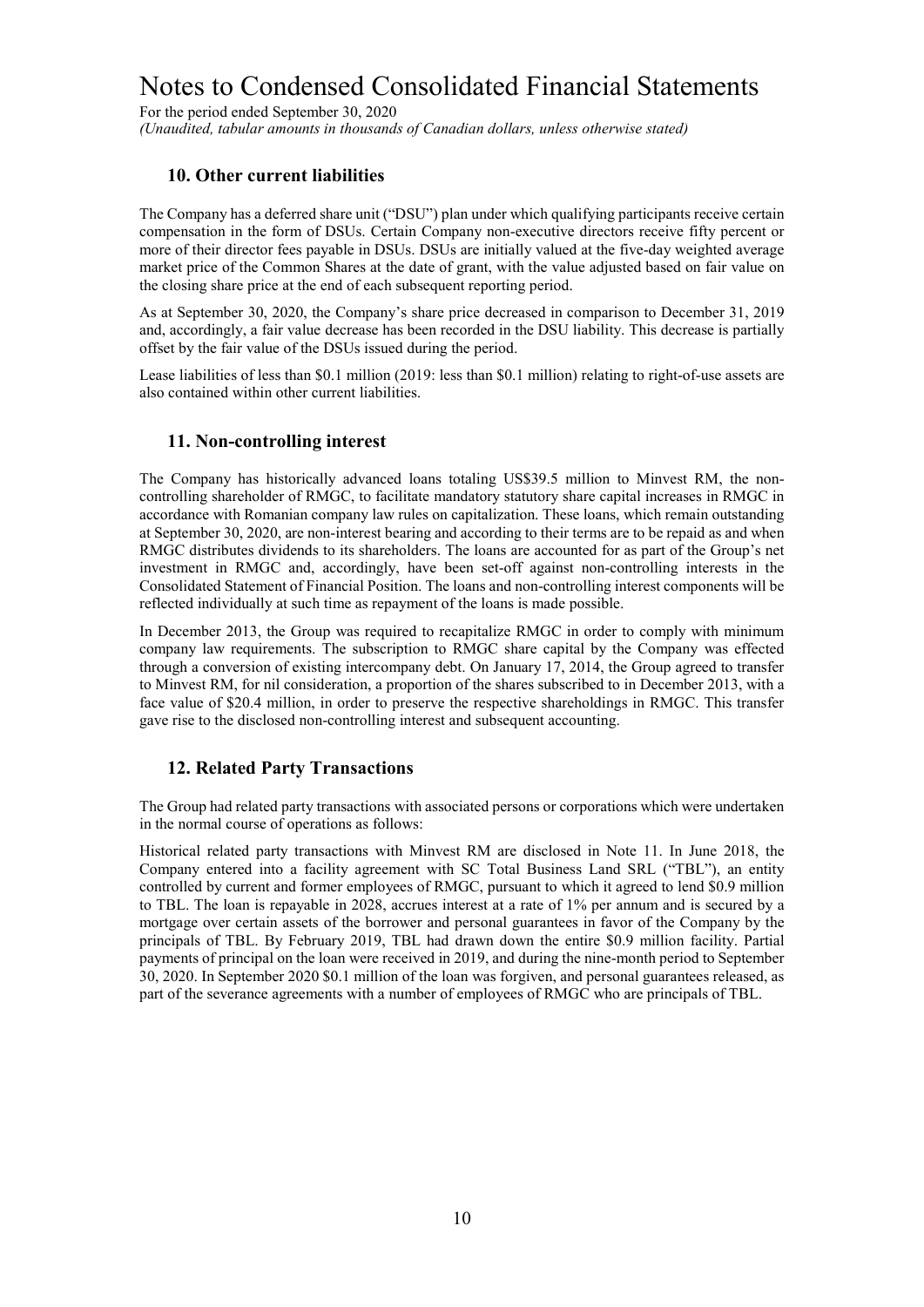## 10. Other current liabilities

The Company has a deferred share unit ("DSU") plan under which qualifying participants receive certain compensation in the form of DSUs. Certain Company non-executive directors receive fifty percent or more of their director fees payable in DSUs. DSUs are initially valued at the five-day weighted average market price of the Common Shares at the date of grant, with the value adjusted based on fair value on the closing share price at the end of each subsequent reporting period.

As at September 30, 2020, the Company's share price decreased in comparison to December 31, 2019 and, accordingly, a fair value decrease has been recorded in the DSU liability. This decrease is partially offset by the fair value of the DSUs issued during the period.

Lease liabilities of less than $0.1 million (2019: less than $0.1 million) relating to right-of-use assets are also contained within other current liabilities.

## 11. Non-controlling interest

The Company has historically advanced loans totaling US$39.5 million to Minvest RM, the non-controlling shareholder of RMGC, to facilitate mandatory statutory share capital increases in RMGC in accordance with Romanian company law rules on capitalization. These loans, which remain outstanding at September 30, 2020, are non-interest bearing and according to their terms are to be repaid as and when RMGC distributes dividends to its shareholders. The loans are accounted for as part of the Group's net investment in RMGC and, accordingly, have been set-off against non-controlling interests in the Consolidated Statement of Financial Position. The loans and non-controlling interest components will be reflected individually at such time as repayment of the loans is made possible.

In December 2013, the Group was required to recapitalize RMGC in order to comply with minimum company law requirements. The subscription to RMGC share capital by the Company was effected through a conversion of existing intercompany debt. On January 17, 2014, the Group agreed to transfer to Minvest RM, for nil consideration, a proportion of the shares subscribed to in December 2013, with a face value of $20.4 million, in order to preserve the respective shareholdings in RMGC. This transfer gave rise to the disclosed non-controlling interest and subsequent accounting.

## 12. Related Party Transactions

The Group had related party transactions with associated persons or corporations which were undertaken in the normal course of operations as follows:

Historical related party transactions with Minvest RM are disclosed in Note 11. In June 2018, the Company entered into a facility agreement with SC Total Business Land SRL ("TBL"), an entity controlled by current and former employees of RMGC, pursuant to which it agreed to lend $0.9 million to TBL. The loan is repayable in 2028, accrues interest at a rate of 1% per annum and is secured by a mortgage over certain assets of the borrower and personal guarantees in favor of the Company by the principals of TBL. By February 2019, TBL had drawn down the entire $0.9 million facility. Partial payments of principal on the loan were received in 2019, and during the nine-month period to September 30, 2020. In September 2020 $0.1 million of the loan was forgiven, and personal guarantees released, as part of the severance agreements with a number of employees of RMGC who are principals of TBL.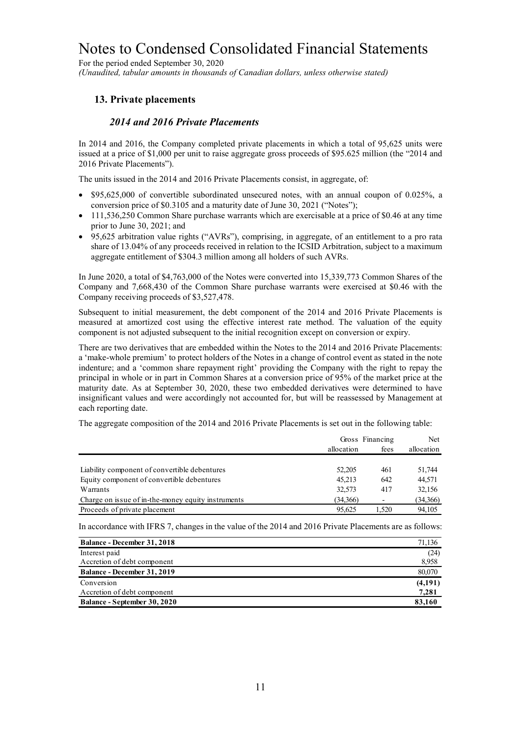# Notes to Condensed Consolidated Financial Statements

For the period ended September 30, 2020

*(Unaudited, tabular amounts in thousands of Canadian dollars, unless otherwise stated)*

## 13. Private placements

### *2014 and 2016 Private Placements*

In 2014 and 2016, the Company completed private placements in which a total of 95,625 units were issued at a price of $1,000 per unit to raise aggregate gross proceeds of $95.625 million (the "2014 and 2016 Private Placements").

The units issued in the 2014 and 2016 Private Placements consist, in aggregate, of:

- $95,625,000 of convertible subordinated unsecured notes, with an annual coupon of 0.025%, a conversion price of $0.3105 and a maturity date of June 30, 2021 ("Notes");
- 111,536,250 Common Share purchase warrants which are exercisable at a price of $0.46 at any time prior to June 30, 2021; and
- 95,625 arbitration value rights ("AVRs"), comprising, in aggregate, of an entitlement to a pro rata share of 13.04% of any proceeds received in relation to the ICSID Arbitration, subject to a maximum aggregate entitlement of $304.3 million among all holders of such AVRs.

In June 2020, a total of $4,763,000 of the Notes were converted into 15,339,773 Common Shares of the Company and 7,668,430 of the Common Share purchase warrants were exercised at $0.46 with the Company receiving proceeds of $3,527,478.

Subsequent to initial measurement, the debt component of the 2014 and 2016 Private Placements is measured at amortized cost using the effective interest rate method. The valuation of the equity component is not adjusted subsequent to the initial recognition except on conversion or expiry.

There are two derivatives that are embedded within the Notes to the 2014 and 2016 Private Placements: a 'make-whole premium' to protect holders of the Notes in a change of control event as stated in the note indenture; and a 'common share repayment right' providing the Company with the right to repay the principal in whole or in part in Common Shares at a conversion price of 95% of the market price at the maturity date. As at September 30, 2020, these two embedded derivatives were determined to have insignificant values and were accordingly not accounted for, but will be reassessed by Management at each reporting date.

The aggregate composition of the 2014 and 2016 Private Placements is set out in the following table:

| | Gross allocation | Financing fees | Net allocation |
|---|---|---|---|
| Liability component of convertible debentures | 52,205 | 461 | 51,744 |
| Equity component of convertible debentures | 45,213 | 642 | 44,571 |
| Warrants | 32,573 | 417 | 32,156 |
| Charge on issue of in-the-money equity instruments | (34,366) | - | (34,366) |
| Proceeds of private placement | 95,625 | 1,520 | 94,105 |

In accordance with IFRS 7, changes in the value of the 2014 and 2016 Private Placements are as follows:

| | |
|---|---|
| **Balance - December 31, 2018** | 71,136 |
| Interest paid | (24) |
| Accretion of debt component | 8,958 |
| **Balance - December 31, 2019** | 80,070 |
| Conversion | **(4,191)** |
| Accretion of debt component | **7,281** |
| **Balance - September 30, 2020** | **83,160** |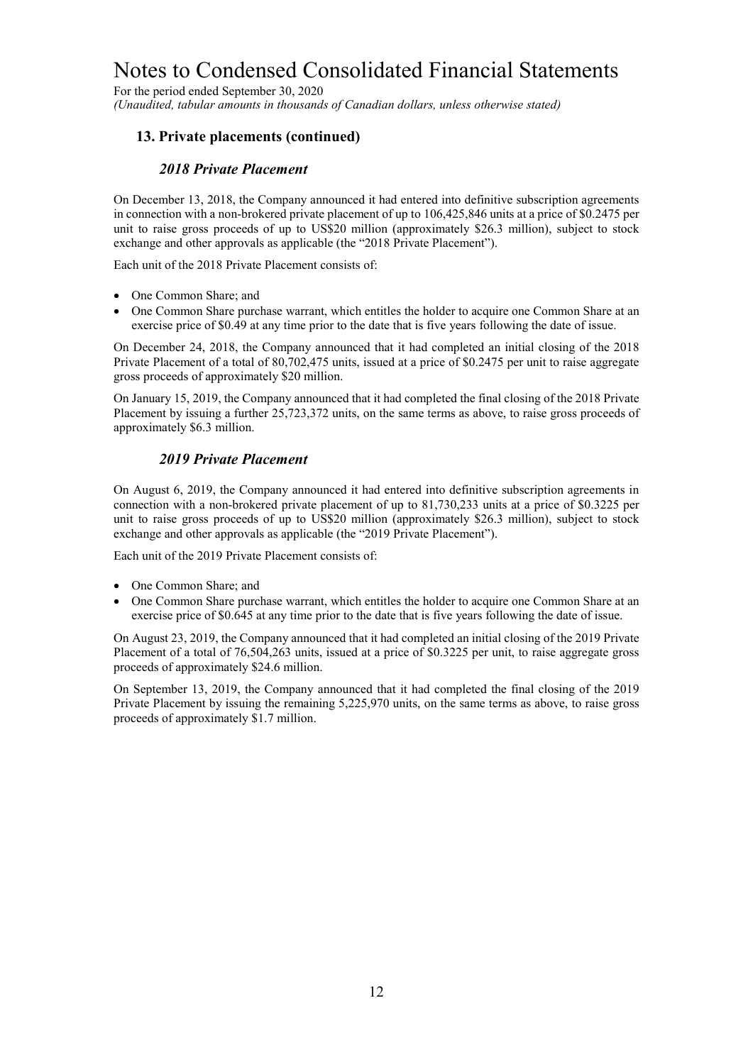# Notes to Condensed Consolidated Financial Statements

For the period ended September 30, 2020

*(Unaudited, tabular amounts in thousands of Canadian dollars, unless otherwise stated)*

## 13. Private placements (continued)

### *2018 Private Placement*

On December 13, 2018, the Company announced it had entered into definitive subscription agreements in connection with a non-brokered private placement of up to 106,425,846 units at a price of $0.2475 per unit to raise gross proceeds of up to US$20 million (approximately $26.3 million), subject to stock exchange and other approvals as applicable (the "2018 Private Placement").

Each unit of the 2018 Private Placement consists of:

- One Common Share; and
- One Common Share purchase warrant, which entitles the holder to acquire one Common Share at an exercise price of $0.49 at any time prior to the date that is five years following the date of issue.

On December 24, 2018, the Company announced that it had completed an initial closing of the 2018 Private Placement of a total of 80,702,475 units, issued at a price of $0.2475 per unit to raise aggregate gross proceeds of approximately $20 million.

On January 15, 2019, the Company announced that it had completed the final closing of the 2018 Private Placement by issuing a further 25,723,372 units, on the same terms as above, to raise gross proceeds of approximately $6.3 million.

### *2019 Private Placement*

On August 6, 2019, the Company announced it had entered into definitive subscription agreements in connection with a non-brokered private placement of up to 81,730,233 units at a price of $0.3225 per unit to raise gross proceeds of up to US$20 million (approximately $26.3 million), subject to stock exchange and other approvals as applicable (the "2019 Private Placement").

Each unit of the 2019 Private Placement consists of:

- One Common Share; and
- One Common Share purchase warrant, which entitles the holder to acquire one Common Share at an exercise price of $0.645 at any time prior to the date that is five years following the date of issue.

On August 23, 2019, the Company announced that it had completed an initial closing of the 2019 Private Placement of a total of 76,504,263 units, issued at a price of $0.3225 per unit, to raise aggregate gross proceeds of approximately $24.6 million.

On September 13, 2019, the Company announced that it had completed the final closing of the 2019 Private Placement by issuing the remaining 5,225,970 units, on the same terms as above, to raise gross proceeds of approximately $1.7 million.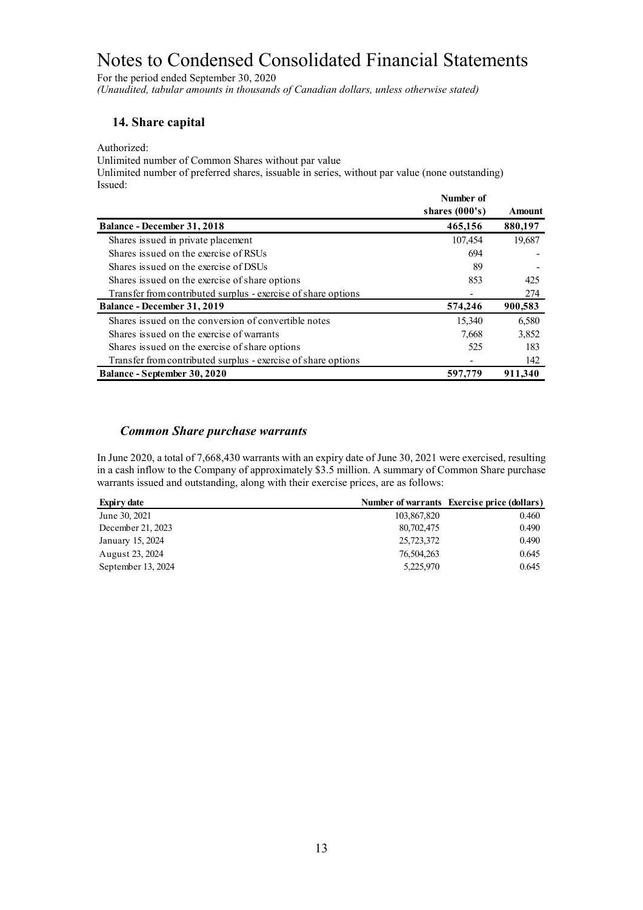# Notes to Condensed Consolidated Financial Statements

For the period ended September 30, 2020

*(Unaudited, tabular amounts in thousands of Canadian dollars, unless otherwise stated)*

## 14. Share capital

Authorized:

Unlimited number of Common Shares without par value

Unlimited number of preferred shares, issuable in series, without par value (none outstanding)

Issued:

| | Number of shares (000's) | Amount |
|---|---|---|
| **Balance - December 31, 2018** | **465,156** | **880,197** |
| Shares issued in private placement | 107,454 | 19,687 |
| Shares issued on the exercise of RSUs | 694 | - |
| Shares issued on the exercise of DSUs | 89 | - |
| Shares issued on the exercise of share options | 853 | 425 |
| Transfer from contributed surplus - exercise of share options | - | 274 |
| **Balance - December 31, 2019** | **574,246** | **900,583** |
| Shares issued on the conversion of convertible notes | 15,340 | 6,580 |
| Shares issued on the exercise of warrants | 7,668 | 3,852 |
| Shares issued on the exercise of share options | 525 | 183 |
| Transfer from contributed surplus - exercise of share options | - | 142 |
| **Balance - September 30, 2020** | **597,779** | **911,340** |

### *Common Share purchase warrants*

In June 2020, a total of 7,668,430 warrants with an expiry date of June 30, 2021 were exercised, resulting in a cash inflow to the Company of approximately $3.5 million. A summary of Common Share purchase warrants issued and outstanding, along with their exercise prices, are as follows:

| Expiry date | Number of warrants | Exercise price (dollars) |
|---|---|---|
| June 30, 2021 | 103,867,820 | 0.460 |
| December 21, 2023 | 80,702,475 | 0.490 |
| January 15, 2024 | 25,723,372 | 0.490 |
| August 23, 2024 | 76,504,263 | 0.645 |
| September 13, 2024 | 5,225,970 | 0.645 |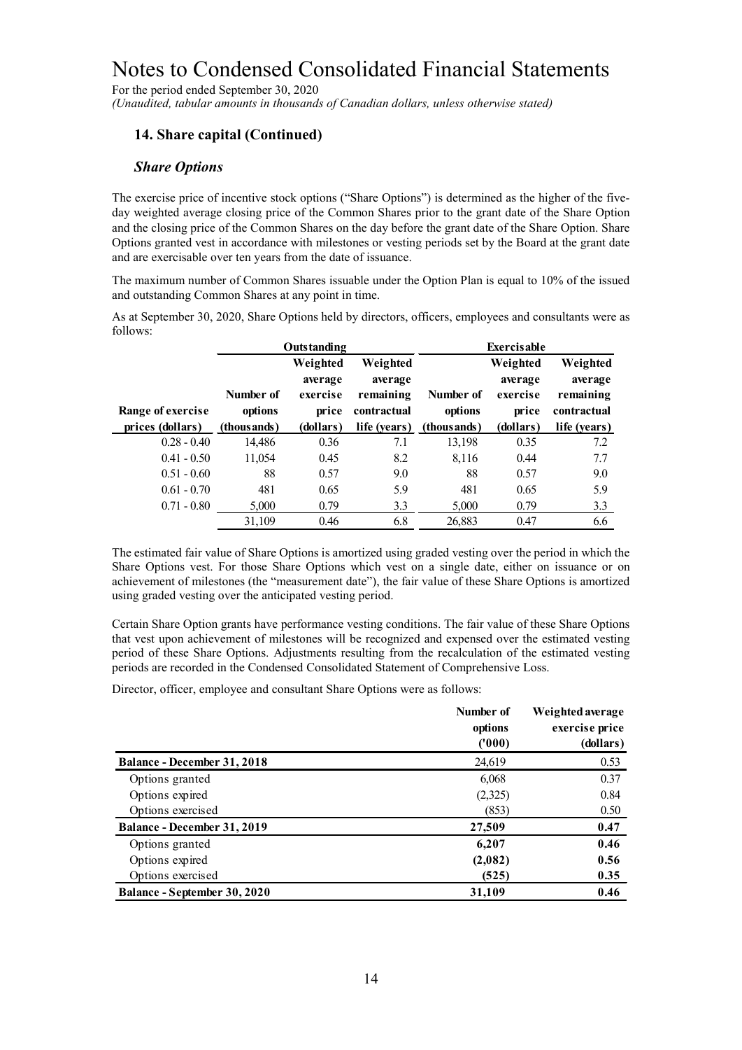# Notes to Condensed Consolidated Financial Statements

For the period ended September 30, 2020

*(Unaudited, tabular amounts in thousands of Canadian dollars, unless otherwise stated)*

## 14. Share capital (Continued)

### *Share Options*

The exercise price of incentive stock options ("Share Options") is determined as the higher of the five-day weighted average closing price of the Common Shares prior to the grant date of the Share Option and the closing price of the Common Shares on the day before the grant date of the Share Option. Share Options granted vest in accordance with milestones or vesting periods set by the Board at the grant date and are exercisable over ten years from the date of issuance.

The maximum number of Common Shares issuable under the Option Plan is equal to 10% of the issued and outstanding Common Shares at any point in time.

As at September 30, 2020, Share Options held by directors, officers, employees and consultants were as follows:

| | Outstanding | | | Exercisable | | |
|---|---|---|---|---|---|---|
| **Range of exercise prices (dollars)** | **Number of options (thousands)** | **Weighted average exercise price (dollars)** | **Weighted average remaining contractual life (years)** | **Number of options (thousands)** | **Weighted average exercise price (dollars)** | **Weighted average remaining contractual life (years)** |
| 0.28 - 0.40 | 14,486 | 0.36 | 7.1 | 13,198 | 0.35 | 7.2 |
| 0.41 - 0.50 | 11,054 | 0.45 | 8.2 | 8,116 | 0.44 | 7.7 |
| 0.51 - 0.60 | 88 | 0.57 | 9.0 | 88 | 0.57 | 9.0 |
| 0.61 - 0.70 | 481 | 0.65 | 5.9 | 481 | 0.65 | 5.9 |
| 0.71 - 0.80 | 5,000 | 0.79 | 3.3 | 5,000 | 0.79 | 3.3 |
| | 31,109 | 0.46 | 6.8 | 26,883 | 0.47 | 6.6 |

The estimated fair value of Share Options is amortized using graded vesting over the period in which the Share Options vest. For those Share Options which vest on a single date, either on issuance or on achievement of milestones (the "measurement date"), the fair value of these Share Options is amortized using graded vesting over the anticipated vesting period.

Certain Share Option grants have performance vesting conditions. The fair value of these Share Options that vest upon achievement of milestones will be recognized and expensed over the estimated vesting period of these Share Options. Adjustments resulting from the recalculation of the estimated vesting periods are recorded in the Condensed Consolidated Statement of Comprehensive Loss.

Director, officer, employee and consultant Share Options were as follows:

| | Number of options ('000) | Weighted average exercise price (dollars) |
|---|---|---|
| **Balance - December 31, 2018** | 24,619 | 0.53 |
| Options granted | 6,068 | 0.37 |
| Options expired | (2,325) | 0.84 |
| Options exercised | (853) | 0.50 |
| **Balance - December 31, 2019** | **27,509** | **0.47** |
| Options granted | **6,207** | **0.46** |
| Options expired | **(2,082)** | **0.56** |
| Options exercised | **(525)** | **0.35** |
| **Balance - September 30, 2020** | **31,109** | **0.46** |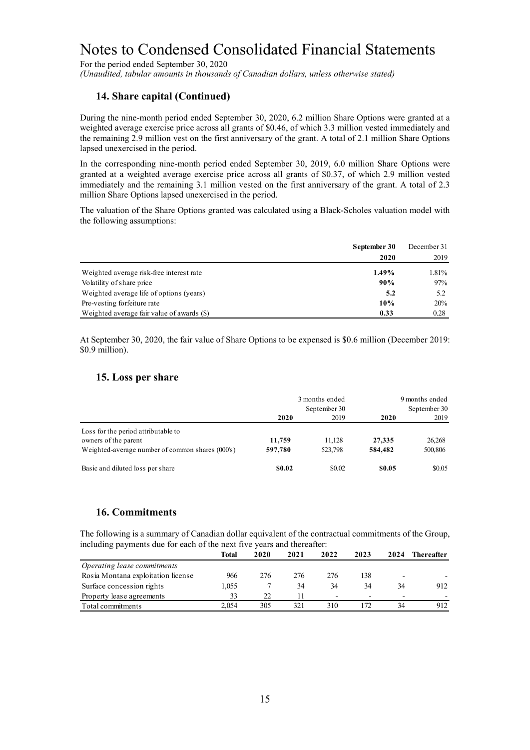# Notes to Condensed Consolidated Financial Statements

For the period ended September 30, 2020

*(Unaudited, tabular amounts in thousands of Canadian dollars, unless otherwise stated)*

## 14. Share capital (Continued)

During the nine-month period ended September 30, 2020, 6.2 million Share Options were granted at a weighted average exercise price across all grants of $0.46, of which 3.3 million vested immediately and the remaining 2.9 million vest on the first anniversary of the grant. A total of 2.1 million Share Options lapsed unexercised in the period.

In the corresponding nine-month period ended September 30, 2019, 6.0 million Share Options were granted at a weighted average exercise price across all grants of $0.37, of which 2.9 million vested immediately and the remaining 3.1 million vested on the first anniversary of the grant. A total of 2.3 million Share Options lapsed unexercised in the period.

The valuation of the Share Options granted was calculated using a Black-Scholes valuation model with the following assumptions:

| | **September 30 2020** | December 31 2019 |
|---|---|---|
| Weighted average risk-free interest rate | **1.49%** | 1.81% |
| Volatility of share price | **90%** | 97% |
| Weighted average life of options (years) | **5.2** | 5.2 |
| Pre-vesting forfeiture rate | **10%** | 20% |
| Weighted average fair value of awards ($) | **0.33** | 0.28 |

At September 30, 2020, the fair value of Share Options to be expensed is $0.6 million (December 2019: $0.9 million).

## 15. Loss per share

| | 3 months ended September 30 | | 9 months ended September 30 | |
|---|---|---|---|---|
| | **2020** | 2019 | **2020** | 2019 |
| Loss for the period attributable to owners of the parent | **11,759** | 11,128 | **27,335** | 26,268 |
| Weighted-average number of common shares (000's) | **597,780** | 523,798 | **584,482** | 500,806 |
| Basic and diluted loss per share | **$0.02** | $0.02 | **$0.05** | $0.05 |

## 16. Commitments

The following is a summary of Canadian dollar equivalent of the contractual commitments of the Group, including payments due for each of the next five years and thereafter:

| | **Total** | **2020** | **2021** | **2022** | **2023** | **2024** | **Thereafter** |
|---|---|---|---|---|---|---|---|
| *Operating lease commitments* | | | | | | | |
| Rosia Montana exploitation license | 966 | 276 | 276 | 276 | 138 | - | - |
| Surface concession rights | 1,055 | 7 | 34 | 34 | 34 | 34 | 912 |
| Property lease agreements | 33 | 22 | 11 | - | - | - | - |
| Total commitments | 2,054 | 305 | 321 | 310 | 172 | 34 | 912 |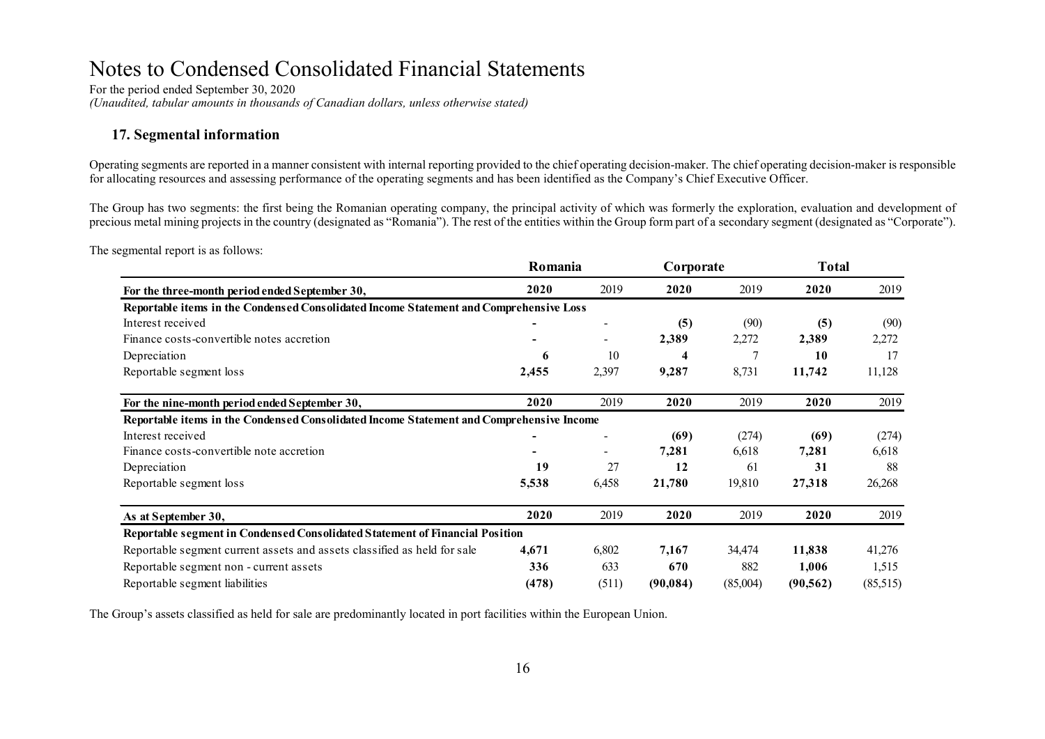# Notes to Condensed Consolidated Financial Statements

For the period ended September 30, 2020

*(Unaudited, tabular amounts in thousands of Canadian dollars, unless otherwise stated)*

## 17. Segmental information

Operating segments are reported in a manner consistent with internal reporting provided to the chief operating decision-maker. The chief operating decision-maker is responsible for allocating resources and assessing performance of the operating segments and has been identified as the Company's Chief Executive Officer.

The Group has two segments: the first being the Romanian operating company, the principal activity of which was formerly the exploration, evaluation and development of precious metal mining projects in the country (designated as "Romania"). The rest of the entities within the Group form part of a secondary segment (designated as "Corporate").

The segmental report is as follows:

| | Romania | | Corporate | | Total | |
|---|---|---|---|---|---|---|
| **For the three-month period ended September 30,** | **2020** | 2019 | **2020** | 2019 | **2020** | 2019 |
| **Reportable items in the Condensed Consolidated Income Statement and Comprehensive Loss** | | | | | | |
| Interest received | **-** | - | **(5)** | (90) | **(5)** | (90) |
| Finance costs-convertible notes accretion | **-** | - | **2,389** | 2,272 | **2,389** | 2,272 |
| Depreciation | **6** | 10 | **4** | 7 | **10** | 17 |
| Reportable segment loss | **2,455** | 2,397 | **9,287** | 8,731 | **11,742** | 11,128 |
| **For the nine-month period ended September 30,** | **2020** | 2019 | **2020** | 2019 | **2020** | 2019 |
| **Reportable items in the Condensed Consolidated Income Statement and Comprehensive Income** | | | | | | |
| Interest received | **-** | - | **(69)** | (274) | **(69)** | (274) |
| Finance costs-convertible note accretion | **-** | - | **7,281** | 6,618 | **7,281** | 6,618 |
| Depreciation | **19** | 27 | **12** | 61 | **31** | 88 |
| Reportable segment loss | **5,538** | 6,458 | **21,780** | 19,810 | **27,318** | 26,268 |
| **As at September 30,** | **2020** | 2019 | **2020** | 2019 | **2020** | 2019 |
| **Reportable segment in Condensed Consolidated Statement of Financial Position** | | | | | | |
| Reportable segment current assets and assets classified as held for sale | **4,671** | 6,802 | **7,167** | 34,474 | **11,838** | 41,276 |
| Reportable segment non - current assets | **336** | 633 | **670** | 882 | **1,006** | 1,515 |
| Reportable segment liabilities | **(478)** | (511) | **(90,084)** | (85,004) | **(90,562)** | (85,515) |

The Group's assets classified as held for sale are predominantly located in port facilities within the European Union.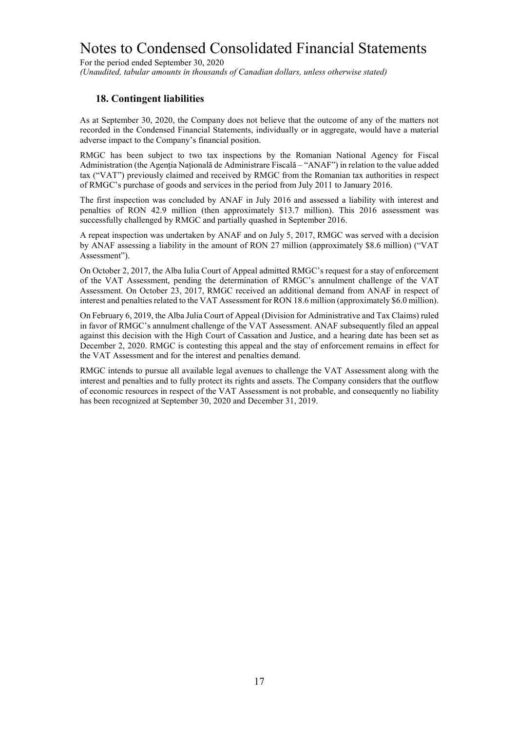# Notes to Condensed Consolidated Financial Statements

For the period ended September 30, 2020

*(Unaudited, tabular amounts in thousands of Canadian dollars, unless otherwise stated)*

## 18. Contingent liabilities

As at September 30, 2020, the Company does not believe that the outcome of any of the matters not recorded in the Condensed Financial Statements, individually or in aggregate, would have a material adverse impact to the Company's financial position.

RMGC has been subject to two tax inspections by the Romanian National Agency for Fiscal Administration (the Agenția Națională de Administrare Fiscală – "ANAF") in relation to the value added tax ("VAT") previously claimed and received by RMGC from the Romanian tax authorities in respect of RMGC's purchase of goods and services in the period from July 2011 to January 2016.

The first inspection was concluded by ANAF in July 2016 and assessed a liability with interest and penalties of RON 42.9 million (then approximately $13.7 million). This 2016 assessment was successfully challenged by RMGC and partially quashed in September 2016.

A repeat inspection was undertaken by ANAF and on July 5, 2017, RMGC was served with a decision by ANAF assessing a liability in the amount of RON 27 million (approximately $8.6 million) ("VAT Assessment").

On October 2, 2017, the Alba Iulia Court of Appeal admitted RMGC's request for a stay of enforcement of the VAT Assessment, pending the determination of RMGC's annulment challenge of the VAT Assessment. On October 23, 2017, RMGC received an additional demand from ANAF in respect of interest and penalties related to the VAT Assessment for RON 18.6 million (approximately $6.0 million).

On February 6, 2019, the Alba Julia Court of Appeal (Division for Administrative and Tax Claims) ruled in favor of RMGC's annulment challenge of the VAT Assessment. ANAF subsequently filed an appeal against this decision with the High Court of Cassation and Justice, and a hearing date has been set as December 2, 2020. RMGC is contesting this appeal and the stay of enforcement remains in effect for the VAT Assessment and for the interest and penalties demand.

RMGC intends to pursue all available legal avenues to challenge the VAT Assessment along with the interest and penalties and to fully protect its rights and assets. The Company considers that the outflow of economic resources in respect of the VAT Assessment is not probable, and consequently no liability has been recognized at September 30, 2020 and December 31, 2019.